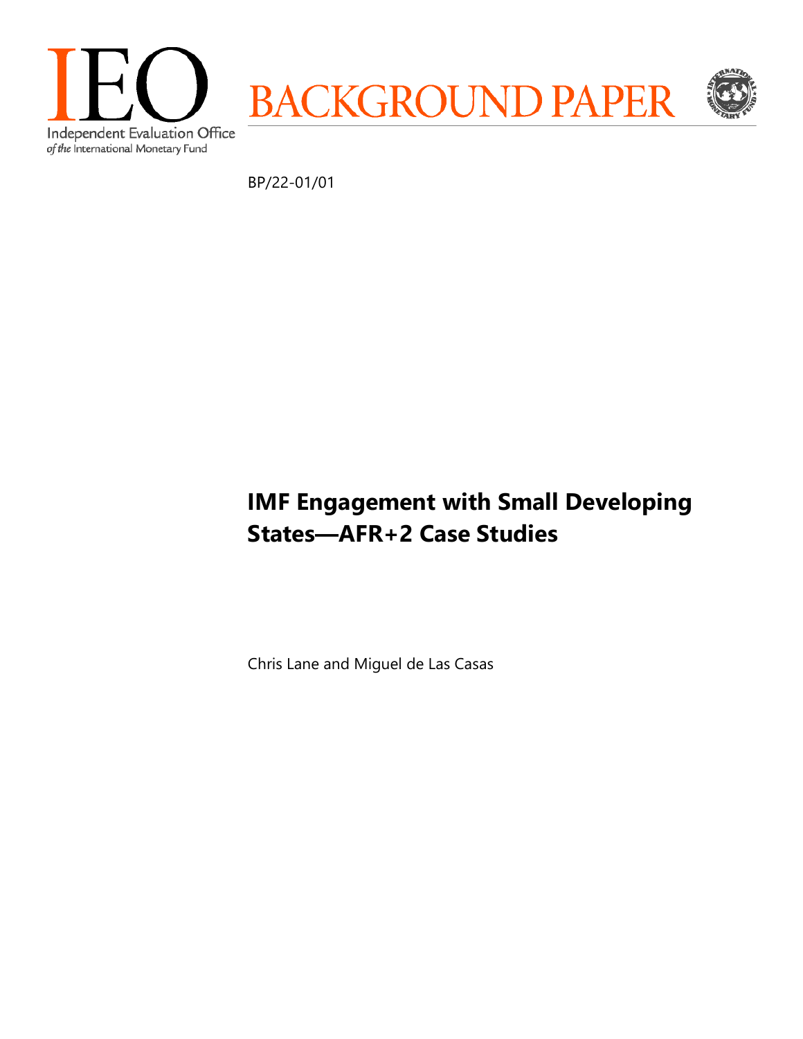IEO

Independent Evaluation Office
*of the* International Monetary Fund

BACKGROUND PAPER

BP/22-01/01

# IMF Engagement with Small Developing States—AFR+2 Case Studies

Chris Lane and Miguel de Las Casas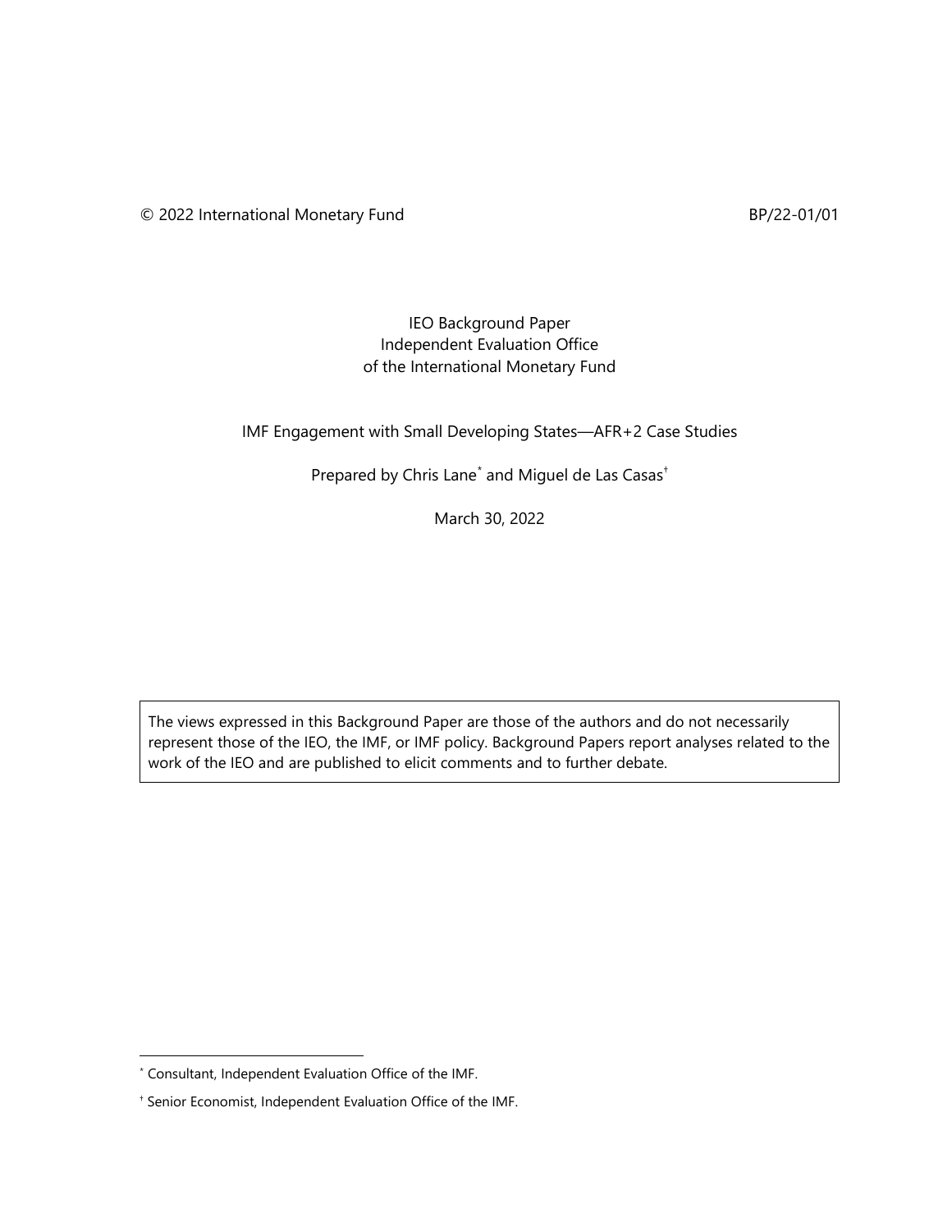© 2022 International Monetary Fund BP/22-01/01

IEO Background Paper
Independent Evaluation Office
of the International Monetary Fund

IMF Engagement with Small Developing States—AFR+2 Case Studies

Prepared by Chris Lane[*] and Miguel de Las Casas[†]

March 30, 2022

The views expressed in this Background Paper are those of the authors and do not necessarily represent those of the IEO, the IMF, or IMF policy. Background Papers report analyses related to the work of the IEO and are published to elicit comments and to further debate.

[*] Consultant, Independent Evaluation Office of the IMF.

[†] Senior Economist, Independent Evaluation Office of the IMF.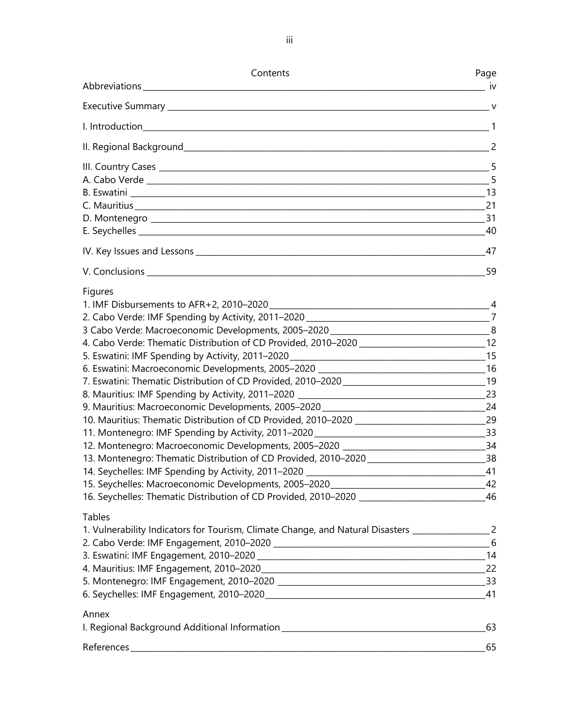# Contents

| Contents | Page |
| --- | --- |
| Abbreviations | iv |
| Executive Summary | v |
| I. Introduction | 1 |
| II. Regional Background | 2 |
| III. Country Cases | 5 |
| A. Cabo Verde | 5 |
| B. Eswatini | 13 |
| C. Mauritius | 21 |
| D. Montenegro | 31 |
| E. Seychelles | 40 |
| IV. Key Issues and Lessons | 47 |
| V. Conclusions | 59 |

**Figures**

| | |
| --- | --- |
| 1. IMF Disbursements to AFR+2, 2010–2020 | 4 |
| 2. Cabo Verde: IMF Spending by Activity, 2011–2020 | 7 |
| 3 Cabo Verde: Macroeconomic Developments, 2005–2020 | 8 |
| 4. Cabo Verde: Thematic Distribution of CD Provided, 2010–2020 | 12 |
| 5. Eswatini: IMF Spending by Activity, 2011–2020 | 15 |
| 6. Eswatini: Macroeconomic Developments, 2005–2020 | 16 |
| 7. Eswatini: Thematic Distribution of CD Provided, 2010–2020 | 19 |
| 8. Mauritius: IMF Spending by Activity, 2011–2020 | 23 |
| 9. Mauritius: Macroeconomic Developments, 2005–2020 | 24 |
| 10. Mauritius: Thematic Distribution of CD Provided, 2010–2020 | 29 |
| 11. Montenegro: IMF Spending by Activity, 2011–2020 | 33 |
| 12. Montenegro: Macroeconomic Developments, 2005–2020 | 34 |
| 13. Montenegro: Thematic Distribution of CD Provided, 2010–2020 | 38 |
| 14. Seychelles: IMF Spending by Activity, 2011–2020 | 41 |
| 15. Seychelles: Macroeconomic Developments, 2005–2020 | 42 |
| 16. Seychelles: Thematic Distribution of CD Provided, 2010–2020 | 46 |

**Tables**

| | |
| --- | --- |
| 1. Vulnerability Indicators for Tourism, Climate Change, and Natural Disasters | 2 |
| 2. Cabo Verde: IMF Engagement, 2010–2020 | 6 |
| 3. Eswatini: IMF Engagement, 2010–2020 | 14 |
| 4. Mauritius: IMF Engagement, 2010–2020 | 22 |
| 5. Montenegro: IMF Engagement, 2010–2020 | 33 |
| 6. Seychelles: IMF Engagement, 2010–2020 | 41 |

**Annex**

| | |
| --- | --- |
| I. Regional Background Additional Information | 63 |

| | |
| --- | --- |
| References | 65 |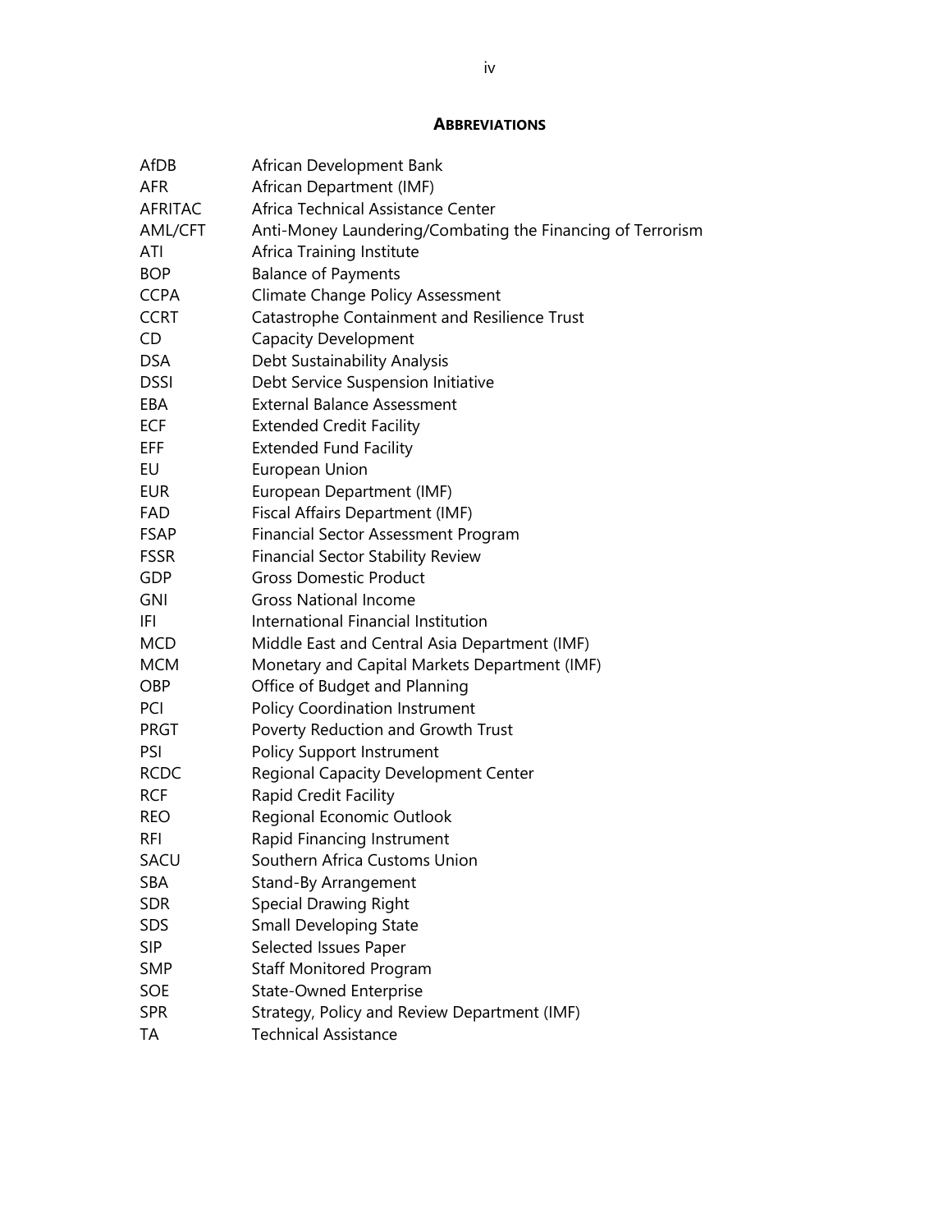## ABBREVIATIONS

| | |
|---|---|
| AfDB | African Development Bank |
| AFR | African Department (IMF) |
| AFRITAC | Africa Technical Assistance Center |
| AML/CFT | Anti-Money Laundering/Combating the Financing of Terrorism |
| ATI | Africa Training Institute |
| BOP | Balance of Payments |
| CCPA | Climate Change Policy Assessment |
| CCRT | Catastrophe Containment and Resilience Trust |
| CD | Capacity Development |
| DSA | Debt Sustainability Analysis |
| DSSI | Debt Service Suspension Initiative |
| EBA | External Balance Assessment |
| ECF | Extended Credit Facility |
| EFF | Extended Fund Facility |
| EU | European Union |
| EUR | European Department (IMF) |
| FAD | Fiscal Affairs Department (IMF) |
| FSAP | Financial Sector Assessment Program |
| FSSR | Financial Sector Stability Review |
| GDP | Gross Domestic Product |
| GNI | Gross National Income |
| IFI | International Financial Institution |
| MCD | Middle East and Central Asia Department (IMF) |
| MCM | Monetary and Capital Markets Department (IMF) |
| OBP | Office of Budget and Planning |
| PCI | Policy Coordination Instrument |
| PRGT | Poverty Reduction and Growth Trust |
| PSI | Policy Support Instrument |
| RCDC | Regional Capacity Development Center |
| RCF | Rapid Credit Facility |
| REO | Regional Economic Outlook |
| RFI | Rapid Financing Instrument |
| SACU | Southern Africa Customs Union |
| SBA | Stand-By Arrangement |
| SDR | Special Drawing Right |
| SDS | Small Developing State |
| SIP | Selected Issues Paper |
| SMP | Staff Monitored Program |
| SOE | State-Owned Enterprise |
| SPR | Strategy, Policy and Review Department (IMF) |
| TA | Technical Assistance |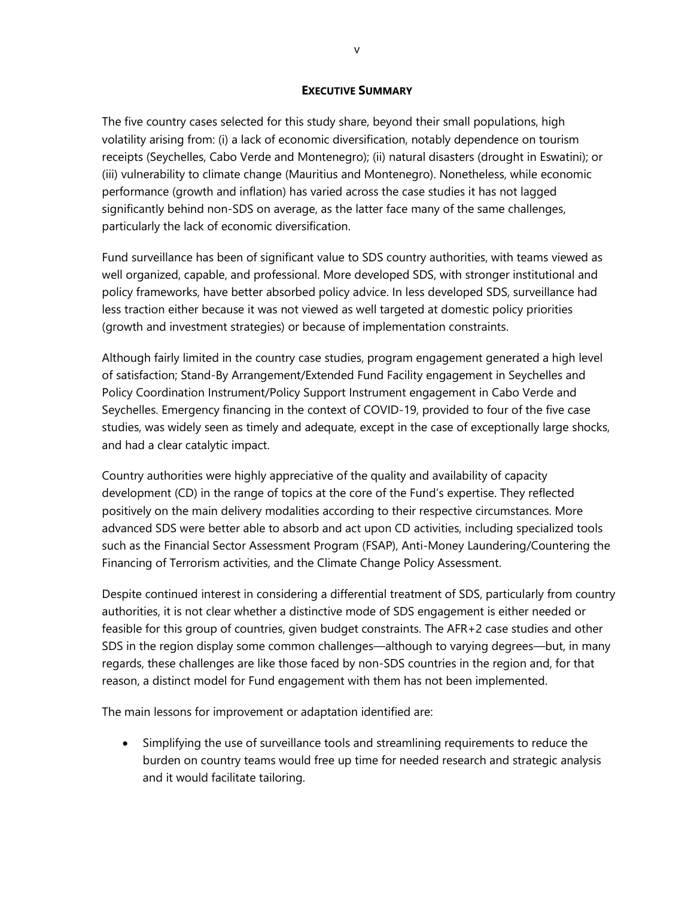## EXECUTIVE SUMMARY

The five country cases selected for this study share, beyond their small populations, high volatility arising from: (i) a lack of economic diversification, notably dependence on tourism receipts (Seychelles, Cabo Verde and Montenegro); (ii) natural disasters (drought in Eswatini); or (iii) vulnerability to climate change (Mauritius and Montenegro). Nonetheless, while economic performance (growth and inflation) has varied across the case studies it has not lagged significantly behind non-SDS on average, as the latter face many of the same challenges, particularly the lack of economic diversification.

Fund surveillance has been of significant value to SDS country authorities, with teams viewed as well organized, capable, and professional. More developed SDS, with stronger institutional and policy frameworks, have better absorbed policy advice. In less developed SDS, surveillance had less traction either because it was not viewed as well targeted at domestic policy priorities (growth and investment strategies) or because of implementation constraints.

Although fairly limited in the country case studies, program engagement generated a high level of satisfaction; Stand-By Arrangement/Extended Fund Facility engagement in Seychelles and Policy Coordination Instrument/Policy Support Instrument engagement in Cabo Verde and Seychelles. Emergency financing in the context of COVID-19, provided to four of the five case studies, was widely seen as timely and adequate, except in the case of exceptionally large shocks, and had a clear catalytic impact.

Country authorities were highly appreciative of the quality and availability of capacity development (CD) in the range of topics at the core of the Fund's expertise. They reflected positively on the main delivery modalities according to their respective circumstances. More advanced SDS were better able to absorb and act upon CD activities, including specialized tools such as the Financial Sector Assessment Program (FSAP), Anti-Money Laundering/Countering the Financing of Terrorism activities, and the Climate Change Policy Assessment.

Despite continued interest in considering a differential treatment of SDS, particularly from country authorities, it is not clear whether a distinctive mode of SDS engagement is either needed or feasible for this group of countries, given budget constraints. The AFR+2 case studies and other SDS in the region display some common challenges—although to varying degrees—but, in many regards, these challenges are like those faced by non-SDS countries in the region and, for that reason, a distinct model for Fund engagement with them has not been implemented.

The main lessons for improvement or adaptation identified are:

- Simplifying the use of surveillance tools and streamlining requirements to reduce the burden on country teams would free up time for needed research and strategic analysis and it would facilitate tailoring.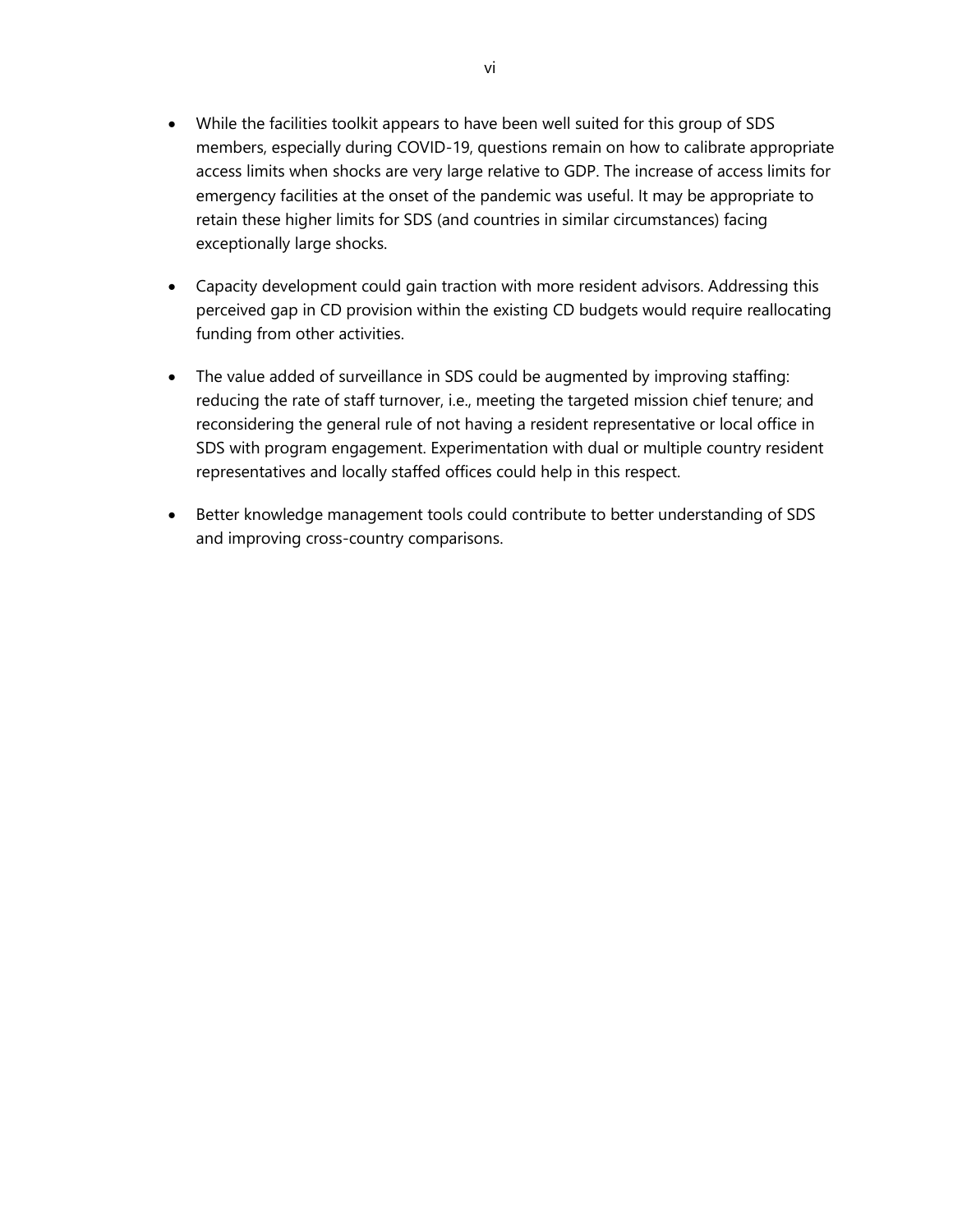- While the facilities toolkit appears to have been well suited for this group of SDS members, especially during COVID-19, questions remain on how to calibrate appropriate access limits when shocks are very large relative to GDP. The increase of access limits for emergency facilities at the onset of the pandemic was useful. It may be appropriate to retain these higher limits for SDS (and countries in similar circumstances) facing exceptionally large shocks.

- Capacity development could gain traction with more resident advisors. Addressing this perceived gap in CD provision within the existing CD budgets would require reallocating funding from other activities.

- The value added of surveillance in SDS could be augmented by improving staffing: reducing the rate of staff turnover, i.e., meeting the targeted mission chief tenure; and reconsidering the general rule of not having a resident representative or local office in SDS with program engagement. Experimentation with dual or multiple country resident representatives and locally staffed offices could help in this respect.

- Better knowledge management tools could contribute to better understanding of SDS and improving cross-country comparisons.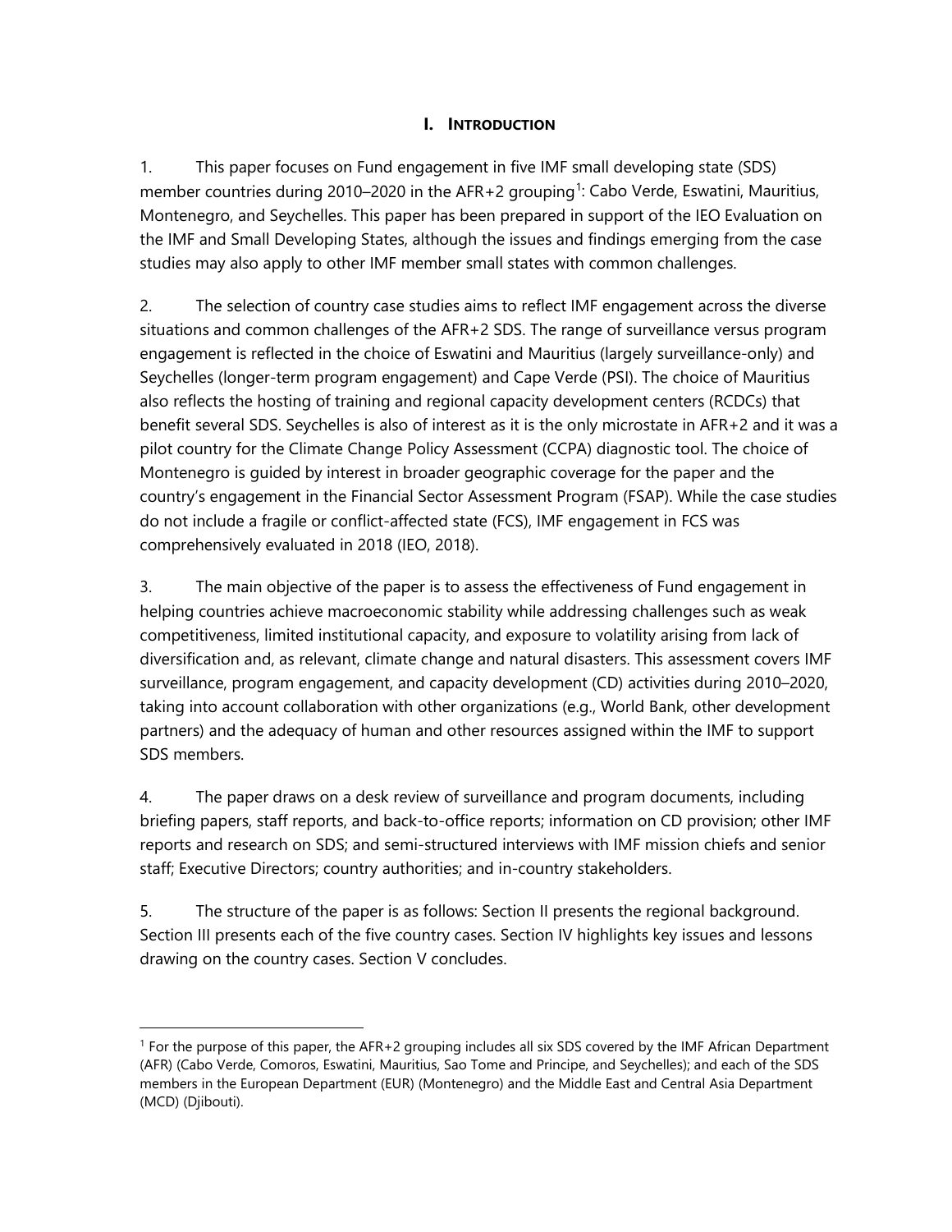## I. INTRODUCTION

1. This paper focuses on Fund engagement in five IMF small developing state (SDS) member countries during 2010–2020 in the AFR+2 grouping[1]: Cabo Verde, Eswatini, Mauritius, Montenegro, and Seychelles. This paper has been prepared in support of the IEO Evaluation on the IMF and Small Developing States, although the issues and findings emerging from the case studies may also apply to other IMF member small states with common challenges.

2. The selection of country case studies aims to reflect IMF engagement across the diverse situations and common challenges of the AFR+2 SDS. The range of surveillance versus program engagement is reflected in the choice of Eswatini and Mauritius (largely surveillance-only) and Seychelles (longer-term program engagement) and Cape Verde (PSI). The choice of Mauritius also reflects the hosting of training and regional capacity development centers (RCDCs) that benefit several SDS. Seychelles is also of interest as it is the only microstate in AFR+2 and it was a pilot country for the Climate Change Policy Assessment (CCPA) diagnostic tool. The choice of Montenegro is guided by interest in broader geographic coverage for the paper and the country's engagement in the Financial Sector Assessment Program (FSAP). While the case studies do not include a fragile or conflict-affected state (FCS), IMF engagement in FCS was comprehensively evaluated in 2018 (IEO, 2018).

3. The main objective of the paper is to assess the effectiveness of Fund engagement in helping countries achieve macroeconomic stability while addressing challenges such as weak competitiveness, limited institutional capacity, and exposure to volatility arising from lack of diversification and, as relevant, climate change and natural disasters. This assessment covers IMF surveillance, program engagement, and capacity development (CD) activities during 2010–2020, taking into account collaboration with other organizations (e.g., World Bank, other development partners) and the adequacy of human and other resources assigned within the IMF to support SDS members.

4. The paper draws on a desk review of surveillance and program documents, including briefing papers, staff reports, and back-to-office reports; information on CD provision; other IMF reports and research on SDS; and semi-structured interviews with IMF mission chiefs and senior staff; Executive Directors; country authorities; and in-country stakeholders.

5. The structure of the paper is as follows: Section II presents the regional background. Section III presents each of the five country cases. Section IV highlights key issues and lessons drawing on the country cases. Section V concludes.

---

[1] For the purpose of this paper, the AFR+2 grouping includes all six SDS covered by the IMF African Department (AFR) (Cabo Verde, Comoros, Eswatini, Mauritius, Sao Tome and Principe, and Seychelles); and each of the SDS members in the European Department (EUR) (Montenegro) and the Middle East and Central Asia Department (MCD) (Djibouti).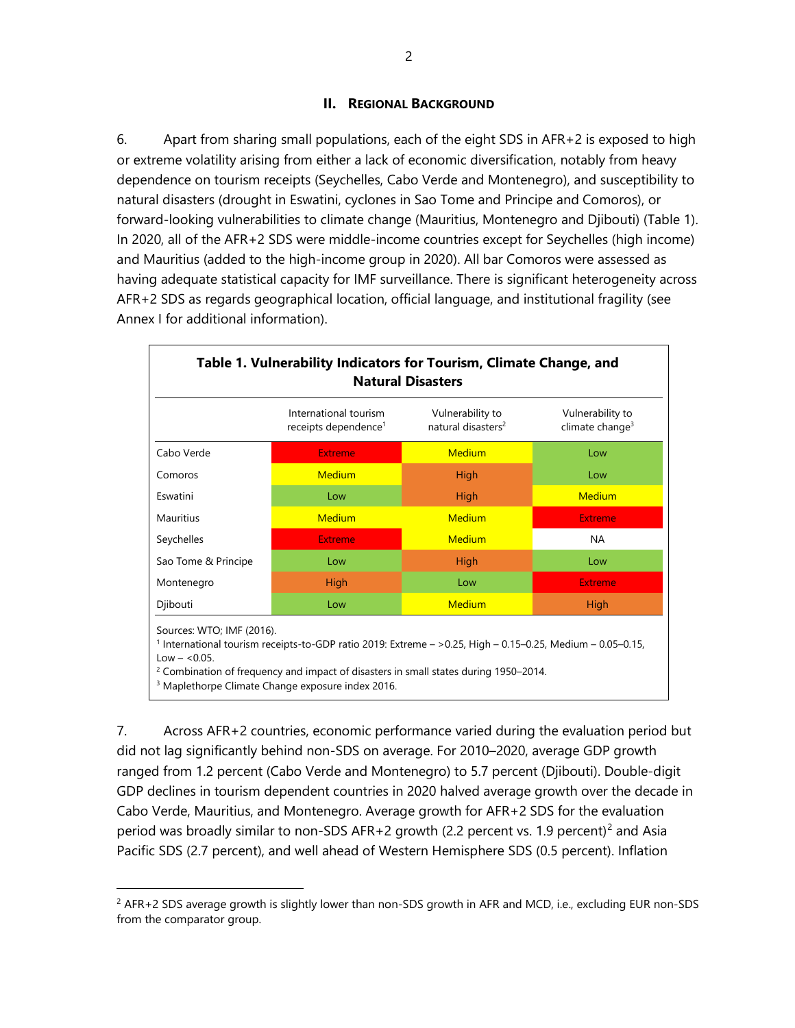## II. REGIONAL BACKGROUND

6. Apart from sharing small populations, each of the eight SDS in AFR+2 is exposed to high or extreme volatility arising from either a lack of economic diversification, notably from heavy dependence on tourism receipts (Seychelles, Cabo Verde and Montenegro), and susceptibility to natural disasters (drought in Eswatini, cyclones in Sao Tome and Principe and Comoros), or forward-looking vulnerabilities to climate change (Mauritius, Montenegro and Djibouti) (Table 1). In 2020, all of the AFR+2 SDS were middle-income countries except for Seychelles (high income) and Mauritius (added to the high-income group in 2020). All bar Comoros were assessed as having adequate statistical capacity for IMF surveillance. There is significant heterogeneity across AFR+2 SDS as regards geographical location, official language, and institutional fragility (see Annex I for additional information).

**Table 1. Vulnerability Indicators for Tourism, Climate Change, and Natural Disasters**

| | International tourism receipts dependence[1] | Vulnerability to natural disasters[2] | Vulnerability to climate change[3] |
|---|---|---|---|
| Cabo Verde | Extreme | Medium | Low |
| Comoros | Medium | High | Low |
| Eswatini | Low | High | Medium |
| Mauritius | Medium | Medium | Extreme |
| Seychelles | Extreme | Medium | NA |
| Sao Tome & Principe | Low | High | Low |
| Montenegro | High | Low | Extreme |
| Djibouti | Low | Medium | High |

Sources: WTO; IMF (2016).

[1] International tourism receipts-to-GDP ratio 2019: Extreme – >0.25, High – 0.15–0.25, Medium – 0.05–0.15, Low – <0.05.

[2] Combination of frequency and impact of disasters in small states during 1950–2014.

[3] Maplethorpe Climate Change exposure index 2016.

7. Across AFR+2 countries, economic performance varied during the evaluation period but did not lag significantly behind non-SDS on average. For 2010–2020, average GDP growth ranged from 1.2 percent (Cabo Verde and Montenegro) to 5.7 percent (Djibouti). Double-digit GDP declines in tourism dependent countries in 2020 halved average growth over the decade in Cabo Verde, Mauritius, and Montenegro. Average growth for AFR+2 SDS for the evaluation period was broadly similar to non-SDS AFR+2 growth (2.2 percent vs. 1.9 percent)[2] and Asia Pacific SDS (2.7 percent), and well ahead of Western Hemisphere SDS (0.5 percent). Inflation

[2] AFR+2 SDS average growth is slightly lower than non-SDS growth in AFR and MCD, i.e., excluding EUR non-SDS from the comparator group.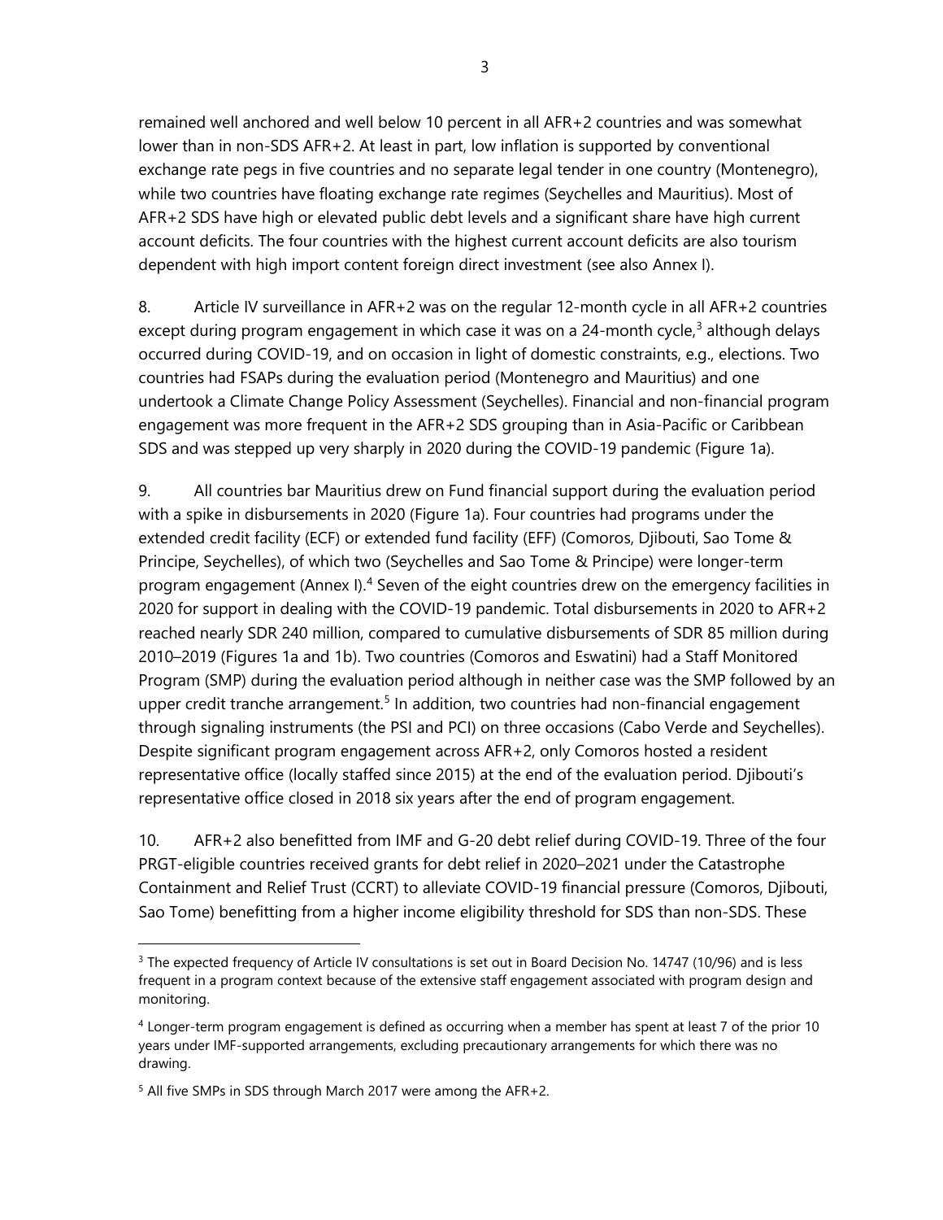remained well anchored and well below 10 percent in all AFR+2 countries and was somewhat lower than in non-SDS AFR+2. At least in part, low inflation is supported by conventional exchange rate pegs in five countries and no separate legal tender in one country (Montenegro), while two countries have floating exchange rate regimes (Seychelles and Mauritius). Most of AFR+2 SDS have high or elevated public debt levels and a significant share have high current account deficits. The four countries with the highest current account deficits are also tourism dependent with high import content foreign direct investment (see also Annex I).

8. Article IV surveillance in AFR+2 was on the regular 12-month cycle in all AFR+2 countries except during program engagement in which case it was on a 24-month cycle,[3] although delays occurred during COVID-19, and on occasion in light of domestic constraints, e.g., elections. Two countries had FSAPs during the evaluation period (Montenegro and Mauritius) and one undertook a Climate Change Policy Assessment (Seychelles). Financial and non-financial program engagement was more frequent in the AFR+2 SDS grouping than in Asia-Pacific or Caribbean SDS and was stepped up very sharply in 2020 during the COVID-19 pandemic (Figure 1a).

9. All countries bar Mauritius drew on Fund financial support during the evaluation period with a spike in disbursements in 2020 (Figure 1a). Four countries had programs under the extended credit facility (ECF) or extended fund facility (EFF) (Comoros, Djibouti, Sao Tome & Principe, Seychelles), of which two (Seychelles and Sao Tome & Principe) were longer-term program engagement (Annex I).[4] Seven of the eight countries drew on the emergency facilities in 2020 for support in dealing with the COVID-19 pandemic. Total disbursements in 2020 to AFR+2 reached nearly SDR 240 million, compared to cumulative disbursements of SDR 85 million during 2010–2019 (Figures 1a and 1b). Two countries (Comoros and Eswatini) had a Staff Monitored Program (SMP) during the evaluation period although in neither case was the SMP followed by an upper credit tranche arrangement.[5] In addition, two countries had non-financial engagement through signaling instruments (the PSI and PCI) on three occasions (Cabo Verde and Seychelles). Despite significant program engagement across AFR+2, only Comoros hosted a resident representative office (locally staffed since 2015) at the end of the evaluation period. Djibouti's representative office closed in 2018 six years after the end of program engagement.

10. AFR+2 also benefitted from IMF and G-20 debt relief during COVID-19. Three of the four PRGT-eligible countries received grants for debt relief in 2020–2021 under the Catastrophe Containment and Relief Trust (CCRT) to alleviate COVID-19 financial pressure (Comoros, Djibouti, Sao Tome) benefitting from a higher income eligibility threshold for SDS than non-SDS. These

---

[3] The expected frequency of Article IV consultations is set out in Board Decision No. 14747 (10/96) and is less frequent in a program context because of the extensive staff engagement associated with program design and monitoring.

[4] Longer-term program engagement is defined as occurring when a member has spent at least 7 of the prior 10 years under IMF-supported arrangements, excluding precautionary arrangements for which there was no drawing.

[5] All five SMPs in SDS through March 2017 were among the AFR+2.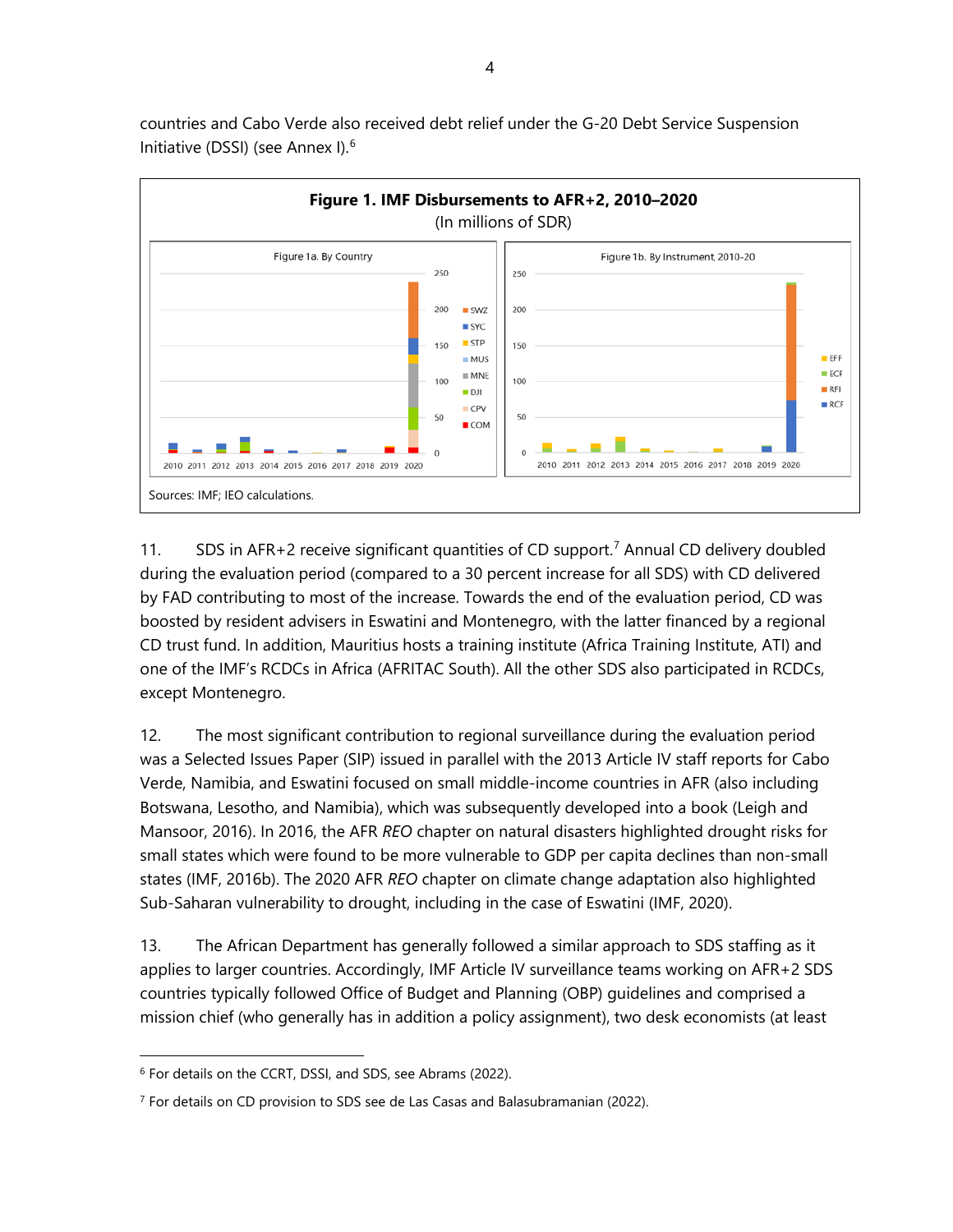countries and Cabo Verde also received debt relief under the G-20 Debt Service Suspension Initiative (DSSI) (see Annex I).[6]

**Figure 1. IMF Disbursements to AFR+2, 2010–2020**
(In millions of SDR)

Figure 1a. By Country

Figure 1b. By Instrument, 2010-20

Sources: IMF; IEO calculations.

11. SDS in AFR+2 receive significant quantities of CD support.[7] Annual CD delivery doubled during the evaluation period (compared to a 30 percent increase for all SDS) with CD delivered by FAD contributing to most of the increase. Towards the end of the evaluation period, CD was boosted by resident advisers in Eswatini and Montenegro, with the latter financed by a regional CD trust fund. In addition, Mauritius hosts a training institute (Africa Training Institute, ATI) and one of the IMF's RCDCs in Africa (AFRITAC South). All the other SDS also participated in RCDCs, except Montenegro.

12. The most significant contribution to regional surveillance during the evaluation period was a Selected Issues Paper (SIP) issued in parallel with the 2013 Article IV staff reports for Cabo Verde, Namibia, and Eswatini focused on small middle-income countries in AFR (also including Botswana, Lesotho, and Namibia), which was subsequently developed into a book (Leigh and Mansoor, 2016). In 2016, the AFR *REO* chapter on natural disasters highlighted drought risks for small states which were found to be more vulnerable to GDP per capita declines than non-small states (IMF, 2016b). The 2020 AFR *REO* chapter on climate change adaptation also highlighted Sub-Saharan vulnerability to drought, including in the case of Eswatini (IMF, 2020).

13. The African Department has generally followed a similar approach to SDS staffing as it applies to larger countries. Accordingly, IMF Article IV surveillance teams working on AFR+2 SDS countries typically followed Office of Budget and Planning (OBP) guidelines and comprised a mission chief (who generally has in addition a policy assignment), two desk economists (at least

---

[6] For details on the CCRT, DSSI, and SDS, see Abrams (2022).

[7] For details on CD provision to SDS see de Las Casas and Balasubramanian (2022).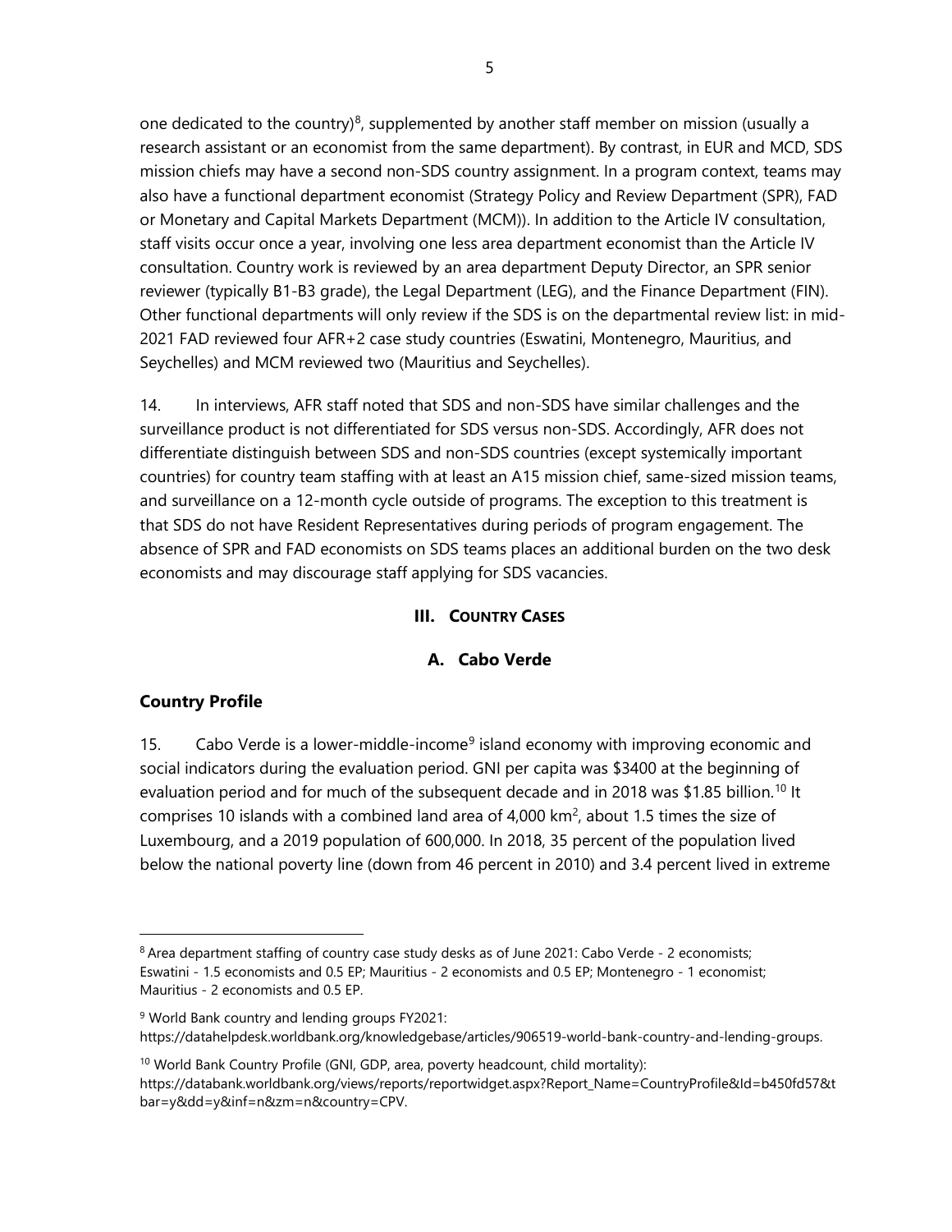one dedicated to the country)[8], supplemented by another staff member on mission (usually a research assistant or an economist from the same department). By contrast, in EUR and MCD, SDS mission chiefs may have a second non-SDS country assignment. In a program context, teams may also have a functional department economist (Strategy Policy and Review Department (SPR), FAD or Monetary and Capital Markets Department (MCM)). In addition to the Article IV consultation, staff visits occur once a year, involving one less area department economist than the Article IV consultation. Country work is reviewed by an area department Deputy Director, an SPR senior reviewer (typically B1-B3 grade), the Legal Department (LEG), and the Finance Department (FIN). Other functional departments will only review if the SDS is on the departmental review list: in mid-2021 FAD reviewed four AFR+2 case study countries (Eswatini, Montenegro, Mauritius, and Seychelles) and MCM reviewed two (Mauritius and Seychelles).

14. In interviews, AFR staff noted that SDS and non-SDS have similar challenges and the surveillance product is not differentiated for SDS versus non-SDS. Accordingly, AFR does not differentiate distinguish between SDS and non-SDS countries (except systemically important countries) for country team staffing with at least an A15 mission chief, same-sized mission teams, and surveillance on a 12-month cycle outside of programs. The exception to this treatment is that SDS do not have Resident Representatives during periods of program engagement. The absence of SPR and FAD economists on SDS teams places an additional burden on the two desk economists and may discourage staff applying for SDS vacancies.

## III. COUNTRY CASES

### A. Cabo Verde

#### Country Profile

15. Cabo Verde is a lower-middle-income[9] island economy with improving economic and social indicators during the evaluation period. GNI per capita was $3400 at the beginning of evaluation period and for much of the subsequent decade and in 2018 was $1.85 billion.[10] It comprises 10 islands with a combined land area of 4,000 km$^2$, about 1.5 times the size of Luxembourg, and a 2019 population of 600,000. In 2018, 35 percent of the population lived below the national poverty line (down from 46 percent in 2010) and 3.4 percent lived in extreme

---

[8] Area department staffing of country case study desks as of June 2021: Cabo Verde - 2 economists; Eswatini - 1.5 economists and 0.5 EP; Mauritius - 2 economists and 0.5 EP; Montenegro - 1 economist; Mauritius - 2 economists and 0.5 EP.

[9] World Bank country and lending groups FY2021: https://datahelpdesk.worldbank.org/knowledgebase/articles/906519-world-bank-country-and-lending-groups.

[10] World Bank Country Profile (GNI, GDP, area, poverty headcount, child mortality): https://databank.worldbank.org/views/reports/reportwidget.aspx?Report_Name=CountryProfile&Id=b450fd57&tbar=y&dd=y&inf=n&zm=n&country=CPV.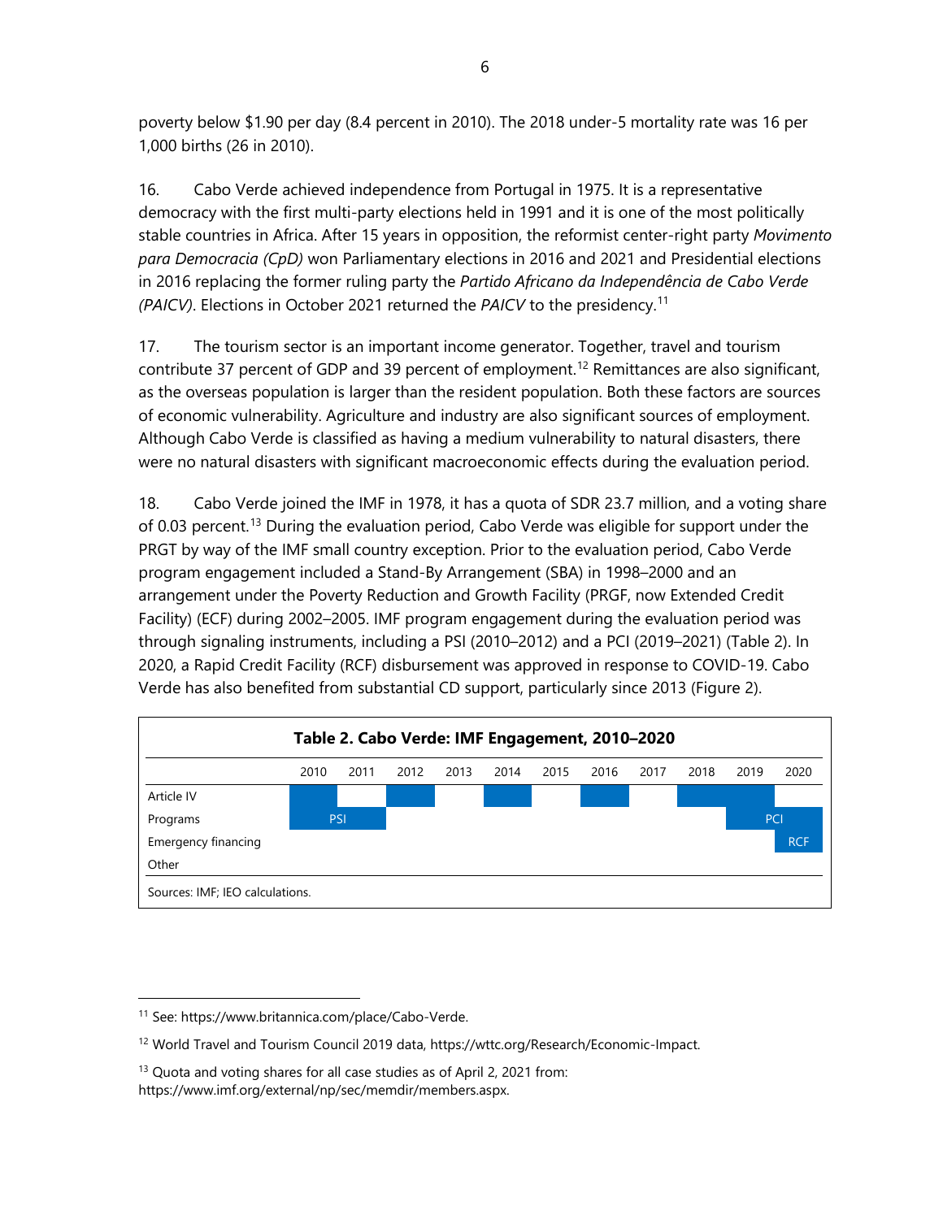poverty below $1.90 per day (8.4 percent in 2010). The 2018 under-5 mortality rate was 16 per 1,000 births (26 in 2010).

16. Cabo Verde achieved independence from Portugal in 1975. It is a representative democracy with the first multi-party elections held in 1991 and it is one of the most politically stable countries in Africa. After 15 years in opposition, the reformist center-right party *Movimento para Democracia (CpD)* won Parliamentary elections in 2016 and 2021 and Presidential elections in 2016 replacing the former ruling party the *Partido Africano da Independência de Cabo Verde (PAICV)*. Elections in October 2021 returned the *PAICV* to the presidency.[11]

17. The tourism sector is an important income generator. Together, travel and tourism contribute 37 percent of GDP and 39 percent of employment.[12] Remittances are also significant, as the overseas population is larger than the resident population. Both these factors are sources of economic vulnerability. Agriculture and industry are also significant sources of employment. Although Cabo Verde is classified as having a medium vulnerability to natural disasters, there were no natural disasters with significant macroeconomic effects during the evaluation period.

18. Cabo Verde joined the IMF in 1978, it has a quota of SDR 23.7 million, and a voting share of 0.03 percent.[13] During the evaluation period, Cabo Verde was eligible for support under the PRGT by way of the IMF small country exception. Prior to the evaluation period, Cabo Verde program engagement included a Stand-By Arrangement (SBA) in 1998–2000 and an arrangement under the Poverty Reduction and Growth Facility (PRGF, now Extended Credit Facility) (ECF) during 2002–2005. IMF program engagement during the evaluation period was through signaling instruments, including a PSI (2010–2012) and a PCI (2019–2021) (Table 2). In 2020, a Rapid Credit Facility (RCF) disbursement was approved in response to COVID-19. Cabo Verde has also benefited from substantial CD support, particularly since 2013 (Figure 2).

**Table 2. Cabo Verde: IMF Engagement, 2010–2020**

| | 2010 | 2011 | 2012 | 2013 | 2014 | 2015 | 2016 | 2017 | 2018 | 2019 | 2020 |
|---|---|---|---|---|---|---|---|---|---|---|---|
| Article IV | ■ | | ■ | | ■ | | ■ | | ■ | ■ | |
| Programs | PSI | PSI | | | | | | | | PCI | PCI |
| Emergency financing | | | | | | | | | | | RCF |
| Other | | | | | | | | | | | |

Sources: IMF; IEO calculations.

---

[11] See: https://www.britannica.com/place/Cabo-Verde.

[12] World Travel and Tourism Council 2019 data, https://wttc.org/Research/Economic-Impact.

[13] Quota and voting shares for all case studies as of April 2, 2021 from: https://www.imf.org/external/np/sec/memdir/members.aspx.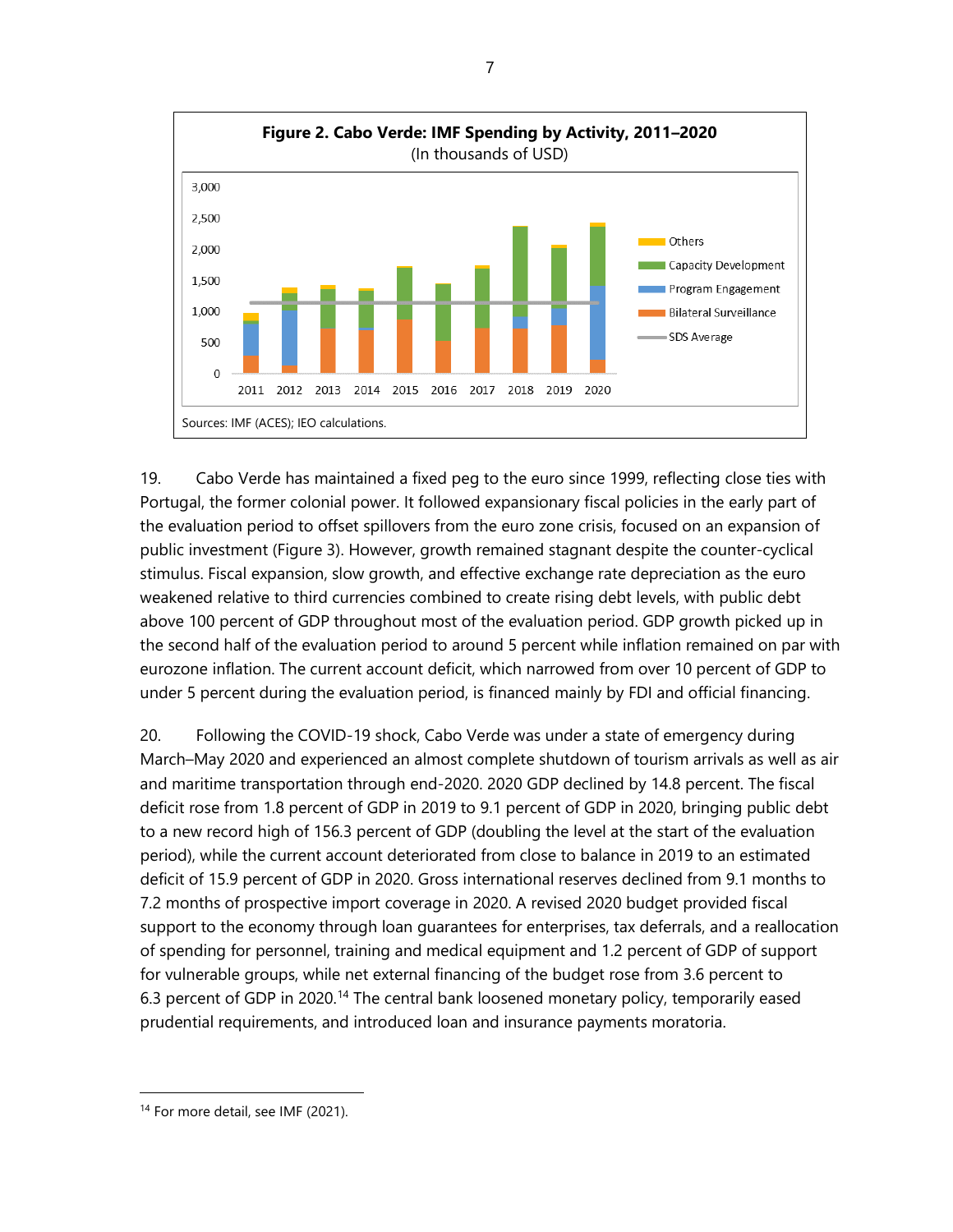**Figure 2. Cabo Verde: IMF Spending by Activity, 2011–2020**
(In thousands of USD)

Sources: IMF (ACES); IEO calculations.

19. Cabo Verde has maintained a fixed peg to the euro since 1999, reflecting close ties with Portugal, the former colonial power. It followed expansionary fiscal policies in the early part of the evaluation period to offset spillovers from the euro zone crisis, focused on an expansion of public investment (Figure 3). However, growth remained stagnant despite the counter-cyclical stimulus. Fiscal expansion, slow growth, and effective exchange rate depreciation as the euro weakened relative to third currencies combined to create rising debt levels, with public debt above 100 percent of GDP throughout most of the evaluation period. GDP growth picked up in the second half of the evaluation period to around 5 percent while inflation remained on par with eurozone inflation. The current account deficit, which narrowed from over 10 percent of GDP to under 5 percent during the evaluation period, is financed mainly by FDI and official financing.

20. Following the COVID-19 shock, Cabo Verde was under a state of emergency during March–May 2020 and experienced an almost complete shutdown of tourism arrivals as well as air and maritime transportation through end-2020. 2020 GDP declined by 14.8 percent. The fiscal deficit rose from 1.8 percent of GDP in 2019 to 9.1 percent of GDP in 2020, bringing public debt to a new record high of 156.3 percent of GDP (doubling the level at the start of the evaluation period), while the current account deteriorated from close to balance in 2019 to an estimated deficit of 15.9 percent of GDP in 2020. Gross international reserves declined from 9.1 months to 7.2 months of prospective import coverage in 2020. A revised 2020 budget provided fiscal support to the economy through loan guarantees for enterprises, tax deferrals, and a reallocation of spending for personnel, training and medical equipment and 1.2 percent of GDP of support for vulnerable groups, while net external financing of the budget rose from 3.6 percent to 6.3 percent of GDP in 2020.[14] The central bank loosened monetary policy, temporarily eased prudential requirements, and introduced loan and insurance payments moratoria.

[14] For more detail, see IMF (2021).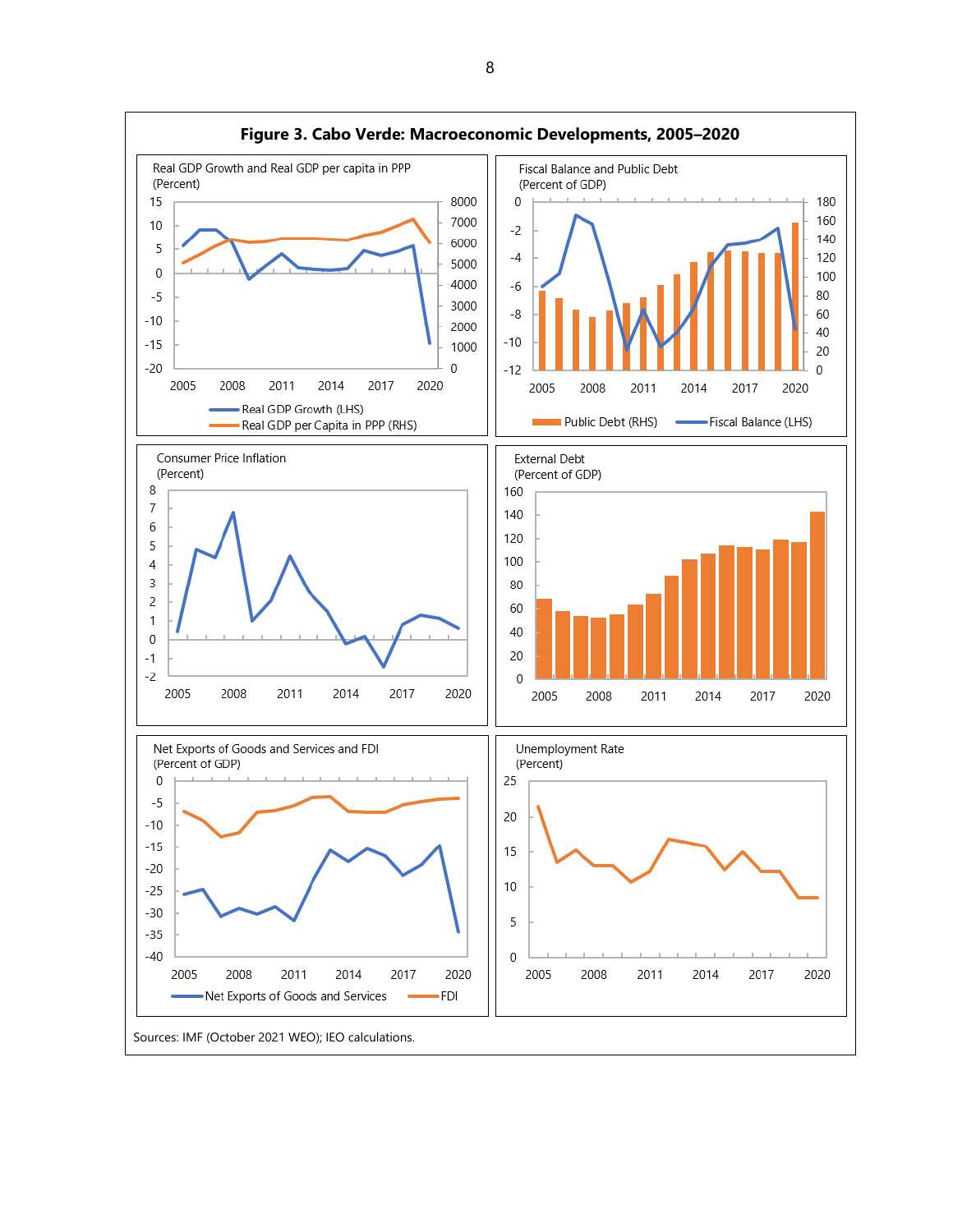**Figure 3. Cabo Verde: Macroeconomic Developments, 2005–2020**

Real GDP Growth and Real GDP per capita in PPP
(Percent)

Real GDP Growth (LHS) | Real GDP per Capita in PPP (RHS)

Fiscal Balance and Public Debt
(Percent of GDP)

Public Debt (RHS) | Fiscal Balance (LHS)

Consumer Price Inflation
(Percent)

External Debt
(Percent of GDP)

Net Exports of Goods and Services and FDI
(Percent of GDP)

Net Exports of Goods and Services | FDI

Unemployment Rate
(Percent)

Sources: IMF (October 2021 WEO); IEO calculations.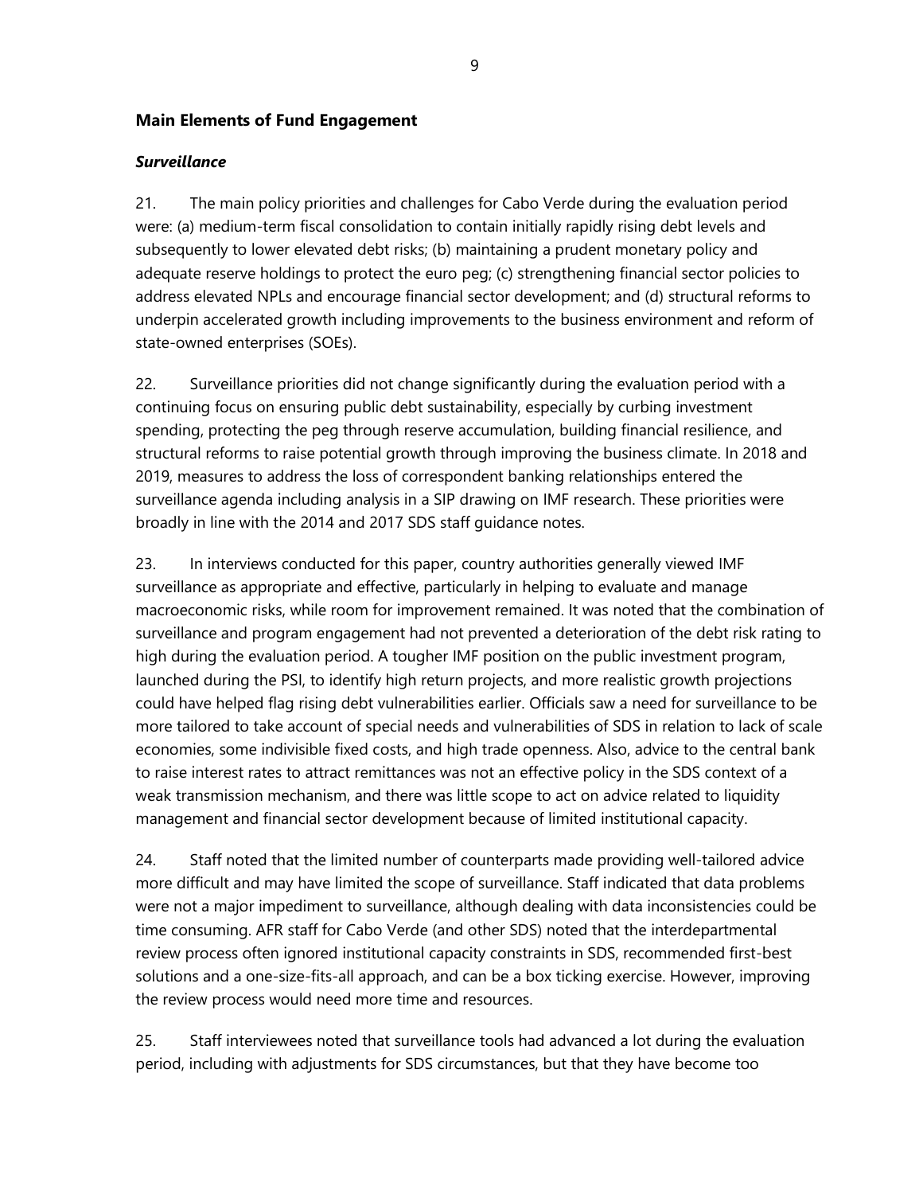## Main Elements of Fund Engagement

### *Surveillance*

21. The main policy priorities and challenges for Cabo Verde during the evaluation period were: (a) medium-term fiscal consolidation to contain initially rapidly rising debt levels and subsequently to lower elevated debt risks; (b) maintaining a prudent monetary policy and adequate reserve holdings to protect the euro peg; (c) strengthening financial sector policies to address elevated NPLs and encourage financial sector development; and (d) structural reforms to underpin accelerated growth including improvements to the business environment and reform of state-owned enterprises (SOEs).

22. Surveillance priorities did not change significantly during the evaluation period with a continuing focus on ensuring public debt sustainability, especially by curbing investment spending, protecting the peg through reserve accumulation, building financial resilience, and structural reforms to raise potential growth through improving the business climate. In 2018 and 2019, measures to address the loss of correspondent banking relationships entered the surveillance agenda including analysis in a SIP drawing on IMF research. These priorities were broadly in line with the 2014 and 2017 SDS staff guidance notes.

23. In interviews conducted for this paper, country authorities generally viewed IMF surveillance as appropriate and effective, particularly in helping to evaluate and manage macroeconomic risks, while room for improvement remained. It was noted that the combination of surveillance and program engagement had not prevented a deterioration of the debt risk rating to high during the evaluation period. A tougher IMF position on the public investment program, launched during the PSI, to identify high return projects, and more realistic growth projections could have helped flag rising debt vulnerabilities earlier. Officials saw a need for surveillance to be more tailored to take account of special needs and vulnerabilities of SDS in relation to lack of scale economies, some indivisible fixed costs, and high trade openness. Also, advice to the central bank to raise interest rates to attract remittances was not an effective policy in the SDS context of a weak transmission mechanism, and there was little scope to act on advice related to liquidity management and financial sector development because of limited institutional capacity.

24. Staff noted that the limited number of counterparts made providing well-tailored advice more difficult and may have limited the scope of surveillance. Staff indicated that data problems were not a major impediment to surveillance, although dealing with data inconsistencies could be time consuming. AFR staff for Cabo Verde (and other SDS) noted that the interdepartmental review process often ignored institutional capacity constraints in SDS, recommended first-best solutions and a one-size-fits-all approach, and can be a box ticking exercise. However, improving the review process would need more time and resources.

25. Staff interviewees noted that surveillance tools had advanced a lot during the evaluation period, including with adjustments for SDS circumstances, but that they have become too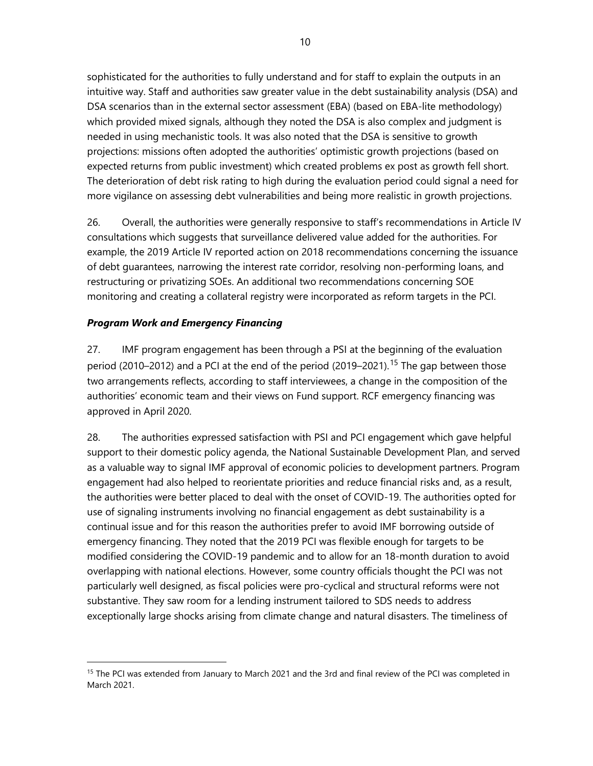sophisticated for the authorities to fully understand and for staff to explain the outputs in an intuitive way. Staff and authorities saw greater value in the debt sustainability analysis (DSA) and DSA scenarios than in the external sector assessment (EBA) (based on EBA-lite methodology) which provided mixed signals, although they noted the DSA is also complex and judgment is needed in using mechanistic tools. It was also noted that the DSA is sensitive to growth projections: missions often adopted the authorities' optimistic growth projections (based on expected returns from public investment) which created problems ex post as growth fell short. The deterioration of debt risk rating to high during the evaluation period could signal a need for more vigilance on assessing debt vulnerabilities and being more realistic in growth projections.

26. Overall, the authorities were generally responsive to staff's recommendations in Article IV consultations which suggests that surveillance delivered value added for the authorities. For example, the 2019 Article IV reported action on 2018 recommendations concerning the issuance of debt guarantees, narrowing the interest rate corridor, resolving non-performing loans, and restructuring or privatizing SOEs. An additional two recommendations concerning SOE monitoring and creating a collateral registry were incorporated as reform targets in the PCI.

### *Program Work and Emergency Financing*

27. IMF program engagement has been through a PSI at the beginning of the evaluation period (2010–2012) and a PCI at the end of the period (2019–2021).[15] The gap between those two arrangements reflects, according to staff interviewees, a change in the composition of the authorities' economic team and their views on Fund support. RCF emergency financing was approved in April 2020.

28. The authorities expressed satisfaction with PSI and PCI engagement which gave helpful support to their domestic policy agenda, the National Sustainable Development Plan, and served as a valuable way to signal IMF approval of economic policies to development partners. Program engagement had also helped to reorientate priorities and reduce financial risks and, as a result, the authorities were better placed to deal with the onset of COVID-19. The authorities opted for use of signaling instruments involving no financial engagement as debt sustainability is a continual issue and for this reason the authorities prefer to avoid IMF borrowing outside of emergency financing. They noted that the 2019 PCI was flexible enough for targets to be modified considering the COVID-19 pandemic and to allow for an 18-month duration to avoid overlapping with national elections. However, some country officials thought the PCI was not particularly well designed, as fiscal policies were pro-cyclical and structural reforms were not substantive. They saw room for a lending instrument tailored to SDS needs to address exceptionally large shocks arising from climate change and natural disasters. The timeliness of

[15] The PCI was extended from January to March 2021 and the 3rd and final review of the PCI was completed in March 2021.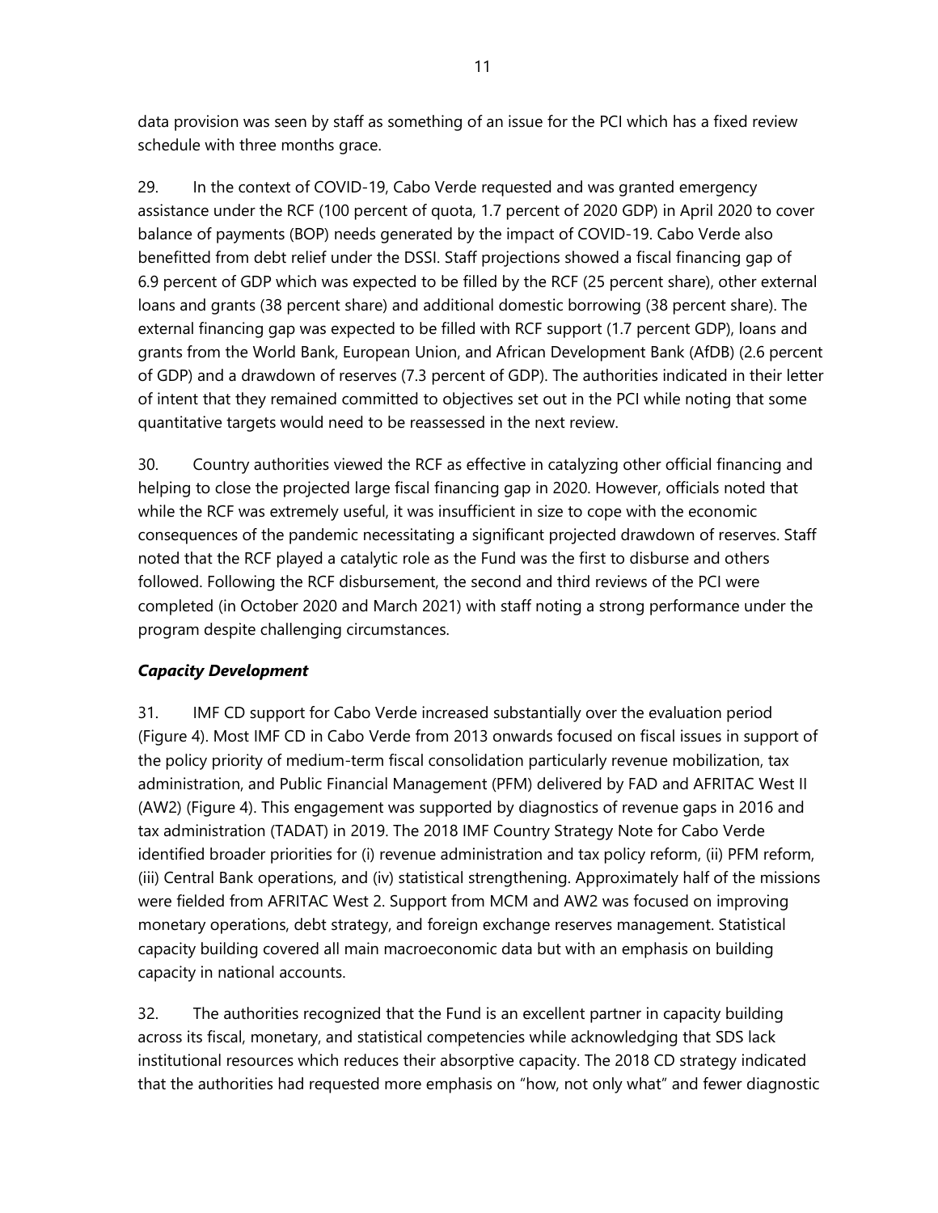data provision was seen by staff as something of an issue for the PCI which has a fixed review schedule with three months grace.

29. In the context of COVID-19, Cabo Verde requested and was granted emergency assistance under the RCF (100 percent of quota, 1.7 percent of 2020 GDP) in April 2020 to cover balance of payments (BOP) needs generated by the impact of COVID-19. Cabo Verde also benefitted from debt relief under the DSSI. Staff projections showed a fiscal financing gap of 6.9 percent of GDP which was expected to be filled by the RCF (25 percent share), other external loans and grants (38 percent share) and additional domestic borrowing (38 percent share). The external financing gap was expected to be filled with RCF support (1.7 percent GDP), loans and grants from the World Bank, European Union, and African Development Bank (AfDB) (2.6 percent of GDP) and a drawdown of reserves (7.3 percent of GDP). The authorities indicated in their letter of intent that they remained committed to objectives set out in the PCI while noting that some quantitative targets would need to be reassessed in the next review.

30. Country authorities viewed the RCF as effective in catalyzing other official financing and helping to close the projected large fiscal financing gap in 2020. However, officials noted that while the RCF was extremely useful, it was insufficient in size to cope with the economic consequences of the pandemic necessitating a significant projected drawdown of reserves. Staff noted that the RCF played a catalytic role as the Fund was the first to disburse and others followed. Following the RCF disbursement, the second and third reviews of the PCI were completed (in October 2020 and March 2021) with staff noting a strong performance under the program despite challenging circumstances.

### *Capacity Development*

31. IMF CD support for Cabo Verde increased substantially over the evaluation period (Figure 4). Most IMF CD in Cabo Verde from 2013 onwards focused on fiscal issues in support of the policy priority of medium-term fiscal consolidation particularly revenue mobilization, tax administration, and Public Financial Management (PFM) delivered by FAD and AFRITAC West II (AW2) (Figure 4). This engagement was supported by diagnostics of revenue gaps in 2016 and tax administration (TADAT) in 2019. The 2018 IMF Country Strategy Note for Cabo Verde identified broader priorities for (i) revenue administration and tax policy reform, (ii) PFM reform, (iii) Central Bank operations, and (iv) statistical strengthening. Approximately half of the missions were fielded from AFRITAC West 2. Support from MCM and AW2 was focused on improving monetary operations, debt strategy, and foreign exchange reserves management. Statistical capacity building covered all main macroeconomic data but with an emphasis on building capacity in national accounts.

32. The authorities recognized that the Fund is an excellent partner in capacity building across its fiscal, monetary, and statistical competencies while acknowledging that SDS lack institutional resources which reduces their absorptive capacity. The 2018 CD strategy indicated that the authorities had requested more emphasis on "how, not only what" and fewer diagnostic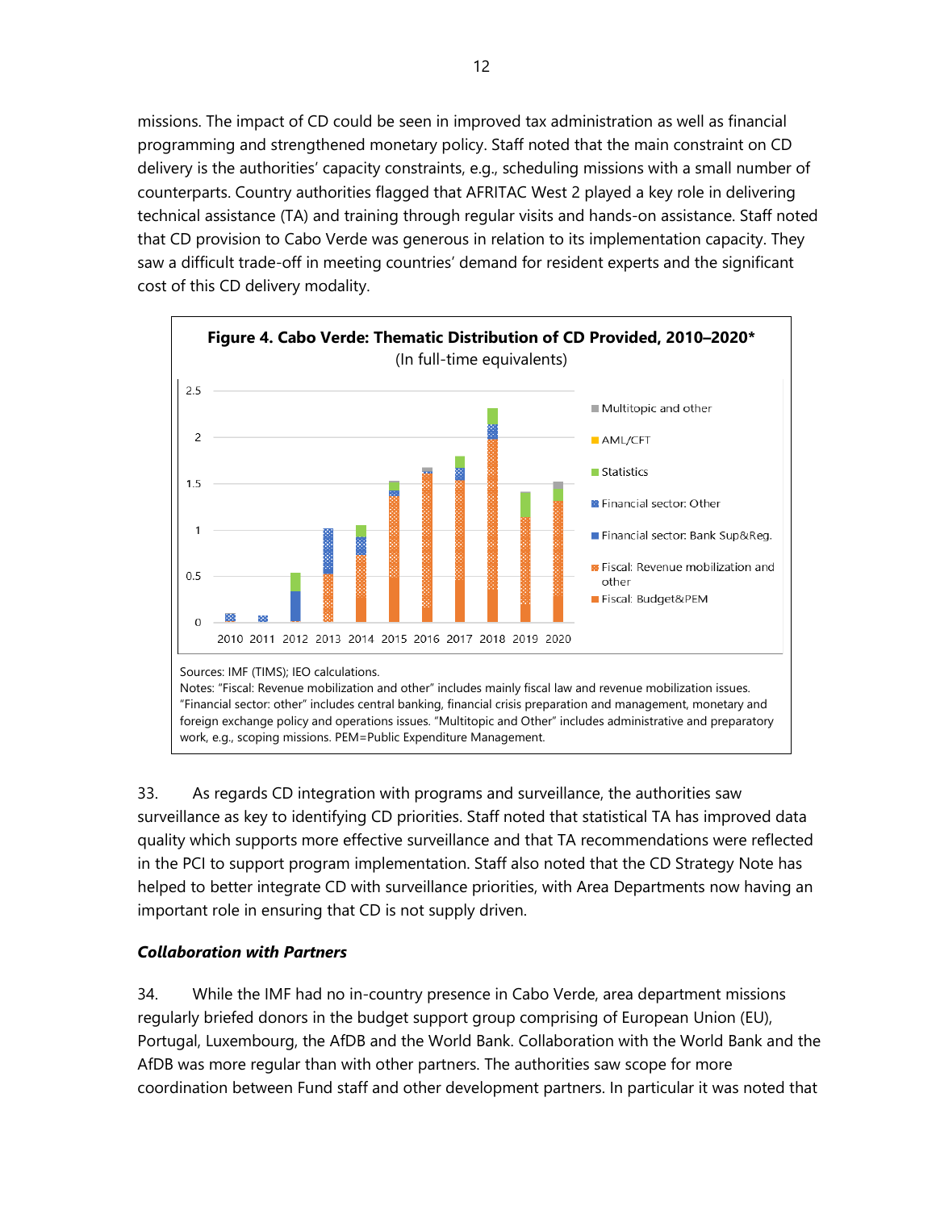missions. The impact of CD could be seen in improved tax administration as well as financial programming and strengthened monetary policy. Staff noted that the main constraint on CD delivery is the authorities' capacity constraints, e.g., scheduling missions with a small number of counterparts. Country authorities flagged that AFRITAC West 2 played a key role in delivering technical assistance (TA) and training through regular visits and hands-on assistance. Staff noted that CD provision to Cabo Verde was generous in relation to its implementation capacity. They saw a difficult trade-off in meeting countries' demand for resident experts and the significant cost of this CD delivery modality.

**Figure 4. Cabo Verde: Thematic Distribution of CD Provided, 2010–2020***

(In full-time equivalents)

Sources: IMF (TIMS); IEO calculations.

Notes: "Fiscal: Revenue mobilization and other" includes mainly fiscal law and revenue mobilization issues. "Financial sector: other" includes central banking, financial crisis preparation and management, monetary and foreign exchange policy and operations issues. "Multitopic and Other" includes administrative and preparatory work, e.g., scoping missions. PEM=Public Expenditure Management.

33. As regards CD integration with programs and surveillance, the authorities saw surveillance as key to identifying CD priorities. Staff noted that statistical TA has improved data quality which supports more effective surveillance and that TA recommendations were reflected in the PCI to support program implementation. Staff also noted that the CD Strategy Note has helped to better integrate CD with surveillance priorities, with Area Departments now having an important role in ensuring that CD is not supply driven.

### *Collaboration with Partners*

34. While the IMF had no in-country presence in Cabo Verde, area department missions regularly briefed donors in the budget support group comprising of European Union (EU), Portugal, Luxembourg, the AfDB and the World Bank. Collaboration with the World Bank and the AfDB was more regular than with other partners. The authorities saw scope for more coordination between Fund staff and other development partners. In particular it was noted that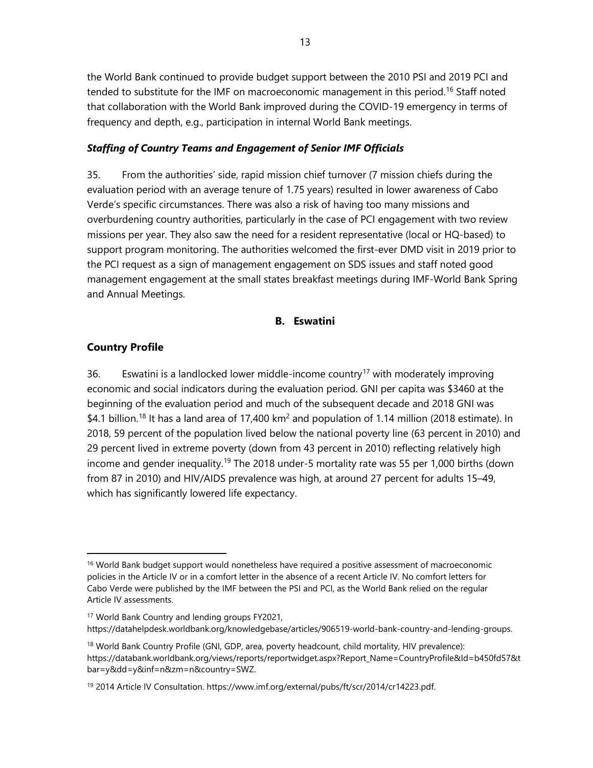the World Bank continued to provide budget support between the 2010 PSI and 2019 PCI and tended to substitute for the IMF on macroeconomic management in this period.[16] Staff noted that collaboration with the World Bank improved during the COVID-19 emergency in terms of frequency and depth, e.g., participation in internal World Bank meetings.

### *Staffing of Country Teams and Engagement of Senior IMF Officials*

35. From the authorities' side, rapid mission chief turnover (7 mission chiefs during the evaluation period with an average tenure of 1.75 years) resulted in lower awareness of Cabo Verde's specific circumstances. There was also a risk of having too many missions and overburdening country authorities, particularly in the case of PCI engagement with two review missions per year. They also saw the need for a resident representative (local or HQ-based) to support program monitoring. The authorities welcomed the first-ever DMD visit in 2019 prior to the PCI request as a sign of management engagement on SDS issues and staff noted good management engagement at the small states breakfast meetings during IMF-World Bank Spring and Annual Meetings.

## B. Eswatini

### Country Profile

36. Eswatini is a landlocked lower middle-income country[17] with moderately improving economic and social indicators during the evaluation period. GNI per capita was $3460 at the beginning of the evaluation period and much of the subsequent decade and 2018 GNI was $4.1 billion.[18] It has a land area of 17,400 km$^2$ and population of 1.14 million (2018 estimate). In 2018, 59 percent of the population lived below the national poverty line (63 percent in 2010) and 29 percent lived in extreme poverty (down from 43 percent in 2010) reflecting relatively high income and gender inequality.[19] The 2018 under-5 mortality rate was 55 per 1,000 births (down from 87 in 2010) and HIV/AIDS prevalence was high, at around 27 percent for adults 15–49, which has significantly lowered life expectancy.

---

[16] World Bank budget support would nonetheless have required a positive assessment of macroeconomic policies in the Article IV or in a comfort letter in the absence of a recent Article IV. No comfort letters for Cabo Verde were published by the IMF between the PSI and PCI, as the World Bank relied on the regular Article IV assessments.

[17] World Bank Country and lending groups FY2021, https://datahelpdesk.worldbank.org/knowledgebase/articles/906519-world-bank-country-and-lending-groups.

[18] World Bank Country Profile (GNI, GDP, area, poverty headcount, child mortality, HIV prevalence): https://databank.worldbank.org/views/reports/reportwidget.aspx?Report_Name=CountryProfile&Id=b450fd57&tbar=y&dd=y&inf=n&zm=n&country=SWZ.

[19] 2014 Article IV Consultation. https://www.imf.org/external/pubs/ft/scr/2014/cr14223.pdf.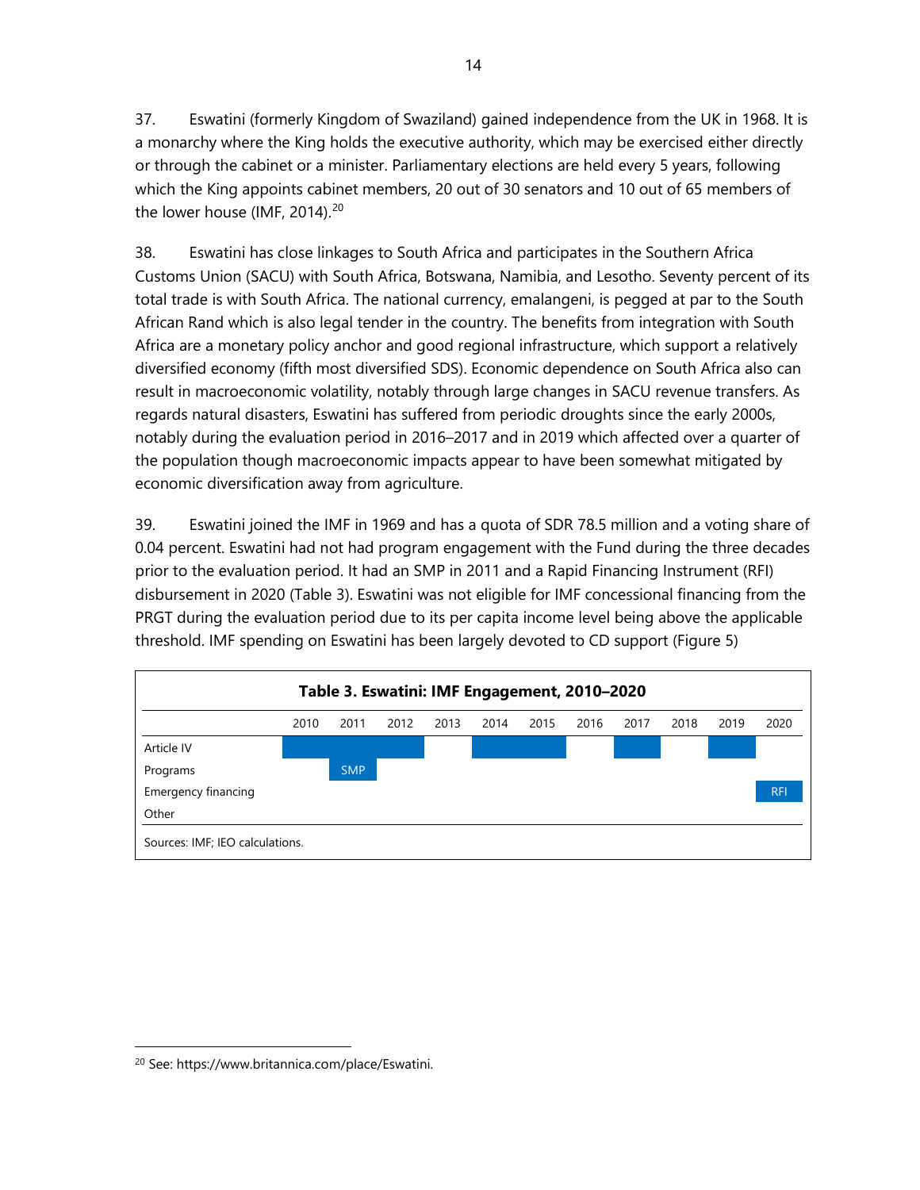37. Eswatini (formerly Kingdom of Swaziland) gained independence from the UK in 1968. It is a monarchy where the King holds the executive authority, which may be exercised either directly or through the cabinet or a minister. Parliamentary elections are held every 5 years, following which the King appoints cabinet members, 20 out of 30 senators and 10 out of 65 members of the lower house (IMF, 2014).[20]

38. Eswatini has close linkages to South Africa and participates in the Southern Africa Customs Union (SACU) with South Africa, Botswana, Namibia, and Lesotho. Seventy percent of its total trade is with South Africa. The national currency, emalangeni, is pegged at par to the South African Rand which is also legal tender in the country. The benefits from integration with South Africa are a monetary policy anchor and good regional infrastructure, which support a relatively diversified economy (fifth most diversified SDS). Economic dependence on South Africa also can result in macroeconomic volatility, notably through large changes in SACU revenue transfers. As regards natural disasters, Eswatini has suffered from periodic droughts since the early 2000s, notably during the evaluation period in 2016–2017 and in 2019 which affected over a quarter of the population though macroeconomic impacts appear to have been somewhat mitigated by economic diversification away from agriculture.

39. Eswatini joined the IMF in 1969 and has a quota of SDR 78.5 million and a voting share of 0.04 percent. Eswatini had not had program engagement with the Fund during the three decades prior to the evaluation period. It had an SMP in 2011 and a Rapid Financing Instrument (RFI) disbursement in 2020 (Table 3). Eswatini was not eligible for IMF concessional financing from the PRGT during the evaluation period due to its per capita income level being above the applicable threshold. IMF spending on Eswatini has been largely devoted to CD support (Figure 5)

**Table 3. Eswatini: IMF Engagement, 2010–2020**

| | 2010 | 2011 | 2012 | 2013 | 2014 | 2015 | 2016 | 2017 | 2018 | 2019 | 2020 |
|---|---|---|---|---|---|---|---|---|---|---|---|
| Article IV | ■ | ■ | ■ | | ■ | ■ | | ■ | | ■ | |
| Programs | | SMP | | | | | | | | | |
| Emergency financing | | | | | | | | | | | RFI |
| Other | | | | | | | | | | | |

Sources: IMF; IEO calculations.

[20] See: https://www.britannica.com/place/Eswatini.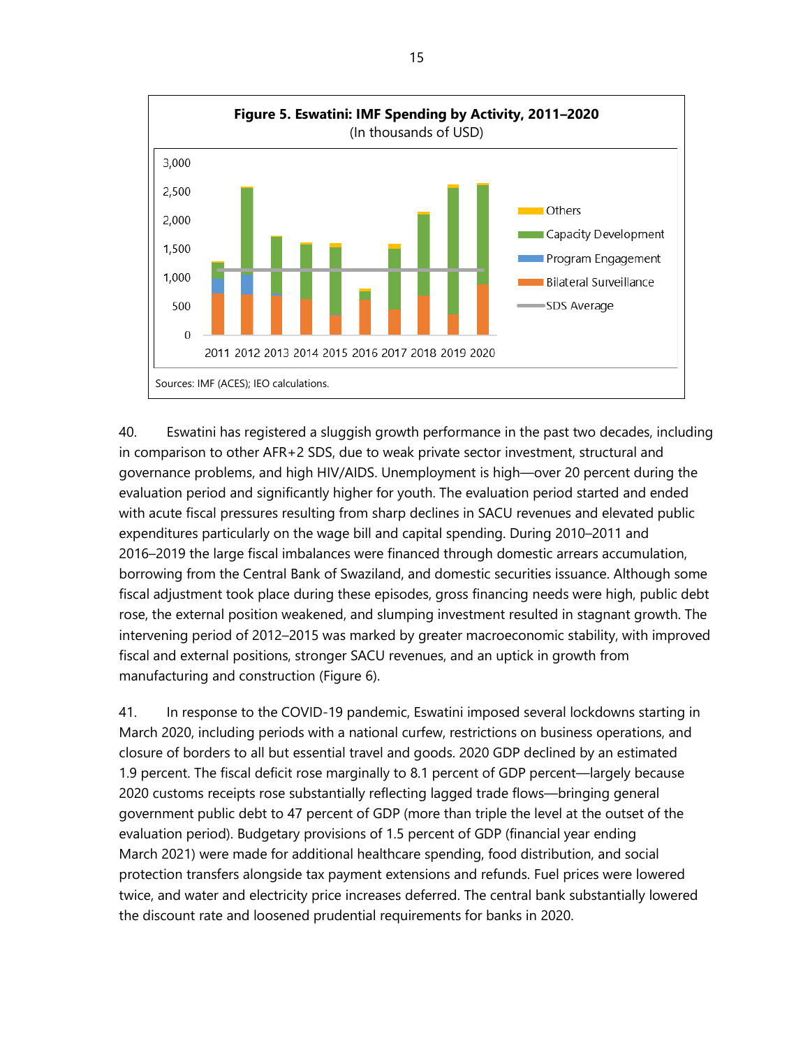**Figure 5. Eswatini: IMF Spending by Activity, 2011–2020**
(In thousands of USD)

Sources: IMF (ACES); IEO calculations.

40. Eswatini has registered a sluggish growth performance in the past two decades, including in comparison to other AFR+2 SDS, due to weak private sector investment, structural and governance problems, and high HIV/AIDS. Unemployment is high—over 20 percent during the evaluation period and significantly higher for youth. The evaluation period started and ended with acute fiscal pressures resulting from sharp declines in SACU revenues and elevated public expenditures particularly on the wage bill and capital spending. During 2010–2011 and 2016–2019 the large fiscal imbalances were financed through domestic arrears accumulation, borrowing from the Central Bank of Swaziland, and domestic securities issuance. Although some fiscal adjustment took place during these episodes, gross financing needs were high, public debt rose, the external position weakened, and slumping investment resulted in stagnant growth. The intervening period of 2012–2015 was marked by greater macroeconomic stability, with improved fiscal and external positions, stronger SACU revenues, and an uptick in growth from manufacturing and construction (Figure 6).

41. In response to the COVID-19 pandemic, Eswatini imposed several lockdowns starting in March 2020, including periods with a national curfew, restrictions on business operations, and closure of borders to all but essential travel and goods. 2020 GDP declined by an estimated 1.9 percent. The fiscal deficit rose marginally to 8.1 percent of GDP percent—largely because 2020 customs receipts rose substantially reflecting lagged trade flows—bringing general government public debt to 47 percent of GDP (more than triple the level at the outset of the evaluation period). Budgetary provisions of 1.5 percent of GDP (financial year ending March 2021) were made for additional healthcare spending, food distribution, and social protection transfers alongside tax payment extensions and refunds. Fuel prices were lowered twice, and water and electricity price increases deferred. The central bank substantially lowered the discount rate and loosened prudential requirements for banks in 2020.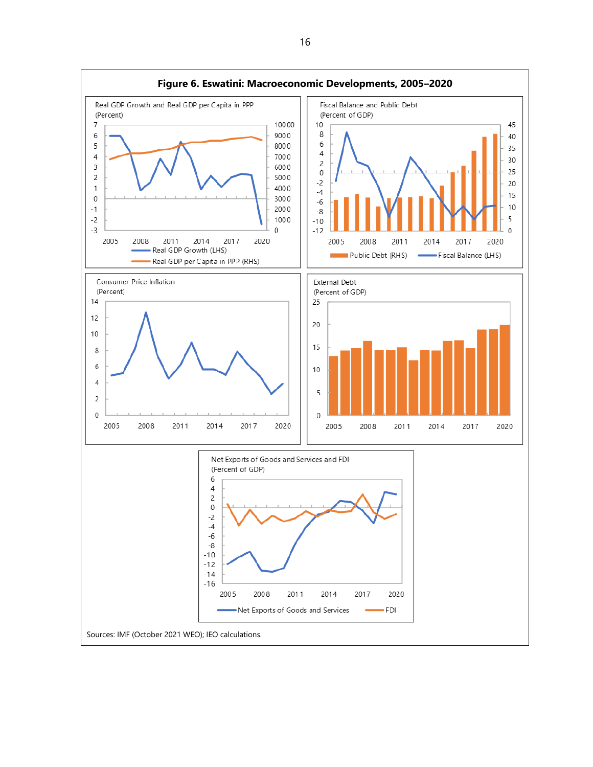## Figure 6. Eswatini: Macroeconomic Developments, 2005–2020

Real GDP Growth and Real GDP per Capita in PPP
(Percent)

Real GDP Growth (LHS)
Real GDP per Capita in PPP (RHS)

Fiscal Balance and Public Debt
(Percent of GDP)

Public Debt (RHS)
Fiscal Balance (LHS)

Consumer Price Inflation
(Percent)

External Debt
(Percent of GDP)

Net Exports of Goods and Services and FDI
(Percent of GDP)

Net Exports of Goods and Services
FDI

Sources: IMF (October 2021 WEO); IEO calculations.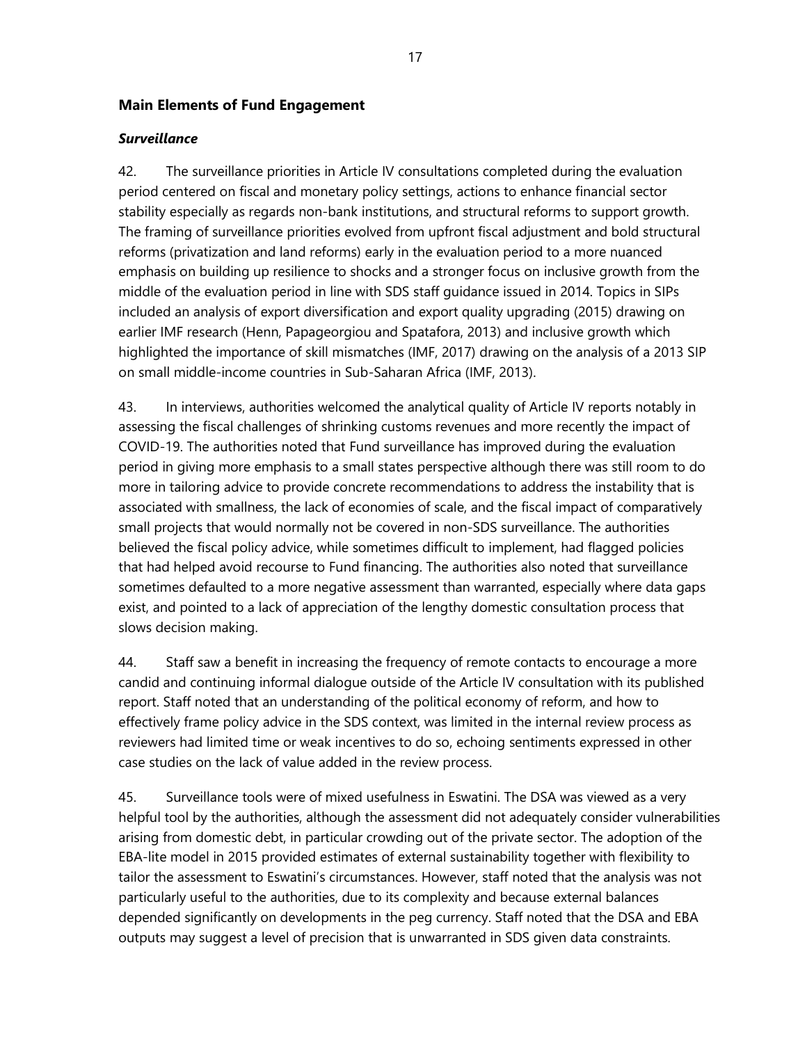### Main Elements of Fund Engagement

#### *Surveillance*

42. The surveillance priorities in Article IV consultations completed during the evaluation period centered on fiscal and monetary policy settings, actions to enhance financial sector stability especially as regards non-bank institutions, and structural reforms to support growth. The framing of surveillance priorities evolved from upfront fiscal adjustment and bold structural reforms (privatization and land reforms) early in the evaluation period to a more nuanced emphasis on building up resilience to shocks and a stronger focus on inclusive growth from the middle of the evaluation period in line with SDS staff guidance issued in 2014. Topics in SIPs included an analysis of export diversification and export quality upgrading (2015) drawing on earlier IMF research (Henn, Papageorgiou and Spatafora, 2013) and inclusive growth which highlighted the importance of skill mismatches (IMF, 2017) drawing on the analysis of a 2013 SIP on small middle-income countries in Sub-Saharan Africa (IMF, 2013).

43. In interviews, authorities welcomed the analytical quality of Article IV reports notably in assessing the fiscal challenges of shrinking customs revenues and more recently the impact of COVID-19. The authorities noted that Fund surveillance has improved during the evaluation period in giving more emphasis to a small states perspective although there was still room to do more in tailoring advice to provide concrete recommendations to address the instability that is associated with smallness, the lack of economies of scale, and the fiscal impact of comparatively small projects that would normally not be covered in non-SDS surveillance. The authorities believed the fiscal policy advice, while sometimes difficult to implement, had flagged policies that had helped avoid recourse to Fund financing. The authorities also noted that surveillance sometimes defaulted to a more negative assessment than warranted, especially where data gaps exist, and pointed to a lack of appreciation of the lengthy domestic consultation process that slows decision making.

44. Staff saw a benefit in increasing the frequency of remote contacts to encourage a more candid and continuing informal dialogue outside of the Article IV consultation with its published report. Staff noted that an understanding of the political economy of reform, and how to effectively frame policy advice in the SDS context, was limited in the internal review process as reviewers had limited time or weak incentives to do so, echoing sentiments expressed in other case studies on the lack of value added in the review process.

45. Surveillance tools were of mixed usefulness in Eswatini. The DSA was viewed as a very helpful tool by the authorities, although the assessment did not adequately consider vulnerabilities arising from domestic debt, in particular crowding out of the private sector. The adoption of the EBA-lite model in 2015 provided estimates of external sustainability together with flexibility to tailor the assessment to Eswatini's circumstances. However, staff noted that the analysis was not particularly useful to the authorities, due to its complexity and because external balances depended significantly on developments in the peg currency. Staff noted that the DSA and EBA outputs may suggest a level of precision that is unwarranted in SDS given data constraints.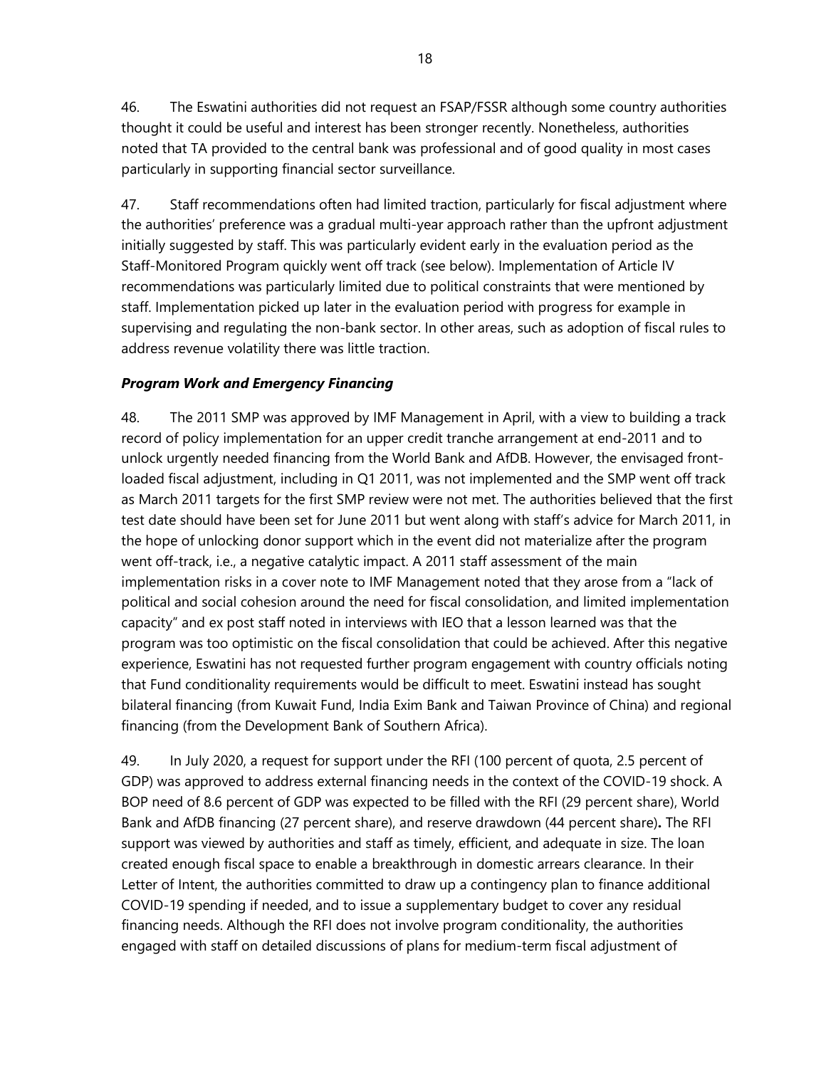46. The Eswatini authorities did not request an FSAP/FSSR although some country authorities thought it could be useful and interest has been stronger recently. Nonetheless, authorities noted that TA provided to the central bank was professional and of good quality in most cases particularly in supporting financial sector surveillance.

47. Staff recommendations often had limited traction, particularly for fiscal adjustment where the authorities' preference was a gradual multi-year approach rather than the upfront adjustment initially suggested by staff. This was particularly evident early in the evaluation period as the Staff-Monitored Program quickly went off track (see below). Implementation of Article IV recommendations was particularly limited due to political constraints that were mentioned by staff. Implementation picked up later in the evaluation period with progress for example in supervising and regulating the non-bank sector. In other areas, such as adoption of fiscal rules to address revenue volatility there was little traction.

### *Program Work and Emergency Financing*

48. The 2011 SMP was approved by IMF Management in April, with a view to building a track record of policy implementation for an upper credit tranche arrangement at end-2011 and to unlock urgently needed financing from the World Bank and AfDB. However, the envisaged front-loaded fiscal adjustment, including in Q1 2011, was not implemented and the SMP went off track as March 2011 targets for the first SMP review were not met. The authorities believed that the first test date should have been set for June 2011 but went along with staff's advice for March 2011, in the hope of unlocking donor support which in the event did not materialize after the program went off-track, i.e., a negative catalytic impact. A 2011 staff assessment of the main implementation risks in a cover note to IMF Management noted that they arose from a "lack of political and social cohesion around the need for fiscal consolidation, and limited implementation capacity" and ex post staff noted in interviews with IEO that a lesson learned was that the program was too optimistic on the fiscal consolidation that could be achieved. After this negative experience, Eswatini has not requested further program engagement with country officials noting that Fund conditionality requirements would be difficult to meet. Eswatini instead has sought bilateral financing (from Kuwait Fund, India Exim Bank and Taiwan Province of China) and regional financing (from the Development Bank of Southern Africa).

49. In July 2020, a request for support under the RFI (100 percent of quota, 2.5 percent of GDP) was approved to address external financing needs in the context of the COVID-19 shock. A BOP need of 8.6 percent of GDP was expected to be filled with the RFI (29 percent share), World Bank and AfDB financing (27 percent share), and reserve drawdown (44 percent share). The RFI support was viewed by authorities and staff as timely, efficient, and adequate in size. The loan created enough fiscal space to enable a breakthrough in domestic arrears clearance. In their Letter of Intent, the authorities committed to draw up a contingency plan to finance additional COVID-19 spending if needed, and to issue a supplementary budget to cover any residual financing needs. Although the RFI does not involve program conditionality, the authorities engaged with staff on detailed discussions of plans for medium-term fiscal adjustment of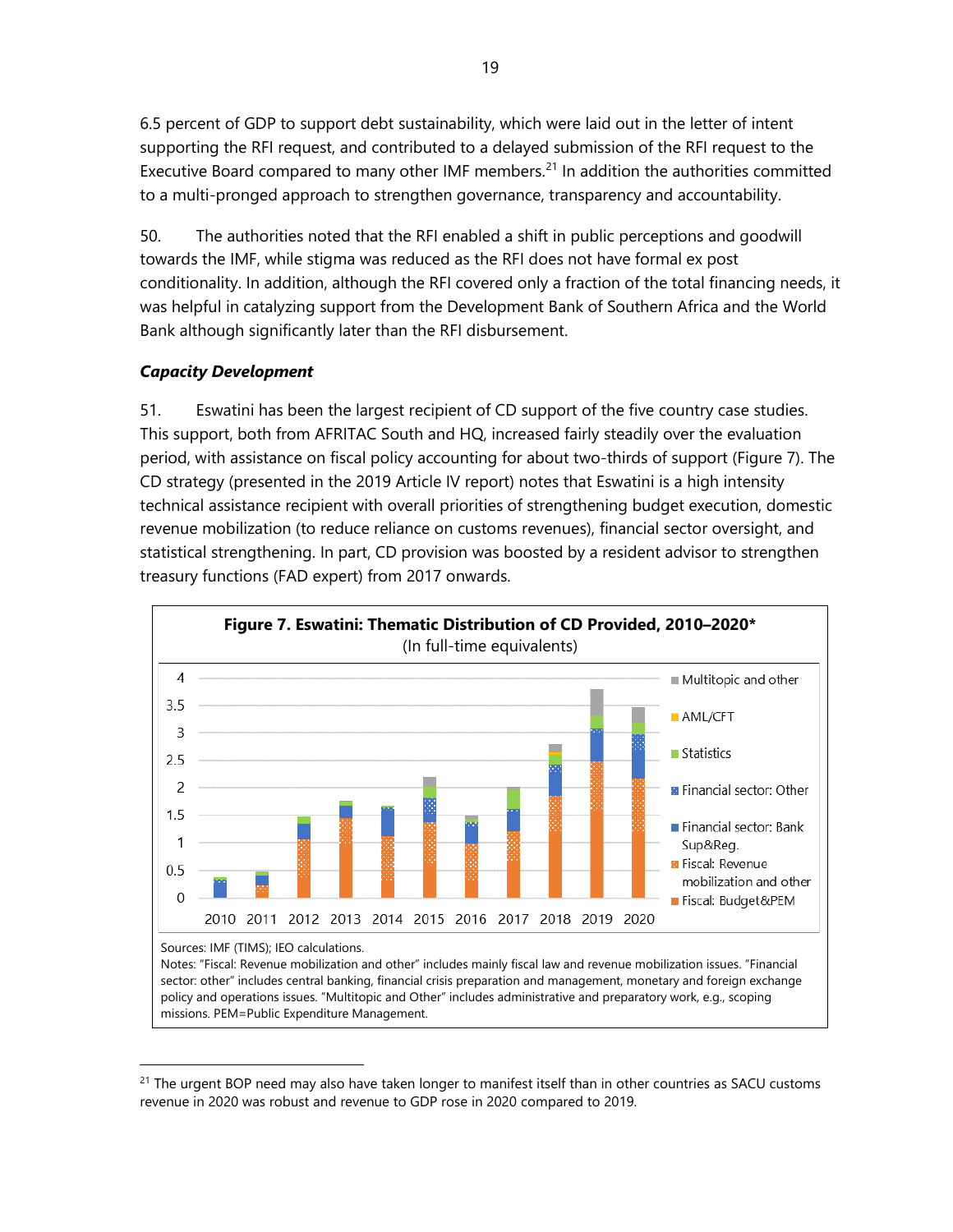6.5 percent of GDP to support debt sustainability, which were laid out in the letter of intent supporting the RFI request, and contributed to a delayed submission of the RFI request to the Executive Board compared to many other IMF members.[21] In addition the authorities committed to a multi-pronged approach to strengthen governance, transparency and accountability.

50. The authorities noted that the RFI enabled a shift in public perceptions and goodwill towards the IMF, while stigma was reduced as the RFI does not have formal ex post conditionality. In addition, although the RFI covered only a fraction of the total financing needs, it was helpful in catalyzing support from the Development Bank of Southern Africa and the World Bank although significantly later than the RFI disbursement.

***Capacity Development***

51. Eswatini has been the largest recipient of CD support of the five country case studies. This support, both from AFRITAC South and HQ, increased fairly steadily over the evaluation period, with assistance on fiscal policy accounting for about two-thirds of support (Figure 7). The CD strategy (presented in the 2019 Article IV report) notes that Eswatini is a high intensity technical assistance recipient with overall priorities of strengthening budget execution, domestic revenue mobilization (to reduce reliance on customs revenues), financial sector oversight, and statistical strengthening. In part, CD provision was boosted by a resident advisor to strengthen treasury functions (FAD expert) from 2017 onwards.

**Figure 7. Eswatini: Thematic Distribution of CD Provided, 2010–2020***

(In full-time equivalents)

Sources: IMF (TIMS); IEO calculations.

Notes: "Fiscal: Revenue mobilization and other" includes mainly fiscal law and revenue mobilization issues. "Financial sector: other" includes central banking, financial crisis preparation and management, monetary and foreign exchange policy and operations issues. "Multitopic and Other" includes administrative and preparatory work, e.g., scoping missions. PEM=Public Expenditure Management.

[21] The urgent BOP need may also have taken longer to manifest itself than in other countries as SACU customs revenue in 2020 was robust and revenue to GDP rose in 2020 compared to 2019.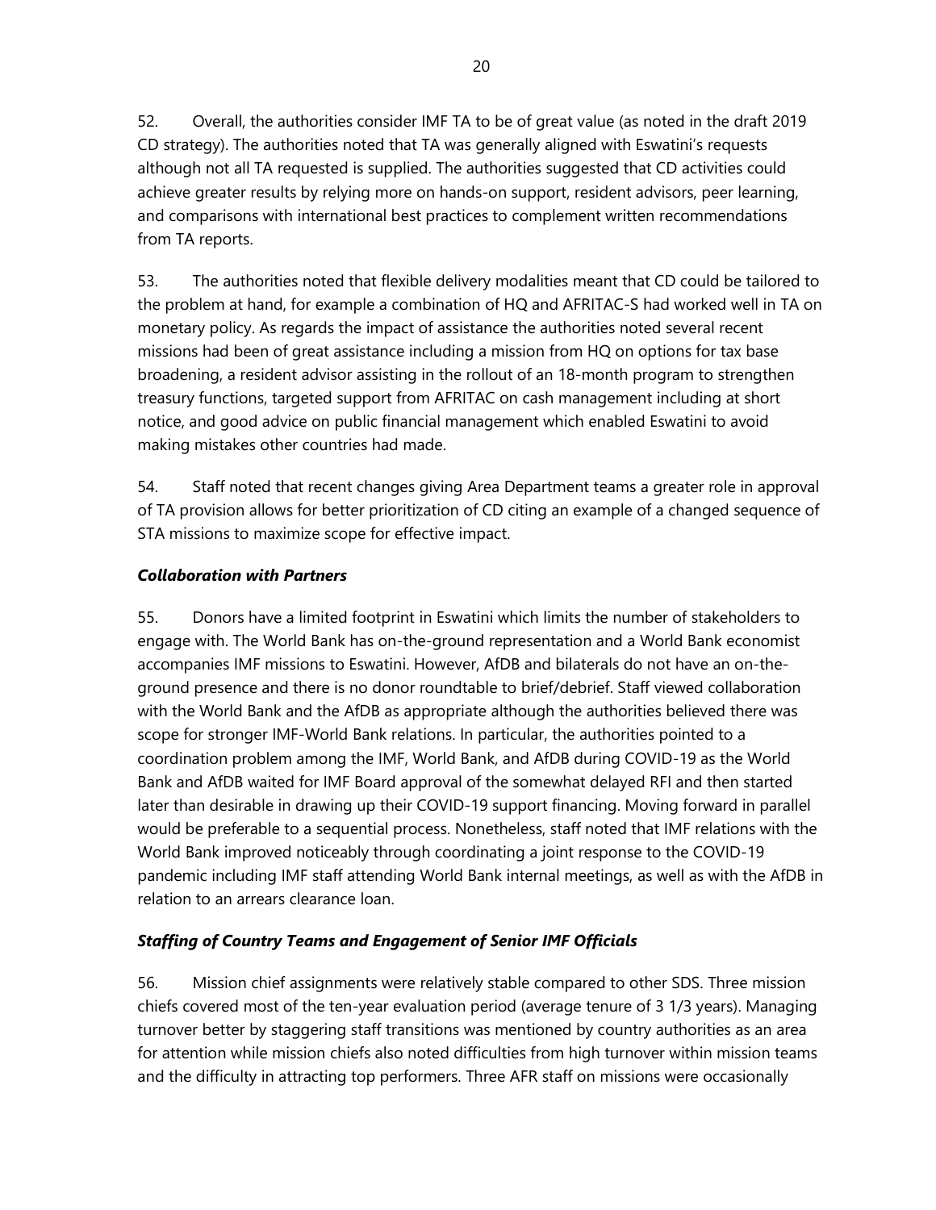52. Overall, the authorities consider IMF TA to be of great value (as noted in the draft 2019 CD strategy). The authorities noted that TA was generally aligned with Eswatini's requests although not all TA requested is supplied. The authorities suggested that CD activities could achieve greater results by relying more on hands-on support, resident advisors, peer learning, and comparisons with international best practices to complement written recommendations from TA reports.

53. The authorities noted that flexible delivery modalities meant that CD could be tailored to the problem at hand, for example a combination of HQ and AFRITAC-S had worked well in TA on monetary policy. As regards the impact of assistance the authorities noted several recent missions had been of great assistance including a mission from HQ on options for tax base broadening, a resident advisor assisting in the rollout of an 18-month program to strengthen treasury functions, targeted support from AFRITAC on cash management including at short notice, and good advice on public financial management which enabled Eswatini to avoid making mistakes other countries had made.

54. Staff noted that recent changes giving Area Department teams a greater role in approval of TA provision allows for better prioritization of CD citing an example of a changed sequence of STA missions to maximize scope for effective impact.

### *Collaboration with Partners*

55. Donors have a limited footprint in Eswatini which limits the number of stakeholders to engage with. The World Bank has on-the-ground representation and a World Bank economist accompanies IMF missions to Eswatini. However, AfDB and bilaterals do not have an on-the-ground presence and there is no donor roundtable to brief/debrief. Staff viewed collaboration with the World Bank and the AfDB as appropriate although the authorities believed there was scope for stronger IMF-World Bank relations. In particular, the authorities pointed to a coordination problem among the IMF, World Bank, and AfDB during COVID-19 as the World Bank and AfDB waited for IMF Board approval of the somewhat delayed RFI and then started later than desirable in drawing up their COVID-19 support financing. Moving forward in parallel would be preferable to a sequential process. Nonetheless, staff noted that IMF relations with the World Bank improved noticeably through coordinating a joint response to the COVID-19 pandemic including IMF staff attending World Bank internal meetings, as well as with the AfDB in relation to an arrears clearance loan.

### *Staffing of Country Teams and Engagement of Senior IMF Officials*

56. Mission chief assignments were relatively stable compared to other SDS. Three mission chiefs covered most of the ten-year evaluation period (average tenure of 3 1/3 years). Managing turnover better by staggering staff transitions was mentioned by country authorities as an area for attention while mission chiefs also noted difficulties from high turnover within mission teams and the difficulty in attracting top performers. Three AFR staff on missions were occasionally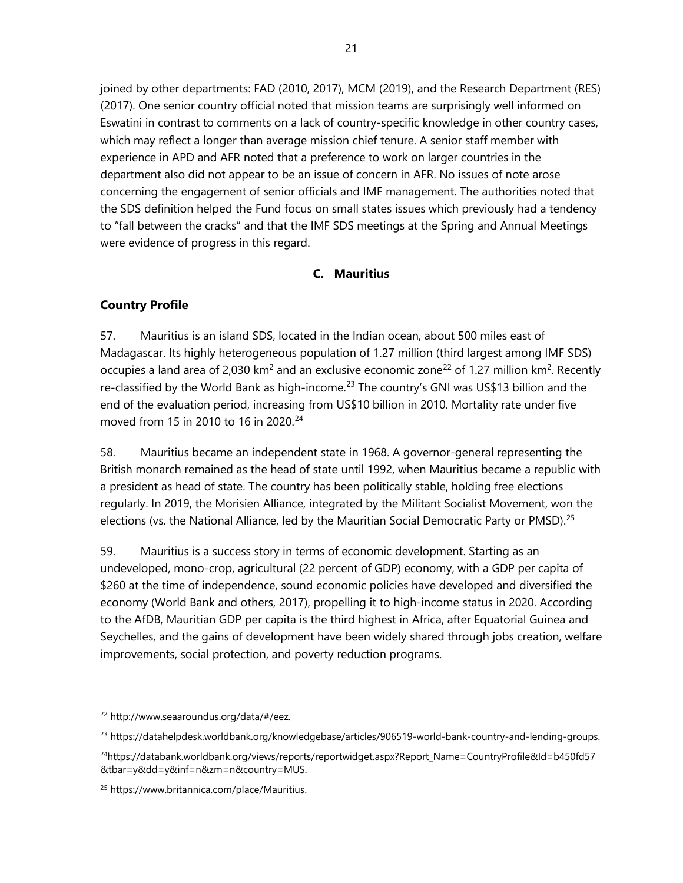joined by other departments: FAD (2010, 2017), MCM (2019), and the Research Department (RES) (2017). One senior country official noted that mission teams are surprisingly well informed on Eswatini in contrast to comments on a lack of country-specific knowledge in other country cases, which may reflect a longer than average mission chief tenure. A senior staff member with experience in APD and AFR noted that a preference to work on larger countries in the department also did not appear to be an issue of concern in AFR. No issues of note arose concerning the engagement of senior officials and IMF management. The authorities noted that the SDS definition helped the Fund focus on small states issues which previously had a tendency to "fall between the cracks" and that the IMF SDS meetings at the Spring and Annual Meetings were evidence of progress in this regard.

### C. Mauritius

### Country Profile

57. Mauritius is an island SDS, located in the Indian ocean, about 500 miles east of Madagascar. Its highly heterogeneous population of 1.27 million (third largest among IMF SDS) occupies a land area of 2,030 km$^2$ and an exclusive economic zone[22] of 1.27 million km$^2$. Recently re-classified by the World Bank as high-income.[23] The country's GNI was US$13 billion and the end of the evaluation period, increasing from US$10 billion in 2010. Mortality rate under five moved from 15 in 2010 to 16 in 2020.[24]

58. Mauritius became an independent state in 1968. A governor-general representing the British monarch remained as the head of state until 1992, when Mauritius became a republic with a president as head of state. The country has been politically stable, holding free elections regularly. In 2019, the Morisien Alliance, integrated by the Militant Socialist Movement, won the elections (vs. the National Alliance, led by the Mauritian Social Democratic Party or PMSD).[25]

59. Mauritius is a success story in terms of economic development. Starting as an undeveloped, mono-crop, agricultural (22 percent of GDP) economy, with a GDP per capita of $260 at the time of independence, sound economic policies have developed and diversified the economy (World Bank and others, 2017), propelling it to high-income status in 2020. According to the AfDB, Mauritian GDP per capita is the third highest in Africa, after Equatorial Guinea and Seychelles, and the gains of development have been widely shared through jobs creation, welfare improvements, social protection, and poverty reduction programs.

---

[22] http://www.seaaroundus.org/data/#/eez.

[23] https://datahelpdesk.worldbank.org/knowledgebase/articles/906519-world-bank-country-and-lending-groups.

[24] https://databank.worldbank.org/views/reports/reportwidget.aspx?Report_Name=CountryProfile&Id=b450fd57&tbar=y&dd=y&inf=n&zm=n&country=MUS.

[25] https://www.britannica.com/place/Mauritius.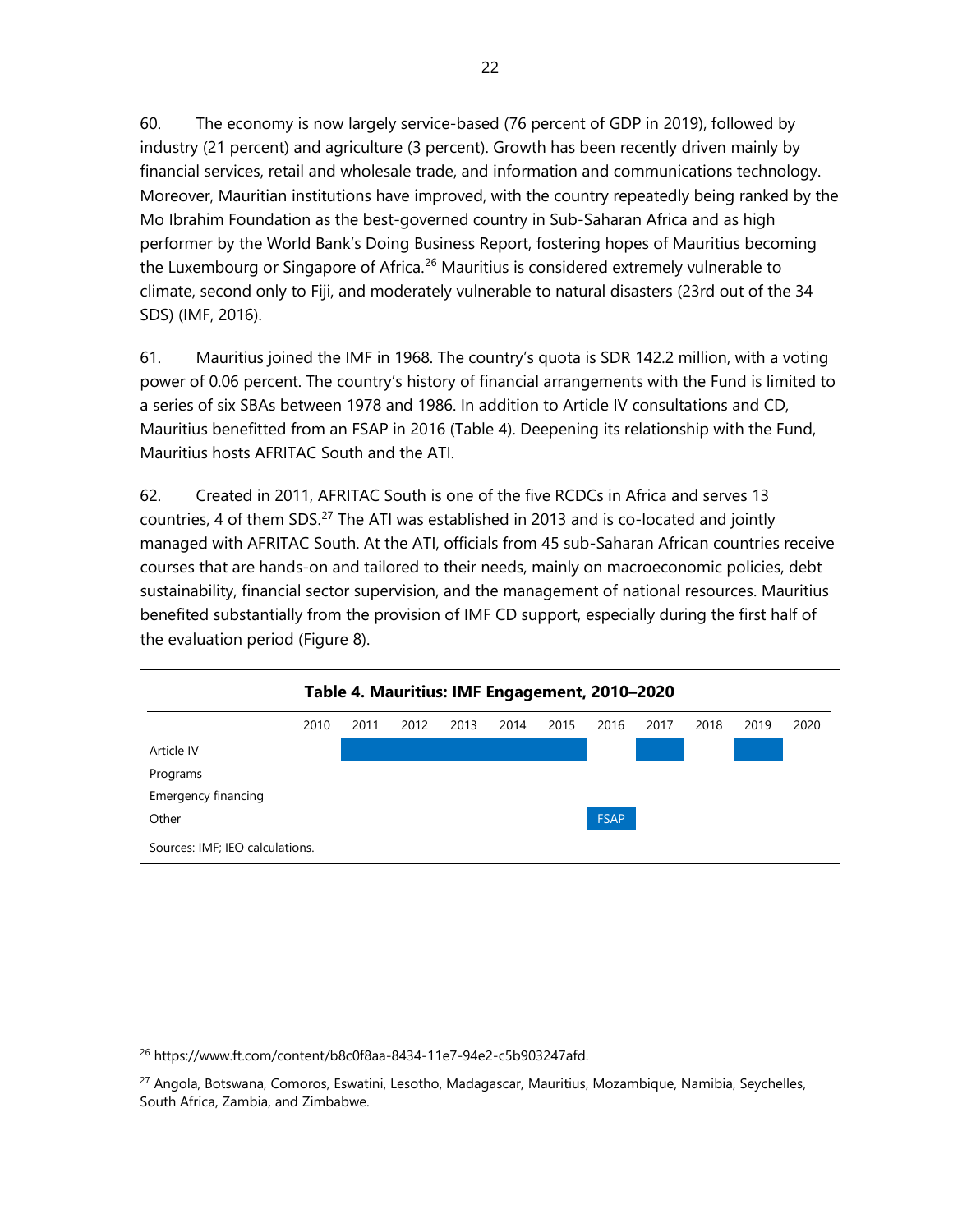60. The economy is now largely service-based (76 percent of GDP in 2019), followed by industry (21 percent) and agriculture (3 percent). Growth has been recently driven mainly by financial services, retail and wholesale trade, and information and communications technology. Moreover, Mauritian institutions have improved, with the country repeatedly being ranked by the Mo Ibrahim Foundation as the best-governed country in Sub-Saharan Africa and as high performer by the World Bank's Doing Business Report, fostering hopes of Mauritius becoming the Luxembourg or Singapore of Africa.[26] Mauritius is considered extremely vulnerable to climate, second only to Fiji, and moderately vulnerable to natural disasters (23rd out of the 34 SDS) (IMF, 2016).

61. Mauritius joined the IMF in 1968. The country's quota is SDR 142.2 million, with a voting power of 0.06 percent. The country's history of financial arrangements with the Fund is limited to a series of six SBAs between 1978 and 1986. In addition to Article IV consultations and CD, Mauritius benefitted from an FSAP in 2016 (Table 4). Deepening its relationship with the Fund, Mauritius hosts AFRITAC South and the ATI.

62. Created in 2011, AFRITAC South is one of the five RCDCs in Africa and serves 13 countries, 4 of them SDS.[27] The ATI was established in 2013 and is co-located and jointly managed with AFRITAC South. At the ATI, officials from 45 sub-Saharan African countries receive courses that are hands-on and tailored to their needs, mainly on macroeconomic policies, debt sustainability, financial sector supervision, and the management of national resources. Mauritius benefited substantially from the provision of IMF CD support, especially during the first half of the evaluation period (Figure 8).

**Table 4. Mauritius: IMF Engagement, 2010–2020**

| | 2010 | 2011 | 2012 | 2013 | 2014 | 2015 | 2016 | 2017 | 2018 | 2019 | 2020 |
|---|---|---|---|---|---|---|---|---|---|---|---|
| Article IV | | ■ | ■ | ■ | ■ | ■ | | ■ | | ■ | |
| Programs | | | | | | | | | | | |
| Emergency financing | | | | | | | | | | | |
| Other | | | | | | | FSAP | | | | |

Sources: IMF; IEO calculations.

[26] https://www.ft.com/content/b8c0f8aa-8434-11e7-94e2-c5b903247afd.

[27] Angola, Botswana, Comoros, Eswatini, Lesotho, Madagascar, Mauritius, Mozambique, Namibia, Seychelles, South Africa, Zambia, and Zimbabwe.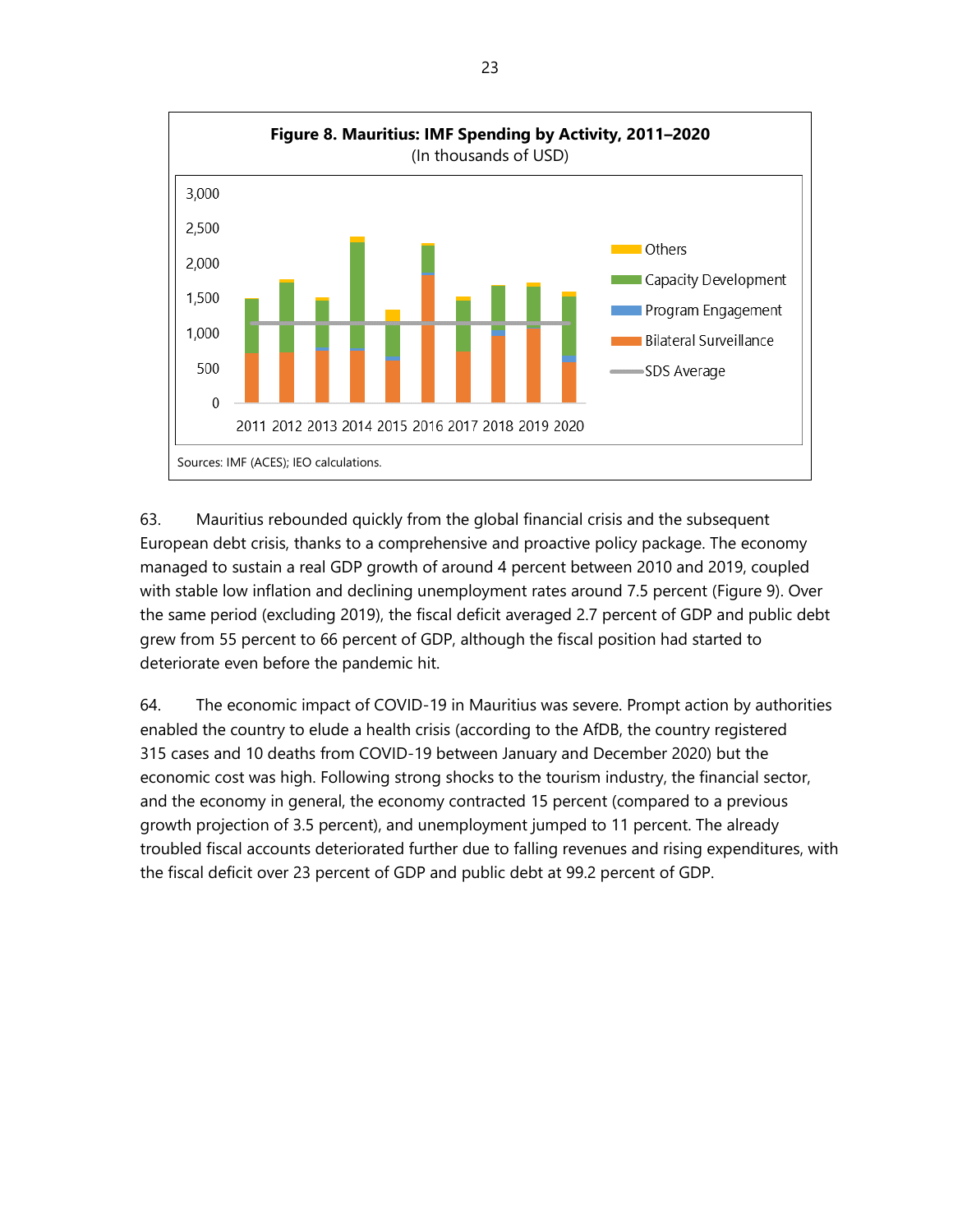**Figure 8. Mauritius: IMF Spending by Activity, 2011–2020**
(In thousands of USD)

Sources: IMF (ACES); IEO calculations.

63. Mauritius rebounded quickly from the global financial crisis and the subsequent European debt crisis, thanks to a comprehensive and proactive policy package. The economy managed to sustain a real GDP growth of around 4 percent between 2010 and 2019, coupled with stable low inflation and declining unemployment rates around 7.5 percent (Figure 9). Over the same period (excluding 2019), the fiscal deficit averaged 2.7 percent of GDP and public debt grew from 55 percent to 66 percent of GDP, although the fiscal position had started to deteriorate even before the pandemic hit.

64. The economic impact of COVID-19 in Mauritius was severe. Prompt action by authorities enabled the country to elude a health crisis (according to the AfDB, the country registered 315 cases and 10 deaths from COVID-19 between January and December 2020) but the economic cost was high. Following strong shocks to the tourism industry, the financial sector, and the economy in general, the economy contracted 15 percent (compared to a previous growth projection of 3.5 percent), and unemployment jumped to 11 percent. The already troubled fiscal accounts deteriorated further due to falling revenues and rising expenditures, with the fiscal deficit over 23 percent of GDP and public debt at 99.2 percent of GDP.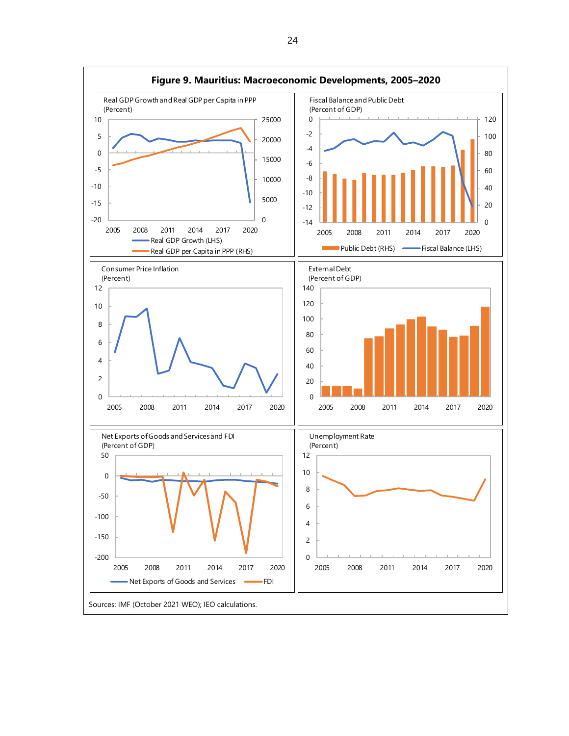**Figure 9. Mauritius: Macroeconomic Developments, 2005–2020**

Real GDP Growth and Real GDP per Capita in PPP (Percent)

Fiscal Balance and Public Debt (Percent of GDP)

Consumer Price Inflation (Percent)

External Debt (Percent of GDP)

Net Exports of Goods and Services and FDI (Percent of GDP)

Unemployment Rate (Percent)

Sources: IMF (October 2021 WEO); IEO calculations.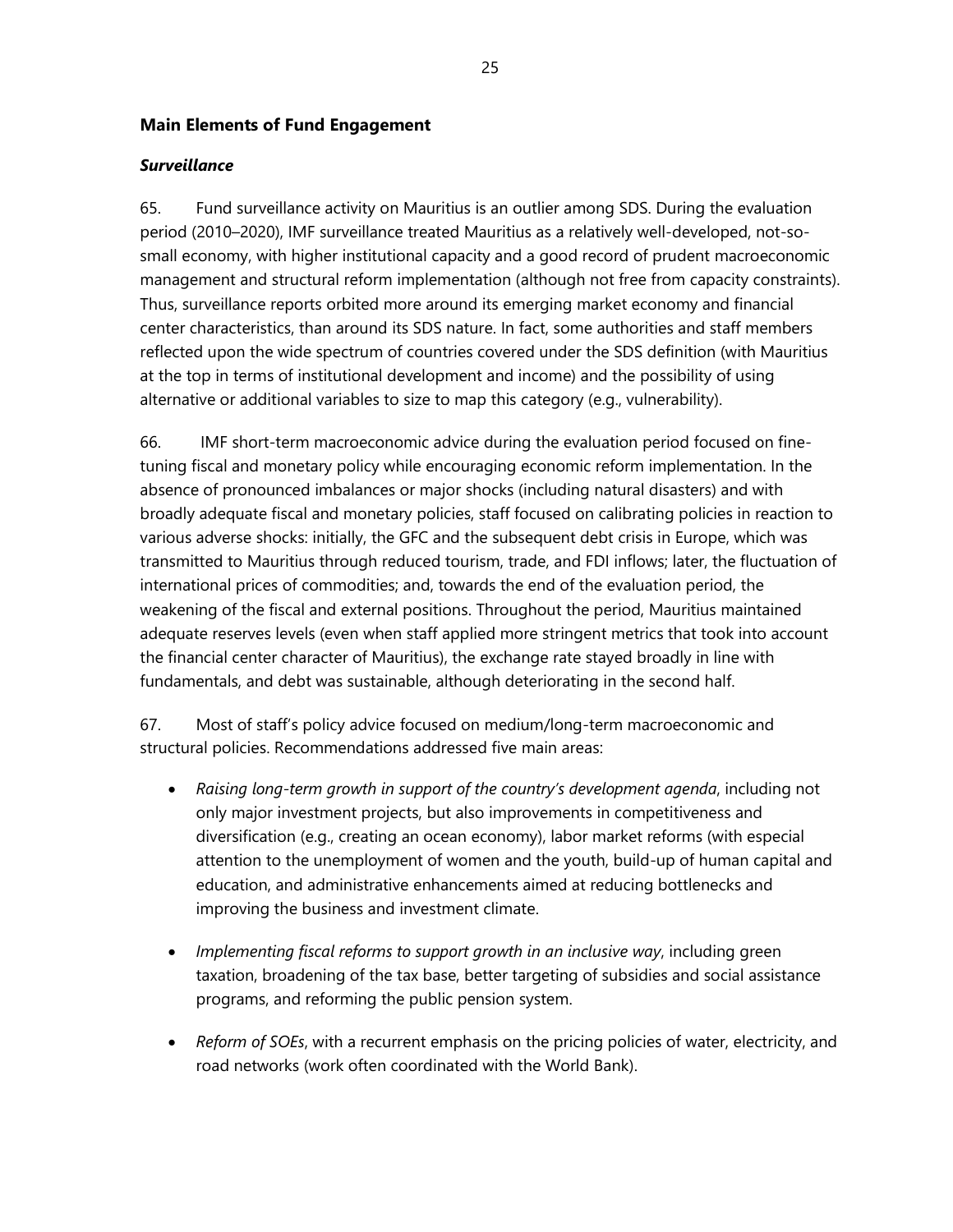## Main Elements of Fund Engagement

### *Surveillance*

65. Fund surveillance activity on Mauritius is an outlier among SDS. During the evaluation period (2010–2020), IMF surveillance treated Mauritius as a relatively well-developed, not-so-small economy, with higher institutional capacity and a good record of prudent macroeconomic management and structural reform implementation (although not free from capacity constraints). Thus, surveillance reports orbited more around its emerging market economy and financial center characteristics, than around its SDS nature. In fact, some authorities and staff members reflected upon the wide spectrum of countries covered under the SDS definition (with Mauritius at the top in terms of institutional development and income) and the possibility of using alternative or additional variables to size to map this category (e.g., vulnerability).

66. IMF short-term macroeconomic advice during the evaluation period focused on fine-tuning fiscal and monetary policy while encouraging economic reform implementation. In the absence of pronounced imbalances or major shocks (including natural disasters) and with broadly adequate fiscal and monetary policies, staff focused on calibrating policies in reaction to various adverse shocks: initially, the GFC and the subsequent debt crisis in Europe, which was transmitted to Mauritius through reduced tourism, trade, and FDI inflows; later, the fluctuation of international prices of commodities; and, towards the end of the evaluation period, the weakening of the fiscal and external positions. Throughout the period, Mauritius maintained adequate reserves levels (even when staff applied more stringent metrics that took into account the financial center character of Mauritius), the exchange rate stayed broadly in line with fundamentals, and debt was sustainable, although deteriorating in the second half.

67. Most of staff's policy advice focused on medium/long-term macroeconomic and structural policies. Recommendations addressed five main areas:

- *Raising long-term growth in support of the country's development agenda*, including not only major investment projects, but also improvements in competitiveness and diversification (e.g., creating an ocean economy), labor market reforms (with especial attention to the unemployment of women and the youth, build-up of human capital and education, and administrative enhancements aimed at reducing bottlenecks and improving the business and investment climate.

- *Implementing fiscal reforms to support growth in an inclusive way*, including green taxation, broadening of the tax base, better targeting of subsidies and social assistance programs, and reforming the public pension system.

- *Reform of SOEs*, with a recurrent emphasis on the pricing policies of water, electricity, and road networks (work often coordinated with the World Bank).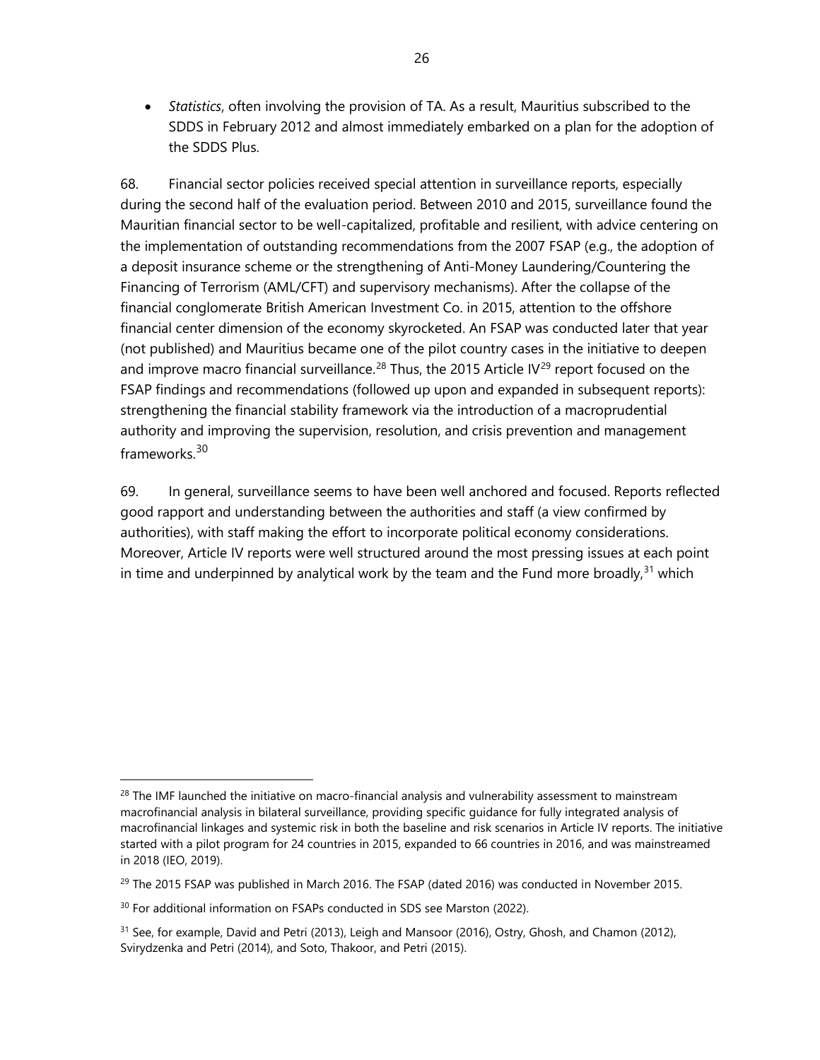- *Statistics*, often involving the provision of TA. As a result, Mauritius subscribed to the SDDS in February 2012 and almost immediately embarked on a plan for the adoption of the SDDS Plus.

68. Financial sector policies received special attention in surveillance reports, especially during the second half of the evaluation period. Between 2010 and 2015, surveillance found the Mauritian financial sector to be well-capitalized, profitable and resilient, with advice centering on the implementation of outstanding recommendations from the 2007 FSAP (e.g., the adoption of a deposit insurance scheme or the strengthening of Anti-Money Laundering/Countering the Financing of Terrorism (AML/CFT) and supervisory mechanisms). After the collapse of the financial conglomerate British American Investment Co. in 2015, attention to the offshore financial center dimension of the economy skyrocketed. An FSAP was conducted later that year (not published) and Mauritius became one of the pilot country cases in the initiative to deepen and improve macro financial surveillance.[28] Thus, the 2015 Article IV[29] report focused on the FSAP findings and recommendations (followed up upon and expanded in subsequent reports): strengthening the financial stability framework via the introduction of a macroprudential authority and improving the supervision, resolution, and crisis prevention and management frameworks.[30]

69. In general, surveillance seems to have been well anchored and focused. Reports reflected good rapport and understanding between the authorities and staff (a view confirmed by authorities), with staff making the effort to incorporate political economy considerations. Moreover, Article IV reports were well structured around the most pressing issues at each point in time and underpinned by analytical work by the team and the Fund more broadly,[31] which

---

[28] The IMF launched the initiative on macro-financial analysis and vulnerability assessment to mainstream macrofinancial analysis in bilateral surveillance, providing specific guidance for fully integrated analysis of macrofinancial linkages and systemic risk in both the baseline and risk scenarios in Article IV reports. The initiative started with a pilot program for 24 countries in 2015, expanded to 66 countries in 2016, and was mainstreamed in 2018 (IEO, 2019).

[29] The 2015 FSAP was published in March 2016. The FSAP (dated 2016) was conducted in November 2015.

[30] For additional information on FSAPs conducted in SDS see Marston (2022).

[31] See, for example, David and Petri (2013), Leigh and Mansoor (2016), Ostry, Ghosh, and Chamon (2012), Svirydzenka and Petri (2014), and Soto, Thakoor, and Petri (2015).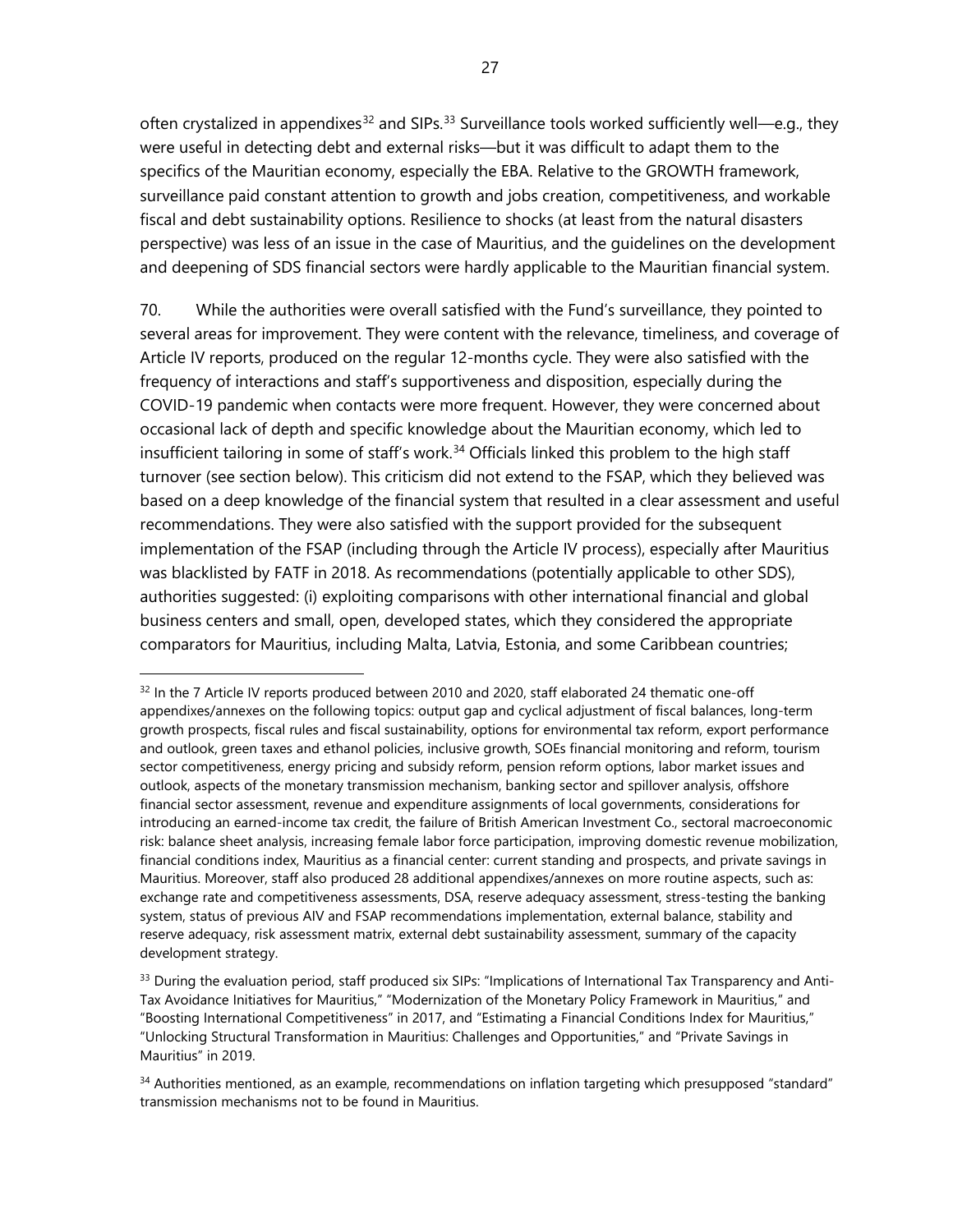often crystalized in appendixes[32] and SIPs.[33] Surveillance tools worked sufficiently well—e.g., they were useful in detecting debt and external risks—but it was difficult to adapt them to the specifics of the Mauritian economy, especially the EBA. Relative to the GROWTH framework, surveillance paid constant attention to growth and jobs creation, competitiveness, and workable fiscal and debt sustainability options. Resilience to shocks (at least from the natural disasters perspective) was less of an issue in the case of Mauritius, and the guidelines on the development and deepening of SDS financial sectors were hardly applicable to the Mauritian financial system.

70. While the authorities were overall satisfied with the Fund's surveillance, they pointed to several areas for improvement. They were content with the relevance, timeliness, and coverage of Article IV reports, produced on the regular 12-months cycle. They were also satisfied with the frequency of interactions and staff's supportiveness and disposition, especially during the COVID-19 pandemic when contacts were more frequent. However, they were concerned about occasional lack of depth and specific knowledge about the Mauritian economy, which led to insufficient tailoring in some of staff's work.[34] Officials linked this problem to the high staff turnover (see section below). This criticism did not extend to the FSAP, which they believed was based on a deep knowledge of the financial system that resulted in a clear assessment and useful recommendations. They were also satisfied with the support provided for the subsequent implementation of the FSAP (including through the Article IV process), especially after Mauritius was blacklisted by FATF in 2018. As recommendations (potentially applicable to other SDS), authorities suggested: (i) exploiting comparisons with other international financial and global business centers and small, open, developed states, which they considered the appropriate comparators for Mauritius, including Malta, Latvia, Estonia, and some Caribbean countries;

---

[32] In the 7 Article IV reports produced between 2010 and 2020, staff elaborated 24 thematic one-off appendixes/annexes on the following topics: output gap and cyclical adjustment of fiscal balances, long-term growth prospects, fiscal rules and fiscal sustainability, options for environmental tax reform, export performance and outlook, green taxes and ethanol policies, inclusive growth, SOEs financial monitoring and reform, tourism sector competitiveness, energy pricing and subsidy reform, pension reform options, labor market issues and outlook, aspects of the monetary transmission mechanism, banking sector and spillover analysis, offshore financial sector assessment, revenue and expenditure assignments of local governments, considerations for introducing an earned-income tax credit, the failure of British American Investment Co., sectoral macroeconomic risk: balance sheet analysis, increasing female labor force participation, improving domestic revenue mobilization, financial conditions index, Mauritius as a financial center: current standing and prospects, and private savings in Mauritius. Moreover, staff also produced 28 additional appendixes/annexes on more routine aspects, such as: exchange rate and competitiveness assessments, DSA, reserve adequacy assessment, stress-testing the banking system, status of previous AIV and FSAP recommendations implementation, external balance, stability and reserve adequacy, risk assessment matrix, external debt sustainability assessment, summary of the capacity development strategy.

[33] During the evaluation period, staff produced six SIPs: "Implications of International Tax Transparency and Anti-Tax Avoidance Initiatives for Mauritius," "Modernization of the Monetary Policy Framework in Mauritius," and "Boosting International Competitiveness" in 2017, and "Estimating a Financial Conditions Index for Mauritius," "Unlocking Structural Transformation in Mauritius: Challenges and Opportunities," and "Private Savings in Mauritius" in 2019.

[34] Authorities mentioned, as an example, recommendations on inflation targeting which presupposed "standard" transmission mechanisms not to be found in Mauritius.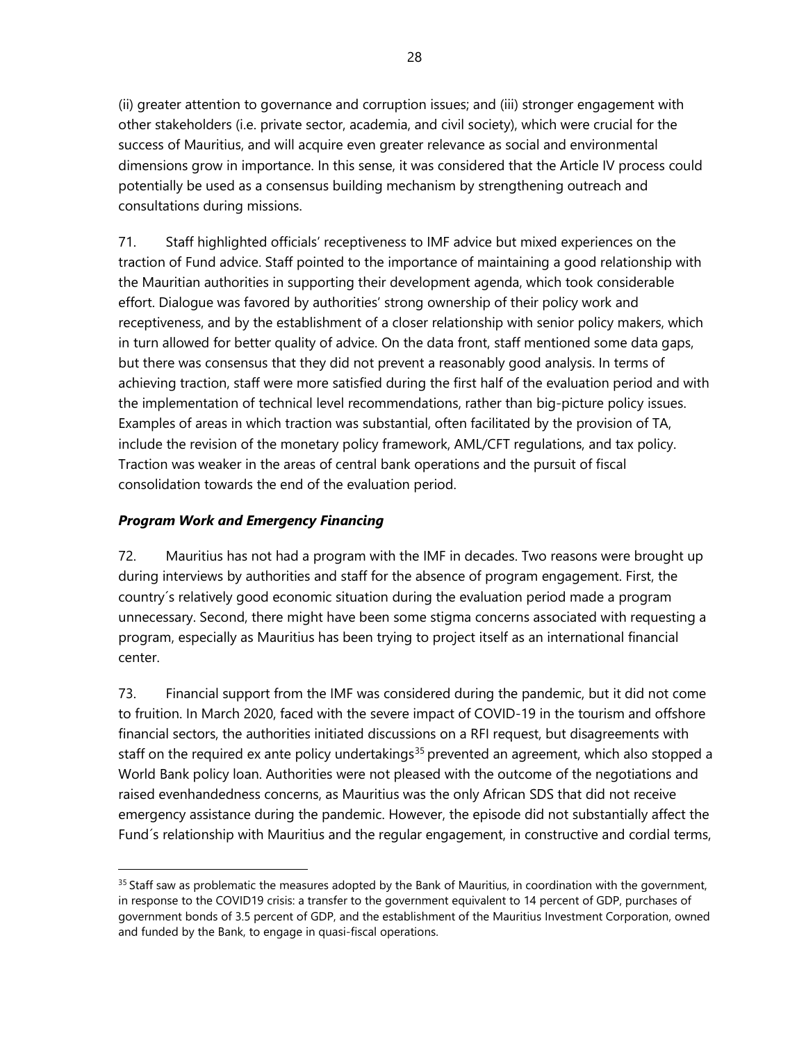(ii) greater attention to governance and corruption issues; and (iii) stronger engagement with other stakeholders (i.e. private sector, academia, and civil society), which were crucial for the success of Mauritius, and will acquire even greater relevance as social and environmental dimensions grow in importance. In this sense, it was considered that the Article IV process could potentially be used as a consensus building mechanism by strengthening outreach and consultations during missions.

71. Staff highlighted officials' receptiveness to IMF advice but mixed experiences on the traction of Fund advice. Staff pointed to the importance of maintaining a good relationship with the Mauritian authorities in supporting their development agenda, which took considerable effort. Dialogue was favored by authorities' strong ownership of their policy work and receptiveness, and by the establishment of a closer relationship with senior policy makers, which in turn allowed for better quality of advice. On the data front, staff mentioned some data gaps, but there was consensus that they did not prevent a reasonably good analysis. In terms of achieving traction, staff were more satisfied during the first half of the evaluation period and with the implementation of technical level recommendations, rather than big-picture policy issues. Examples of areas in which traction was substantial, often facilitated by the provision of TA, include the revision of the monetary policy framework, AML/CFT regulations, and tax policy. Traction was weaker in the areas of central bank operations and the pursuit of fiscal consolidation towards the end of the evaluation period.

### *Program Work and Emergency Financing*

72. Mauritius has not had a program with the IMF in decades. Two reasons were brought up during interviews by authorities and staff for the absence of program engagement. First, the country´s relatively good economic situation during the evaluation period made a program unnecessary. Second, there might have been some stigma concerns associated with requesting a program, especially as Mauritius has been trying to project itself as an international financial center.

73. Financial support from the IMF was considered during the pandemic, but it did not come to fruition. In March 2020, faced with the severe impact of COVID-19 in the tourism and offshore financial sectors, the authorities initiated discussions on a RFI request, but disagreements with staff on the required ex ante policy undertakings[35] prevented an agreement, which also stopped a World Bank policy loan. Authorities were not pleased with the outcome of the negotiations and raised evenhandedness concerns, as Mauritius was the only African SDS that did not receive emergency assistance during the pandemic. However, the episode did not substantially affect the Fund´s relationship with Mauritius and the regular engagement, in constructive and cordial terms,

[35] Staff saw as problematic the measures adopted by the Bank of Mauritius, in coordination with the government, in response to the COVID19 crisis: a transfer to the government equivalent to 14 percent of GDP, purchases of government bonds of 3.5 percent of GDP, and the establishment of the Mauritius Investment Corporation, owned and funded by the Bank, to engage in quasi-fiscal operations.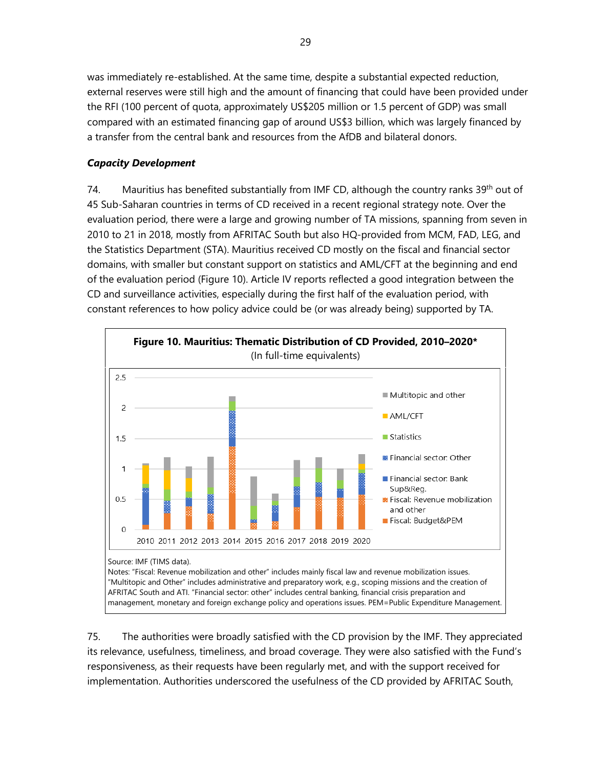was immediately re-established. At the same time, despite a substantial expected reduction, external reserves were still high and the amount of financing that could have been provided under the RFI (100 percent of quota, approximately US$205 million or 1.5 percent of GDP) was small compared with an estimated financing gap of around US$3 billion, which was largely financed by a transfer from the central bank and resources from the AfDB and bilateral donors.

***Capacity Development***

74. Mauritius has benefited substantially from IMF CD, although the country ranks 39th out of 45 Sub-Saharan countries in terms of CD received in a recent regional strategy note. Over the evaluation period, there were a large and growing number of TA missions, spanning from seven in 2010 to 21 in 2018, mostly from AFRITAC South but also HQ-provided from MCM, FAD, LEG, and the Statistics Department (STA). Mauritius received CD mostly on the fiscal and financial sector domains, with smaller but constant support on statistics and AML/CFT at the beginning and end of the evaluation period (Figure 10). Article IV reports reflected a good integration between the CD and surveillance activities, especially during the first half of the evaluation period, with constant references to how policy advice could be (or was already being) supported by TA.

**Figure 10. Mauritius: Thematic Distribution of CD Provided, 2010–2020***
(In full-time equivalents)

Source: IMF (TIMS data).
Notes: "Fiscal: Revenue mobilization and other" includes mainly fiscal law and revenue mobilization issues. "Multitopic and Other" includes administrative and preparatory work, e.g., scoping missions and the creation of AFRITAC South and ATI. "Financial sector: other" includes central banking, financial crisis preparation and management, monetary and foreign exchange policy and operations issues. PEM=Public Expenditure Management.

75. The authorities were broadly satisfied with the CD provision by the IMF. They appreciated its relevance, usefulness, timeliness, and broad coverage. They were also satisfied with the Fund's responsiveness, as their requests have been regularly met, and with the support received for implementation. Authorities underscored the usefulness of the CD provided by AFRITAC South,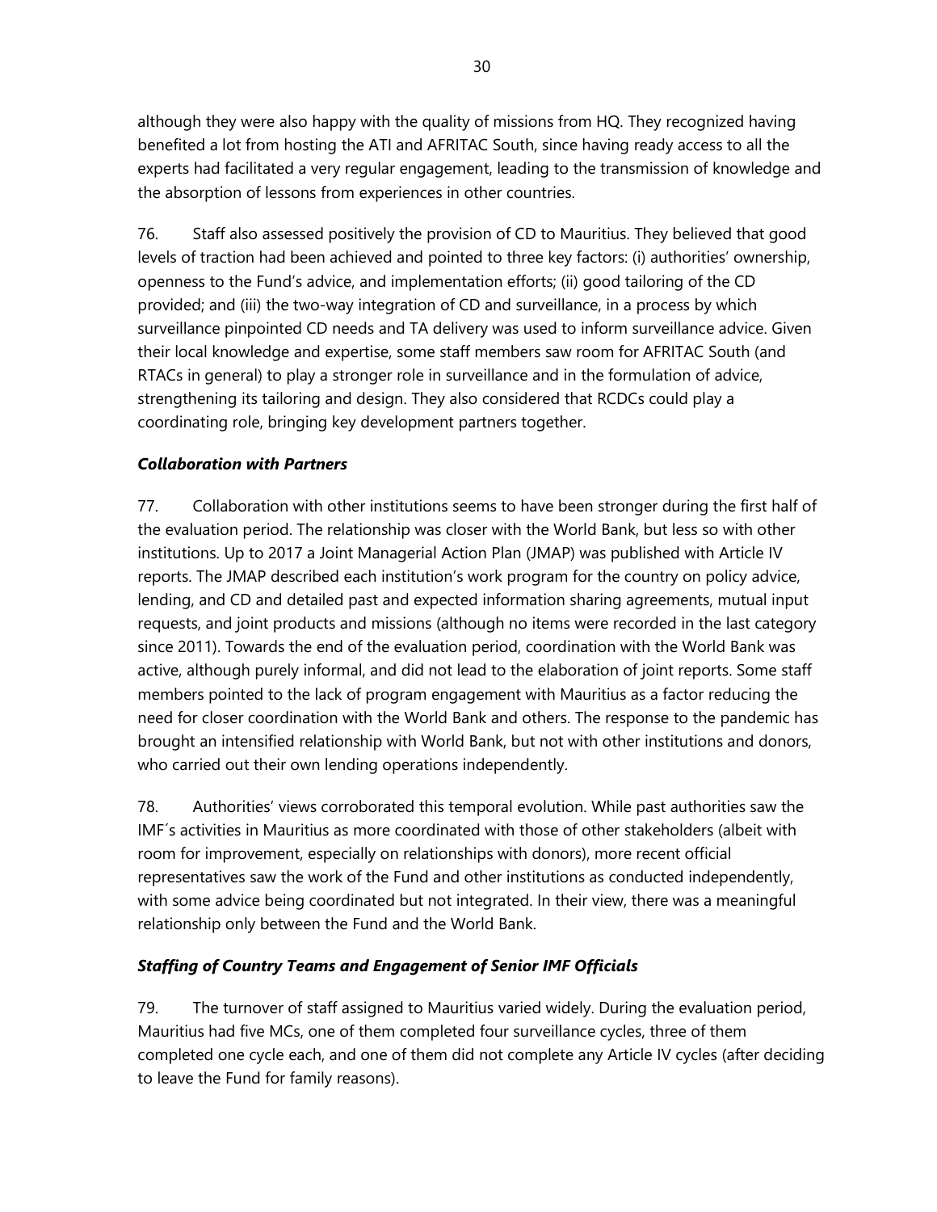although they were also happy with the quality of missions from HQ. They recognized having benefited a lot from hosting the ATI and AFRITAC South, since having ready access to all the experts had facilitated a very regular engagement, leading to the transmission of knowledge and the absorption of lessons from experiences in other countries.

76. Staff also assessed positively the provision of CD to Mauritius. They believed that good levels of traction had been achieved and pointed to three key factors: (i) authorities' ownership, openness to the Fund's advice, and implementation efforts; (ii) good tailoring of the CD provided; and (iii) the two-way integration of CD and surveillance, in a process by which surveillance pinpointed CD needs and TA delivery was used to inform surveillance advice. Given their local knowledge and expertise, some staff members saw room for AFRITAC South (and RTACs in general) to play a stronger role in surveillance and in the formulation of advice, strengthening its tailoring and design. They also considered that RCDCs could play a coordinating role, bringing key development partners together.

### *Collaboration with Partners*

77. Collaboration with other institutions seems to have been stronger during the first half of the evaluation period. The relationship was closer with the World Bank, but less so with other institutions. Up to 2017 a Joint Managerial Action Plan (JMAP) was published with Article IV reports. The JMAP described each institution's work program for the country on policy advice, lending, and CD and detailed past and expected information sharing agreements, mutual input requests, and joint products and missions (although no items were recorded in the last category since 2011). Towards the end of the evaluation period, coordination with the World Bank was active, although purely informal, and did not lead to the elaboration of joint reports. Some staff members pointed to the lack of program engagement with Mauritius as a factor reducing the need for closer coordination with the World Bank and others. The response to the pandemic has brought an intensified relationship with World Bank, but not with other institutions and donors, who carried out their own lending operations independently.

78. Authorities' views corroborated this temporal evolution. While past authorities saw the IMF´s activities in Mauritius as more coordinated with those of other stakeholders (albeit with room for improvement, especially on relationships with donors), more recent official representatives saw the work of the Fund and other institutions as conducted independently, with some advice being coordinated but not integrated. In their view, there was a meaningful relationship only between the Fund and the World Bank.

### *Staffing of Country Teams and Engagement of Senior IMF Officials*

79. The turnover of staff assigned to Mauritius varied widely. During the evaluation period, Mauritius had five MCs, one of them completed four surveillance cycles, three of them completed one cycle each, and one of them did not complete any Article IV cycles (after deciding to leave the Fund for family reasons).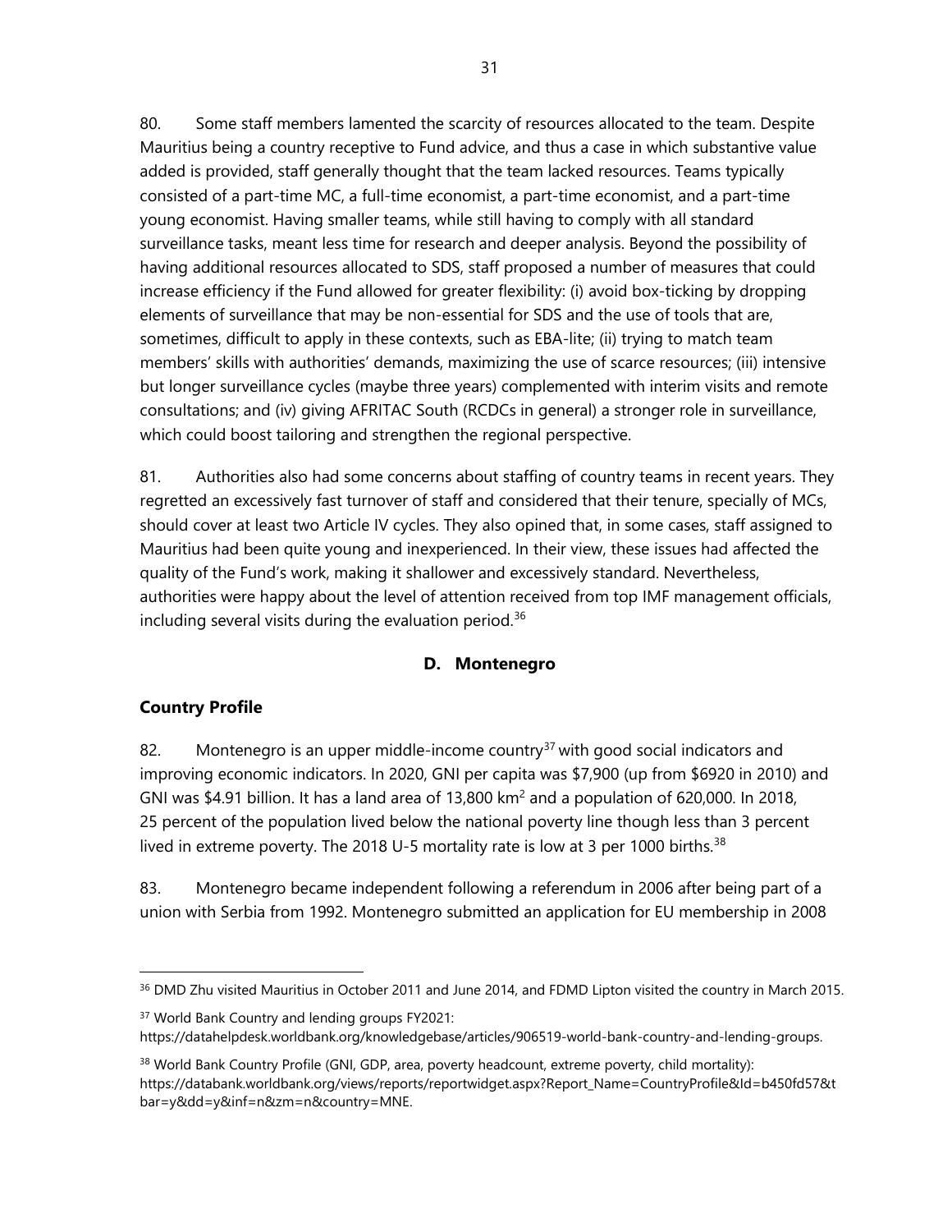80. Some staff members lamented the scarcity of resources allocated to the team. Despite Mauritius being a country receptive to Fund advice, and thus a case in which substantive value added is provided, staff generally thought that the team lacked resources. Teams typically consisted of a part-time MC, a full-time economist, a part-time economist, and a part-time young economist. Having smaller teams, while still having to comply with all standard surveillance tasks, meant less time for research and deeper analysis. Beyond the possibility of having additional resources allocated to SDS, staff proposed a number of measures that could increase efficiency if the Fund allowed for greater flexibility: (i) avoid box-ticking by dropping elements of surveillance that may be non-essential for SDS and the use of tools that are, sometimes, difficult to apply in these contexts, such as EBA-lite; (ii) trying to match team members' skills with authorities' demands, maximizing the use of scarce resources; (iii) intensive but longer surveillance cycles (maybe three years) complemented with interim visits and remote consultations; and (iv) giving AFRITAC South (RCDCs in general) a stronger role in surveillance, which could boost tailoring and strengthen the regional perspective.

81. Authorities also had some concerns about staffing of country teams in recent years. They regretted an excessively fast turnover of staff and considered that their tenure, specially of MCs, should cover at least two Article IV cycles. They also opined that, in some cases, staff assigned to Mauritius had been quite young and inexperienced. In their view, these issues had affected the quality of the Fund's work, making it shallower and excessively standard. Nevertheless, authorities were happy about the level of attention received from top IMF management officials, including several visits during the evaluation period.[36]

### D. Montenegro

#### Country Profile

82. Montenegro is an upper middle-income country[37] with good social indicators and improving economic indicators. In 2020, GNI per capita was $7,900 (up from $6920 in 2010) and GNI was $4.91 billion. It has a land area of 13,800 km$^2$ and a population of 620,000. In 2018, 25 percent of the population lived below the national poverty line though less than 3 percent lived in extreme poverty. The 2018 U-5 mortality rate is low at 3 per 1000 births.[38]

83. Montenegro became independent following a referendum in 2006 after being part of a union with Serbia from 1992. Montenegro submitted an application for EU membership in 2008

---

[36] DMD Zhu visited Mauritius in October 2011 and June 2014, and FDMD Lipton visited the country in March 2015.

[37] World Bank Country and lending groups FY2021: https://datahelpdesk.worldbank.org/knowledgebase/articles/906519-world-bank-country-and-lending-groups.

[38] World Bank Country Profile (GNI, GDP, area, poverty headcount, extreme poverty, child mortality): https://databank.worldbank.org/views/reports/reportwidget.aspx?Report_Name=CountryProfile&Id=b450fd57&tbar=y&dd=y&inf=n&zm=n&country=MNE.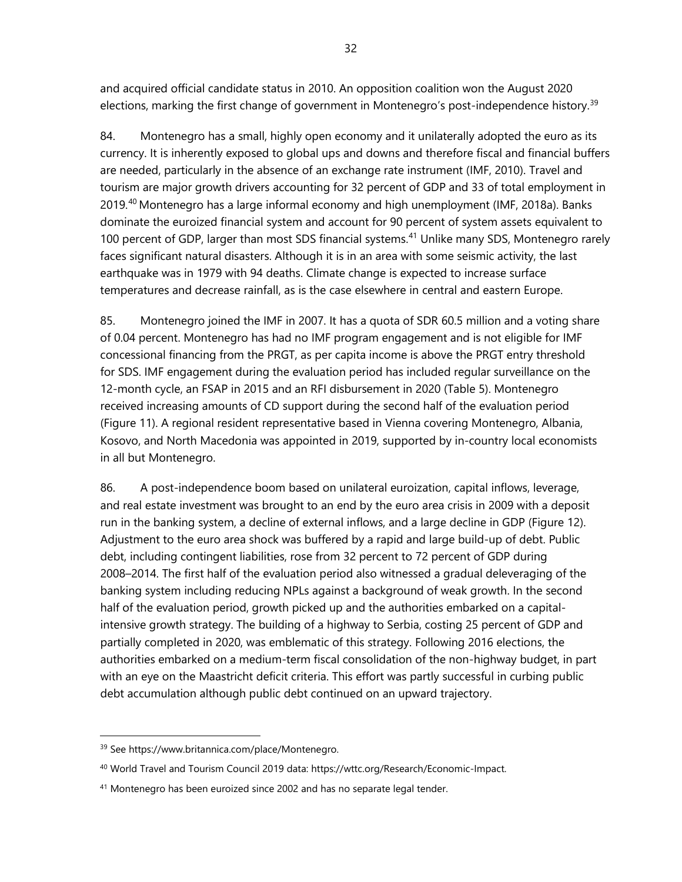and acquired official candidate status in 2010. An opposition coalition won the August 2020 elections, marking the first change of government in Montenegro's post-independence history.[39]

84. Montenegro has a small, highly open economy and it unilaterally adopted the euro as its currency. It is inherently exposed to global ups and downs and therefore fiscal and financial buffers are needed, particularly in the absence of an exchange rate instrument (IMF, 2010). Travel and tourism are major growth drivers accounting for 32 percent of GDP and 33 of total employment in 2019.[40] Montenegro has a large informal economy and high unemployment (IMF, 2018a). Banks dominate the euroized financial system and account for 90 percent of system assets equivalent to 100 percent of GDP, larger than most SDS financial systems.[41] Unlike many SDS, Montenegro rarely faces significant natural disasters. Although it is in an area with some seismic activity, the last earthquake was in 1979 with 94 deaths. Climate change is expected to increase surface temperatures and decrease rainfall, as is the case elsewhere in central and eastern Europe.

85. Montenegro joined the IMF in 2007. It has a quota of SDR 60.5 million and a voting share of 0.04 percent. Montenegro has had no IMF program engagement and is not eligible for IMF concessional financing from the PRGT, as per capita income is above the PRGT entry threshold for SDS. IMF engagement during the evaluation period has included regular surveillance on the 12-month cycle, an FSAP in 2015 and an RFI disbursement in 2020 (Table 5). Montenegro received increasing amounts of CD support during the second half of the evaluation period (Figure 11). A regional resident representative based in Vienna covering Montenegro, Albania, Kosovo, and North Macedonia was appointed in 2019, supported by in-country local economists in all but Montenegro.

86. A post-independence boom based on unilateral euroization, capital inflows, leverage, and real estate investment was brought to an end by the euro area crisis in 2009 with a deposit run in the banking system, a decline of external inflows, and a large decline in GDP (Figure 12). Adjustment to the euro area shock was buffered by a rapid and large build-up of debt. Public debt, including contingent liabilities, rose from 32 percent to 72 percent of GDP during 2008–2014. The first half of the evaluation period also witnessed a gradual deleveraging of the banking system including reducing NPLs against a background of weak growth. In the second half of the evaluation period, growth picked up and the authorities embarked on a capital-intensive growth strategy. The building of a highway to Serbia, costing 25 percent of GDP and partially completed in 2020, was emblematic of this strategy. Following 2016 elections, the authorities embarked on a medium-term fiscal consolidation of the non-highway budget, in part with an eye on the Maastricht deficit criteria. This effort was partly successful in curbing public debt accumulation although public debt continued on an upward trajectory.

---

[39] See https://www.britannica.com/place/Montenegro.

[40] World Travel and Tourism Council 2019 data: https://wttc.org/Research/Economic-Impact.

[41] Montenegro has been euroized since 2002 and has no separate legal tender.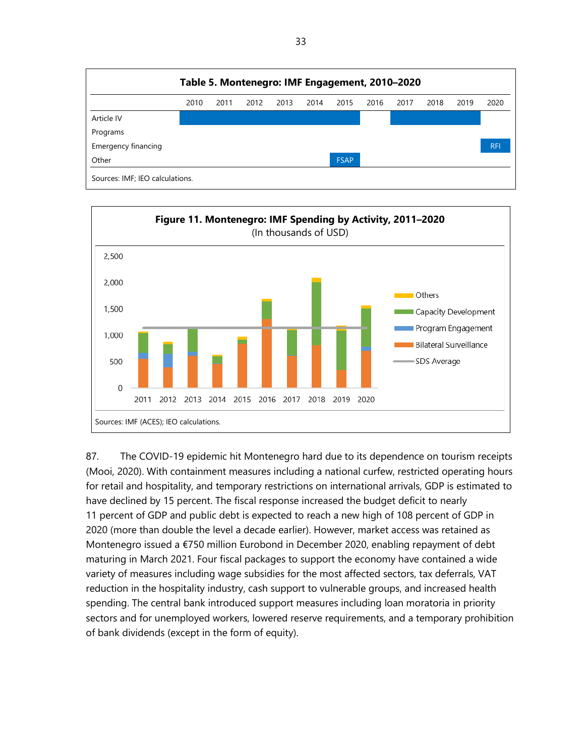**Table 5. Montenegro: IMF Engagement, 2010–2020**

| | 2010 | 2011 | 2012 | 2013 | 2014 | 2015 | 2016 | 2017 | 2018 | 2019 | 2020 |
|---|---|---|---|---|---|---|---|---|---|---|---|
| Article IV | ■ | ■ | ■ | ■ | ■ | ■ | | ■ | ■ | ■ | |
| Programs | | | | | | | | | | | |
| Emergency financing | | | | | | | | | | | RFI |
| Other | | | | | | FSAP | | | | | |

Sources: IMF; IEO calculations.

**Figure 11. Montenegro: IMF Spending by Activity, 2011–2020**
(In thousands of USD)

Sources: IMF (ACES); IEO calculations.

87. The COVID-19 epidemic hit Montenegro hard due to its dependence on tourism receipts (Mooi, 2020). With containment measures including a national curfew, restricted operating hours for retail and hospitality, and temporary restrictions on international arrivals, GDP is estimated to have declined by 15 percent. The fiscal response increased the budget deficit to nearly 11 percent of GDP and public debt is expected to reach a new high of 108 percent of GDP in 2020 (more than double the level a decade earlier). However, market access was retained as Montenegro issued a €750 million Eurobond in December 2020, enabling repayment of debt maturing in March 2021. Four fiscal packages to support the economy have contained a wide variety of measures including wage subsidies for the most affected sectors, tax deferrals, VAT reduction in the hospitality industry, cash support to vulnerable groups, and increased health spending. The central bank introduced support measures including loan moratoria in priority sectors and for unemployed workers, lowered reserve requirements, and a temporary prohibition of bank dividends (except in the form of equity).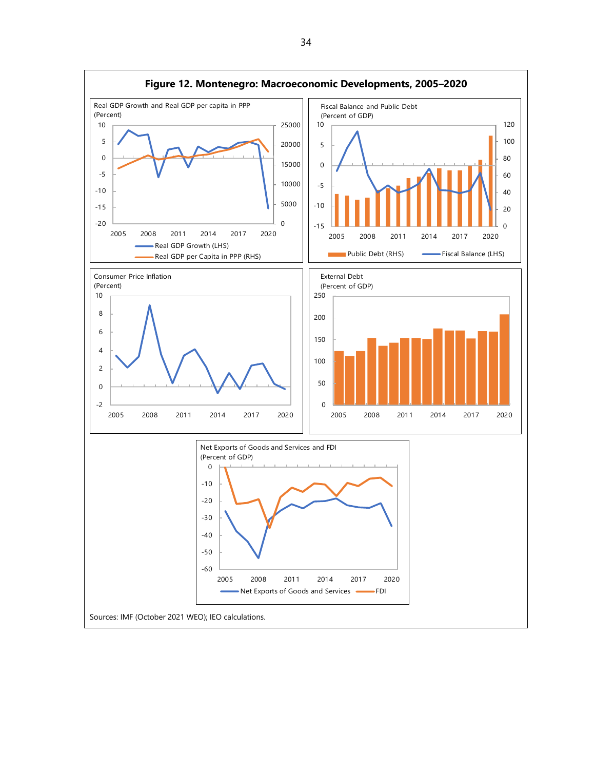**Figure 12. Montenegro: Macroeconomic Developments, 2005–2020**

Real GDP Growth and Real GDP per capita in PPP
(Percent)

Real GDP Growth (LHS) | Real GDP per Capita in PPP (RHS)

Fiscal Balance and Public Debt
(Percent of GDP)

Public Debt (RHS) | Fiscal Balance (LHS)

Consumer Price Inflation
(Percent)

External Debt
(Percent of GDP)

Net Exports of Goods and Services and FDI
(Percent of GDP)

Net Exports of Goods and Services | FDI

Sources: IMF (October 2021 WEO); IEO calculations.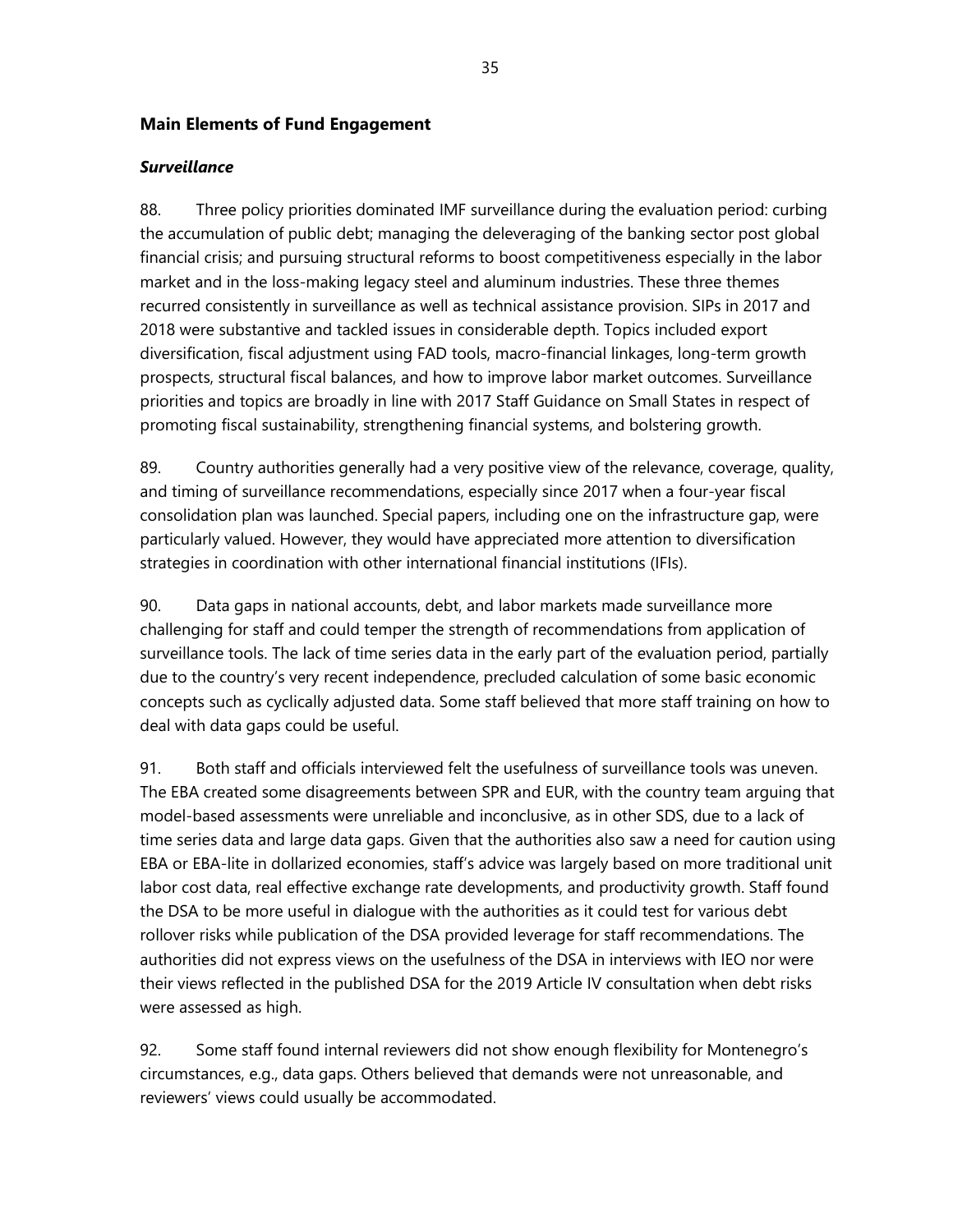## Main Elements of Fund Engagement

### *Surveillance*

88. Three policy priorities dominated IMF surveillance during the evaluation period: curbing the accumulation of public debt; managing the deleveraging of the banking sector post global financial crisis; and pursuing structural reforms to boost competitiveness especially in the labor market and in the loss-making legacy steel and aluminum industries. These three themes recurred consistently in surveillance as well as technical assistance provision. SIPs in 2017 and 2018 were substantive and tackled issues in considerable depth. Topics included export diversification, fiscal adjustment using FAD tools, macro-financial linkages, long-term growth prospects, structural fiscal balances, and how to improve labor market outcomes. Surveillance priorities and topics are broadly in line with 2017 Staff Guidance on Small States in respect of promoting fiscal sustainability, strengthening financial systems, and bolstering growth.

89. Country authorities generally had a very positive view of the relevance, coverage, quality, and timing of surveillance recommendations, especially since 2017 when a four-year fiscal consolidation plan was launched. Special papers, including one on the infrastructure gap, were particularly valued. However, they would have appreciated more attention to diversification strategies in coordination with other international financial institutions (IFIs).

90. Data gaps in national accounts, debt, and labor markets made surveillance more challenging for staff and could temper the strength of recommendations from application of surveillance tools. The lack of time series data in the early part of the evaluation period, partially due to the country's very recent independence, precluded calculation of some basic economic concepts such as cyclically adjusted data. Some staff believed that more staff training on how to deal with data gaps could be useful.

91. Both staff and officials interviewed felt the usefulness of surveillance tools was uneven. The EBA created some disagreements between SPR and EUR, with the country team arguing that model-based assessments were unreliable and inconclusive, as in other SDS, due to a lack of time series data and large data gaps. Given that the authorities also saw a need for caution using EBA or EBA-lite in dollarized economies, staff's advice was largely based on more traditional unit labor cost data, real effective exchange rate developments, and productivity growth. Staff found the DSA to be more useful in dialogue with the authorities as it could test for various debt rollover risks while publication of the DSA provided leverage for staff recommendations. The authorities did not express views on the usefulness of the DSA in interviews with IEO nor were their views reflected in the published DSA for the 2019 Article IV consultation when debt risks were assessed as high.

92. Some staff found internal reviewers did not show enough flexibility for Montenegro's circumstances, e.g., data gaps. Others believed that demands were not unreasonable, and reviewers' views could usually be accommodated.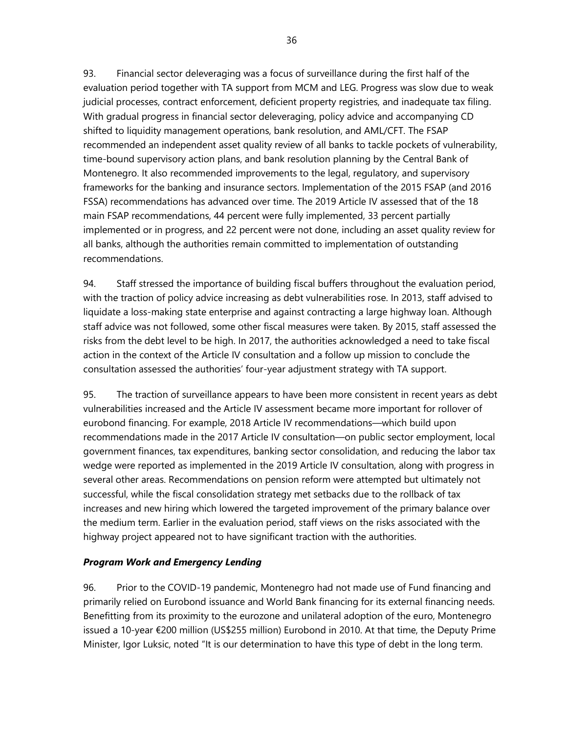93. Financial sector deleveraging was a focus of surveillance during the first half of the evaluation period together with TA support from MCM and LEG. Progress was slow due to weak judicial processes, contract enforcement, deficient property registries, and inadequate tax filing. With gradual progress in financial sector deleveraging, policy advice and accompanying CD shifted to liquidity management operations, bank resolution, and AML/CFT. The FSAP recommended an independent asset quality review of all banks to tackle pockets of vulnerability, time-bound supervisory action plans, and bank resolution planning by the Central Bank of Montenegro. It also recommended improvements to the legal, regulatory, and supervisory frameworks for the banking and insurance sectors. Implementation of the 2015 FSAP (and 2016 FSSA) recommendations has advanced over time. The 2019 Article IV assessed that of the 18 main FSAP recommendations, 44 percent were fully implemented, 33 percent partially implemented or in progress, and 22 percent were not done, including an asset quality review for all banks, although the authorities remain committed to implementation of outstanding recommendations.

94. Staff stressed the importance of building fiscal buffers throughout the evaluation period, with the traction of policy advice increasing as debt vulnerabilities rose. In 2013, staff advised to liquidate a loss-making state enterprise and against contracting a large highway loan. Although staff advice was not followed, some other fiscal measures were taken. By 2015, staff assessed the risks from the debt level to be high. In 2017, the authorities acknowledged a need to take fiscal action in the context of the Article IV consultation and a follow up mission to conclude the consultation assessed the authorities' four-year adjustment strategy with TA support.

95. The traction of surveillance appears to have been more consistent in recent years as debt vulnerabilities increased and the Article IV assessment became more important for rollover of eurobond financing. For example, 2018 Article IV recommendations—which build upon recommendations made in the 2017 Article IV consultation—on public sector employment, local government finances, tax expenditures, banking sector consolidation, and reducing the labor tax wedge were reported as implemented in the 2019 Article IV consultation, along with progress in several other areas. Recommendations on pension reform were attempted but ultimately not successful, while the fiscal consolidation strategy met setbacks due to the rollback of tax increases and new hiring which lowered the targeted improvement of the primary balance over the medium term. Earlier in the evaluation period, staff views on the risks associated with the highway project appeared not to have significant traction with the authorities.

### *Program Work and Emergency Lending*

96. Prior to the COVID-19 pandemic, Montenegro had not made use of Fund financing and primarily relied on Eurobond issuance and World Bank financing for its external financing needs. Benefitting from its proximity to the eurozone and unilateral adoption of the euro, Montenegro issued a 10-year €200 million (US$255 million) Eurobond in 2010. At that time, the Deputy Prime Minister, Igor Luksic, noted "It is our determination to have this type of debt in the long term.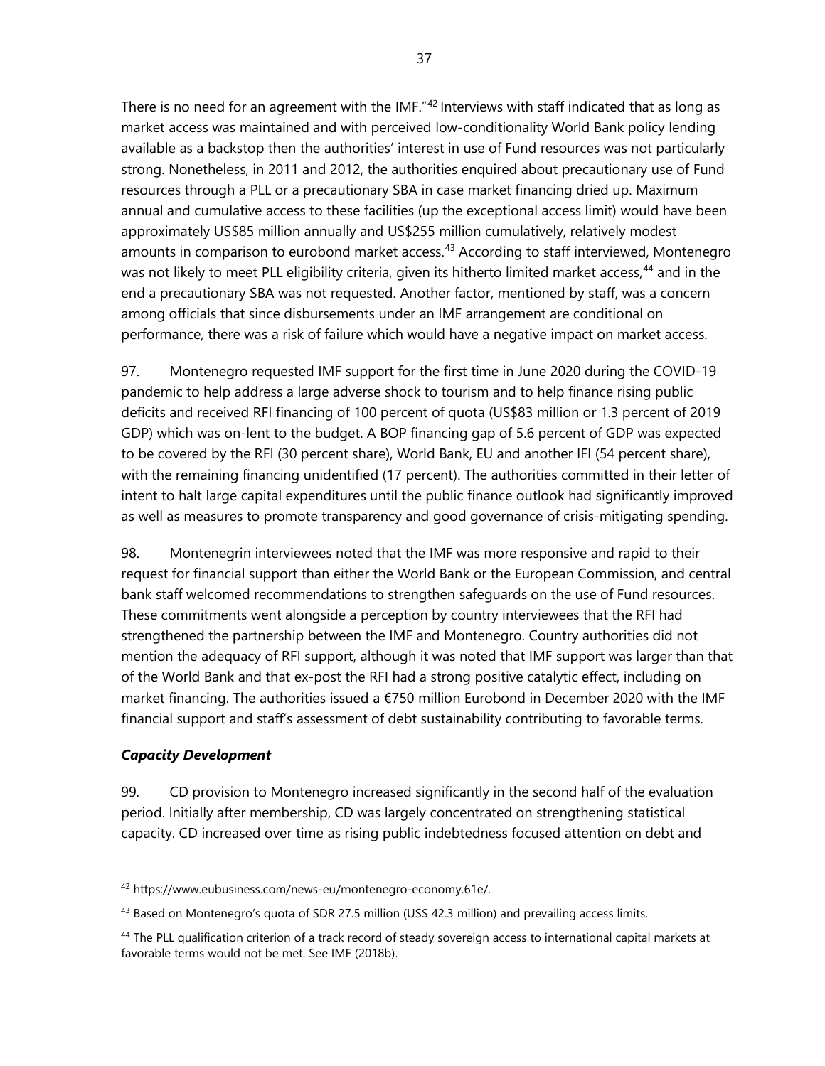There is no need for an agreement with the IMF."[42] Interviews with staff indicated that as long as market access was maintained and with perceived low-conditionality World Bank policy lending available as a backstop then the authorities' interest in use of Fund resources was not particularly strong. Nonetheless, in 2011 and 2012, the authorities enquired about precautionary use of Fund resources through a PLL or a precautionary SBA in case market financing dried up. Maximum annual and cumulative access to these facilities (up the exceptional access limit) would have been approximately US$85 million annually and US$255 million cumulatively, relatively modest amounts in comparison to eurobond market access.[43] According to staff interviewed, Montenegro was not likely to meet PLL eligibility criteria, given its hitherto limited market access,[44] and in the end a precautionary SBA was not requested. Another factor, mentioned by staff, was a concern among officials that since disbursements under an IMF arrangement are conditional on performance, there was a risk of failure which would have a negative impact on market access.

97. Montenegro requested IMF support for the first time in June 2020 during the COVID-19 pandemic to help address a large adverse shock to tourism and to help finance rising public deficits and received RFI financing of 100 percent of quota (US$83 million or 1.3 percent of 2019 GDP) which was on-lent to the budget. A BOP financing gap of 5.6 percent of GDP was expected to be covered by the RFI (30 percent share), World Bank, EU and another IFI (54 percent share), with the remaining financing unidentified (17 percent). The authorities committed in their letter of intent to halt large capital expenditures until the public finance outlook had significantly improved as well as measures to promote transparency and good governance of crisis-mitigating spending.

98. Montenegrin interviewees noted that the IMF was more responsive and rapid to their request for financial support than either the World Bank or the European Commission, and central bank staff welcomed recommendations to strengthen safeguards on the use of Fund resources. These commitments went alongside a perception by country interviewees that the RFI had strengthened the partnership between the IMF and Montenegro. Country authorities did not mention the adequacy of RFI support, although it was noted that IMF support was larger than that of the World Bank and that ex-post the RFI had a strong positive catalytic effect, including on market financing. The authorities issued a €750 million Eurobond in December 2020 with the IMF financial support and staff's assessment of debt sustainability contributing to favorable terms.

### *Capacity Development*

99. CD provision to Montenegro increased significantly in the second half of the evaluation period. Initially after membership, CD was largely concentrated on strengthening statistical capacity. CD increased over time as rising public indebtedness focused attention on debt and

---

[42] https://www.eubusiness.com/news-eu/montenegro-economy.61e/.

[43] Based on Montenegro's quota of SDR 27.5 million (US$ 42.3 million) and prevailing access limits.

[44] The PLL qualification criterion of a track record of steady sovereign access to international capital markets at favorable terms would not be met. See IMF (2018b).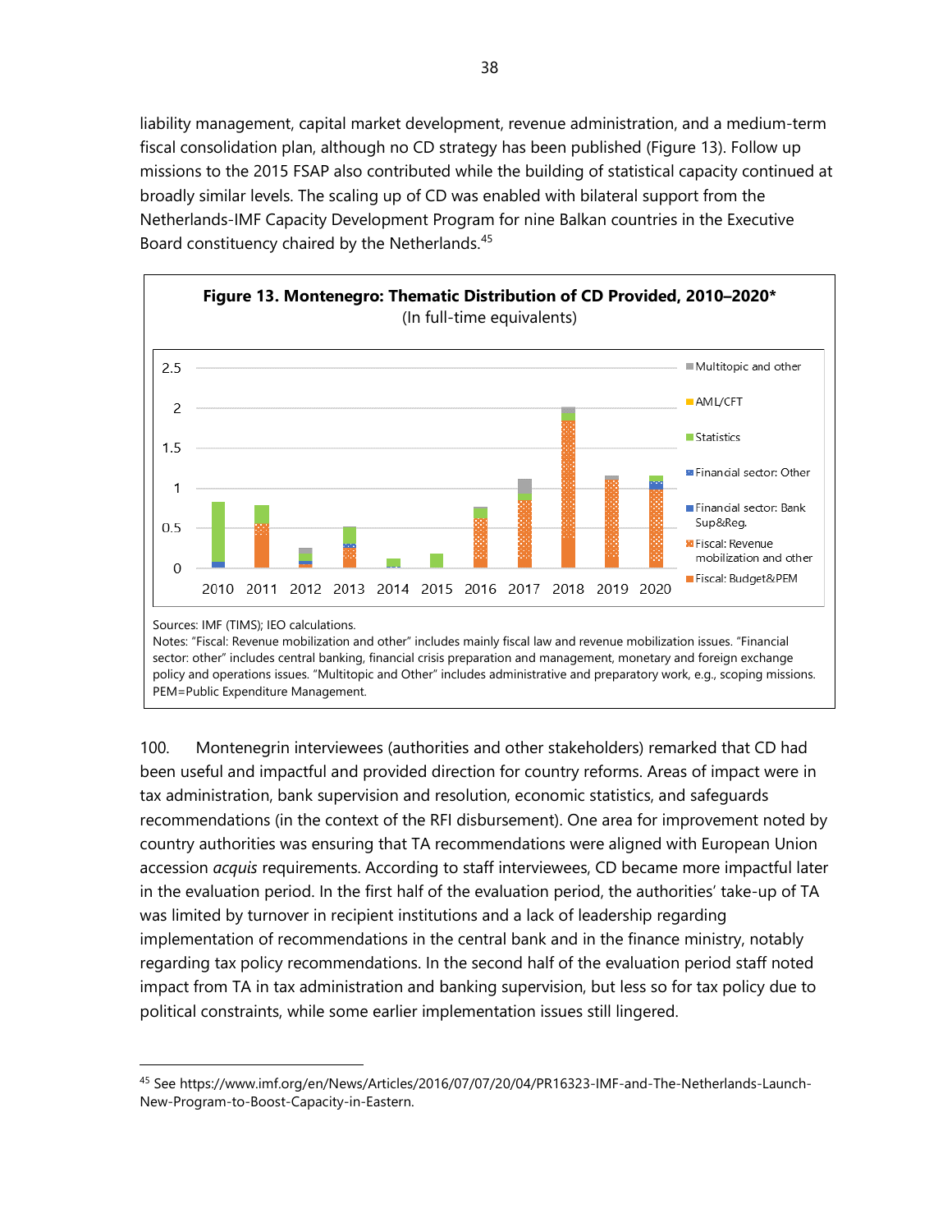liability management, capital market development, revenue administration, and a medium-term fiscal consolidation plan, although no CD strategy has been published (Figure 13). Follow up missions to the 2015 FSAP also contributed while the building of statistical capacity continued at broadly similar levels. The scaling up of CD was enabled with bilateral support from the Netherlands-IMF Capacity Development Program for nine Balkan countries in the Executive Board constituency chaired by the Netherlands.[45]

**Figure 13. Montenegro: Thematic Distribution of CD Provided, 2010–2020***
(In full-time equivalents)

Sources: IMF (TIMS); IEO calculations.
Notes: "Fiscal: Revenue mobilization and other" includes mainly fiscal law and revenue mobilization issues. "Financial sector: other" includes central banking, financial crisis preparation and management, monetary and foreign exchange policy and operations issues. "Multitopic and Other" includes administrative and preparatory work, e.g., scoping missions. PEM=Public Expenditure Management.

100. Montenegrin interviewees (authorities and other stakeholders) remarked that CD had been useful and impactful and provided direction for country reforms. Areas of impact were in tax administration, bank supervision and resolution, economic statistics, and safeguards recommendations (in the context of the RFI disbursement). One area for improvement noted by country authorities was ensuring that TA recommendations were aligned with European Union accession *acquis* requirements. According to staff interviewees, CD became more impactful later in the evaluation period. In the first half of the evaluation period, the authorities' take-up of TA was limited by turnover in recipient institutions and a lack of leadership regarding implementation of recommendations in the central bank and in the finance ministry, notably regarding tax policy recommendations. In the second half of the evaluation period staff noted impact from TA in tax administration and banking supervision, but less so for tax policy due to political constraints, while some earlier implementation issues still lingered.

[45] See https://www.imf.org/en/News/Articles/2016/07/07/20/04/PR16323-IMF-and-The-Netherlands-Launch-New-Program-to-Boost-Capacity-in-Eastern.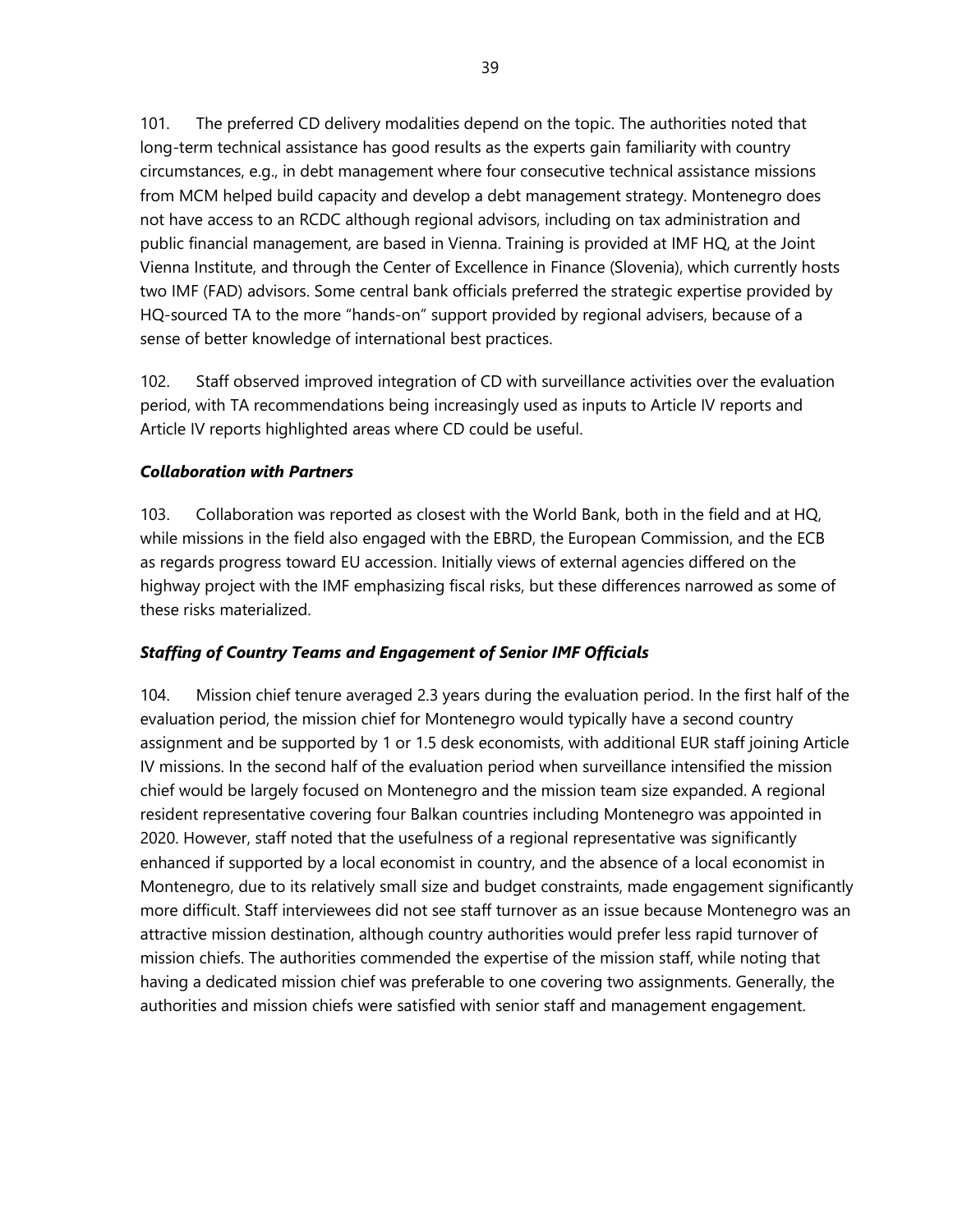101. The preferred CD delivery modalities depend on the topic. The authorities noted that long-term technical assistance has good results as the experts gain familiarity with country circumstances, e.g., in debt management where four consecutive technical assistance missions from MCM helped build capacity and develop a debt management strategy. Montenegro does not have access to an RCDC although regional advisors, including on tax administration and public financial management, are based in Vienna. Training is provided at IMF HQ, at the Joint Vienna Institute, and through the Center of Excellence in Finance (Slovenia), which currently hosts two IMF (FAD) advisors. Some central bank officials preferred the strategic expertise provided by HQ-sourced TA to the more "hands-on" support provided by regional advisers, because of a sense of better knowledge of international best practices.

102. Staff observed improved integration of CD with surveillance activities over the evaluation period, with TA recommendations being increasingly used as inputs to Article IV reports and Article IV reports highlighted areas where CD could be useful.

### *Collaboration with Partners*

103. Collaboration was reported as closest with the World Bank, both in the field and at HQ, while missions in the field also engaged with the EBRD, the European Commission, and the ECB as regards progress toward EU accession. Initially views of external agencies differed on the highway project with the IMF emphasizing fiscal risks, but these differences narrowed as some of these risks materialized.

### *Staffing of Country Teams and Engagement of Senior IMF Officials*

104. Mission chief tenure averaged 2.3 years during the evaluation period. In the first half of the evaluation period, the mission chief for Montenegro would typically have a second country assignment and be supported by 1 or 1.5 desk economists, with additional EUR staff joining Article IV missions. In the second half of the evaluation period when surveillance intensified the mission chief would be largely focused on Montenegro and the mission team size expanded. A regional resident representative covering four Balkan countries including Montenegro was appointed in 2020. However, staff noted that the usefulness of a regional representative was significantly enhanced if supported by a local economist in country, and the absence of a local economist in Montenegro, due to its relatively small size and budget constraints, made engagement significantly more difficult. Staff interviewees did not see staff turnover as an issue because Montenegro was an attractive mission destination, although country authorities would prefer less rapid turnover of mission chiefs. The authorities commended the expertise of the mission staff, while noting that having a dedicated mission chief was preferable to one covering two assignments. Generally, the authorities and mission chiefs were satisfied with senior staff and management engagement.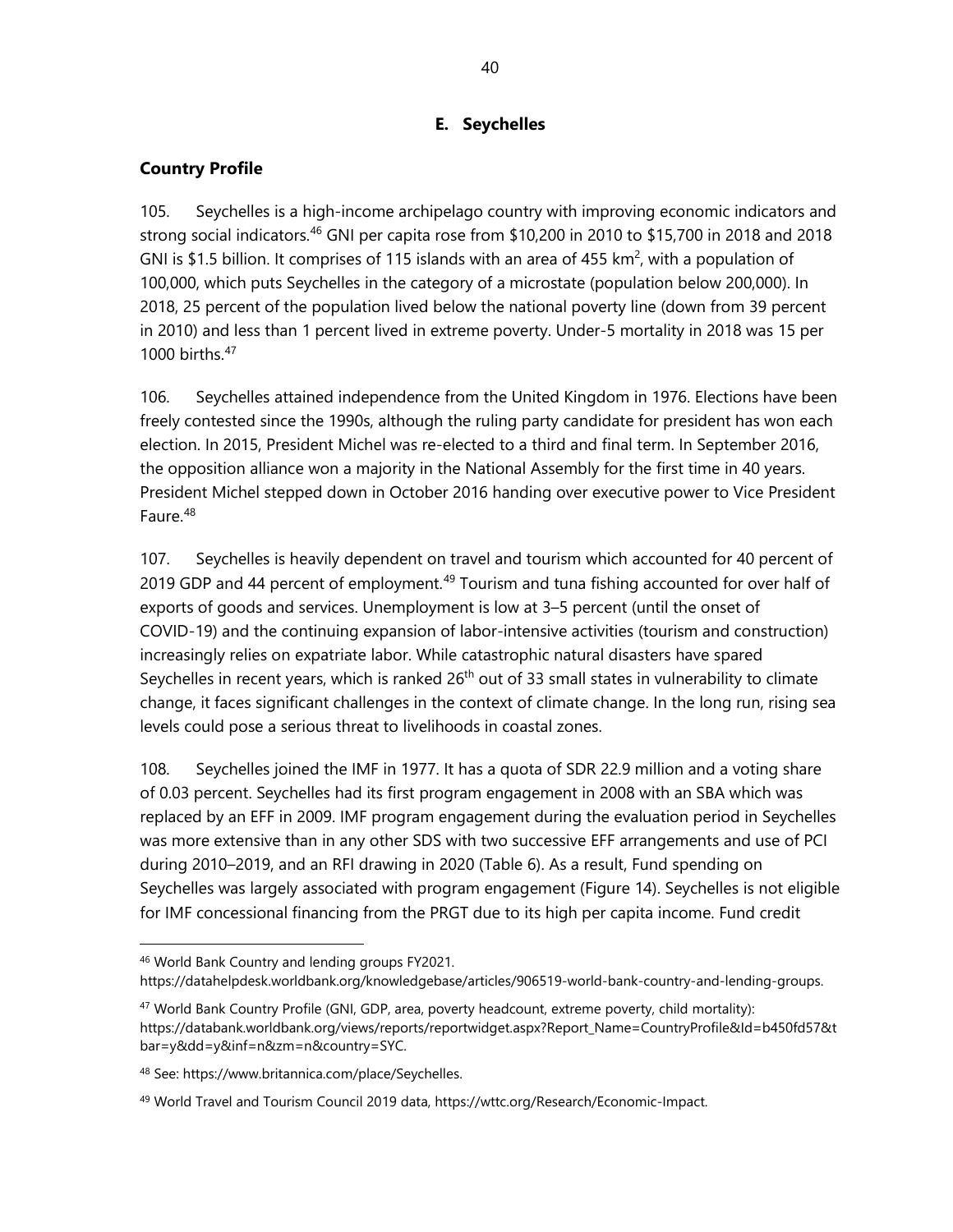## E. Seychelles

### Country Profile

105. Seychelles is a high-income archipelago country with improving economic indicators and strong social indicators.[46] GNI per capita rose from $10,200 in 2010 to $15,700 in 2018 and 2018 GNI is $1.5 billion. It comprises of 115 islands with an area of 455 km$^2$, with a population of 100,000, which puts Seychelles in the category of a microstate (population below 200,000). In 2018, 25 percent of the population lived below the national poverty line (down from 39 percent in 2010) and less than 1 percent lived in extreme poverty. Under-5 mortality in 2018 was 15 per 1000 births.[47]

106. Seychelles attained independence from the United Kingdom in 1976. Elections have been freely contested since the 1990s, although the ruling party candidate for president has won each election. In 2015, President Michel was re-elected to a third and final term. In September 2016, the opposition alliance won a majority in the National Assembly for the first time in 40 years. President Michel stepped down in October 2016 handing over executive power to Vice President Faure.[48]

107. Seychelles is heavily dependent on travel and tourism which accounted for 40 percent of 2019 GDP and 44 percent of employment.[49] Tourism and tuna fishing accounted for over half of exports of goods and services. Unemployment is low at 3–5 percent (until the onset of COVID-19) and the continuing expansion of labor-intensive activities (tourism and construction) increasingly relies on expatriate labor. While catastrophic natural disasters have spared Seychelles in recent years, which is ranked 26th out of 33 small states in vulnerability to climate change, it faces significant challenges in the context of climate change. In the long run, rising sea levels could pose a serious threat to livelihoods in coastal zones.

108. Seychelles joined the IMF in 1977. It has a quota of SDR 22.9 million and a voting share of 0.03 percent. Seychelles had its first program engagement in 2008 with an SBA which was replaced by an EFF in 2009. IMF program engagement during the evaluation period in Seychelles was more extensive than in any other SDS with two successive EFF arrangements and use of PCI during 2010–2019, and an RFI drawing in 2020 (Table 6). As a result, Fund spending on Seychelles was largely associated with program engagement (Figure 14). Seychelles is not eligible for IMF concessional financing from the PRGT due to its high per capita income. Fund credit

---

[46] World Bank Country and lending groups FY2021. https://datahelpdesk.worldbank.org/knowledgebase/articles/906519-world-bank-country-and-lending-groups.

[47] World Bank Country Profile (GNI, GDP, area, poverty headcount, extreme poverty, child mortality): https://databank.worldbank.org/views/reports/reportwidget.aspx?Report_Name=CountryProfile&Id=b450fd57&tbar=y&dd=y&inf=n&zm=n&country=SYC.

[48] See: https://www.britannica.com/place/Seychelles.

[49] World Travel and Tourism Council 2019 data, https://wttc.org/Research/Economic-Impact.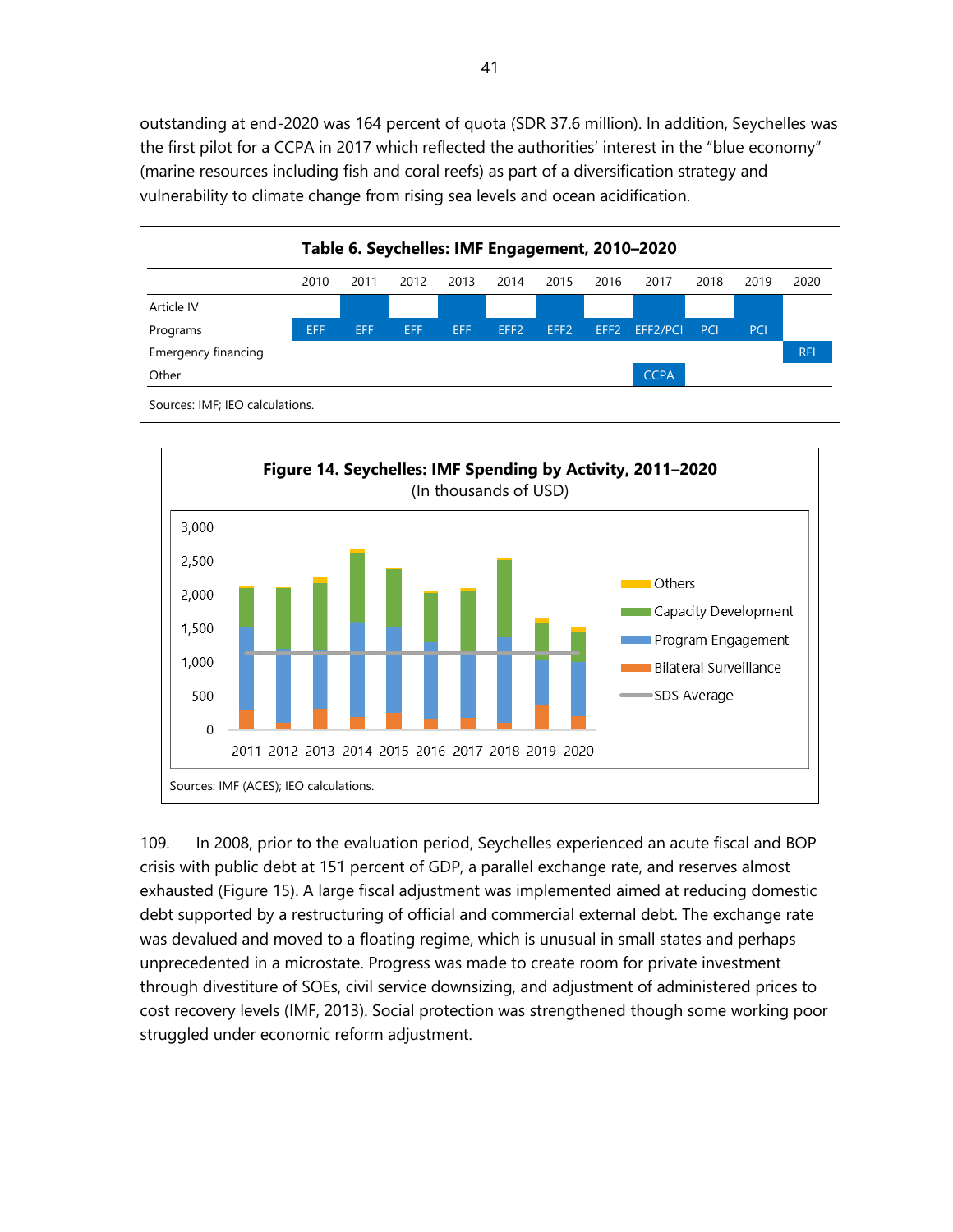outstanding at end-2020 was 164 percent of quota (SDR 37.6 million). In addition, Seychelles was the first pilot for a CCPA in 2017 which reflected the authorities' interest in the "blue economy" (marine resources including fish and coral reefs) as part of a diversification strategy and vulnerability to climate change from rising sea levels and ocean acidification.

**Table 6. Seychelles: IMF Engagement, 2010–2020**

| | 2010 | 2011 | 2012 | 2013 | 2014 | 2015 | 2016 | 2017 | 2018 | 2019 | 2020 |
|---|---|---|---|---|---|---|---|---|---|---|---|
| Article IV | | ■ | | ■ | | ■ | | ■ | | ■ | |
| Programs | EFF | EFF | EFF | EFF | EFF2 | EFF2 | EFF2 | EFF2/PCI | PCI | PCI | |
| Emergency financing | | | | | | | | | | | RFI |
| Other | | | | | | | | CCPA | | | |

Sources: IMF; IEO calculations.

**Figure 14. Seychelles: IMF Spending by Activity, 2011–2020**
(In thousands of USD)

Sources: IMF (ACES); IEO calculations.

109. In 2008, prior to the evaluation period, Seychelles experienced an acute fiscal and BOP crisis with public debt at 151 percent of GDP, a parallel exchange rate, and reserves almost exhausted (Figure 15). A large fiscal adjustment was implemented aimed at reducing domestic debt supported by a restructuring of official and commercial external debt. The exchange rate was devalued and moved to a floating regime, which is unusual in small states and perhaps unprecedented in a microstate. Progress was made to create room for private investment through divestiture of SOEs, civil service downsizing, and adjustment of administered prices to cost recovery levels (IMF, 2013). Social protection was strengthened though some working poor struggled under economic reform adjustment.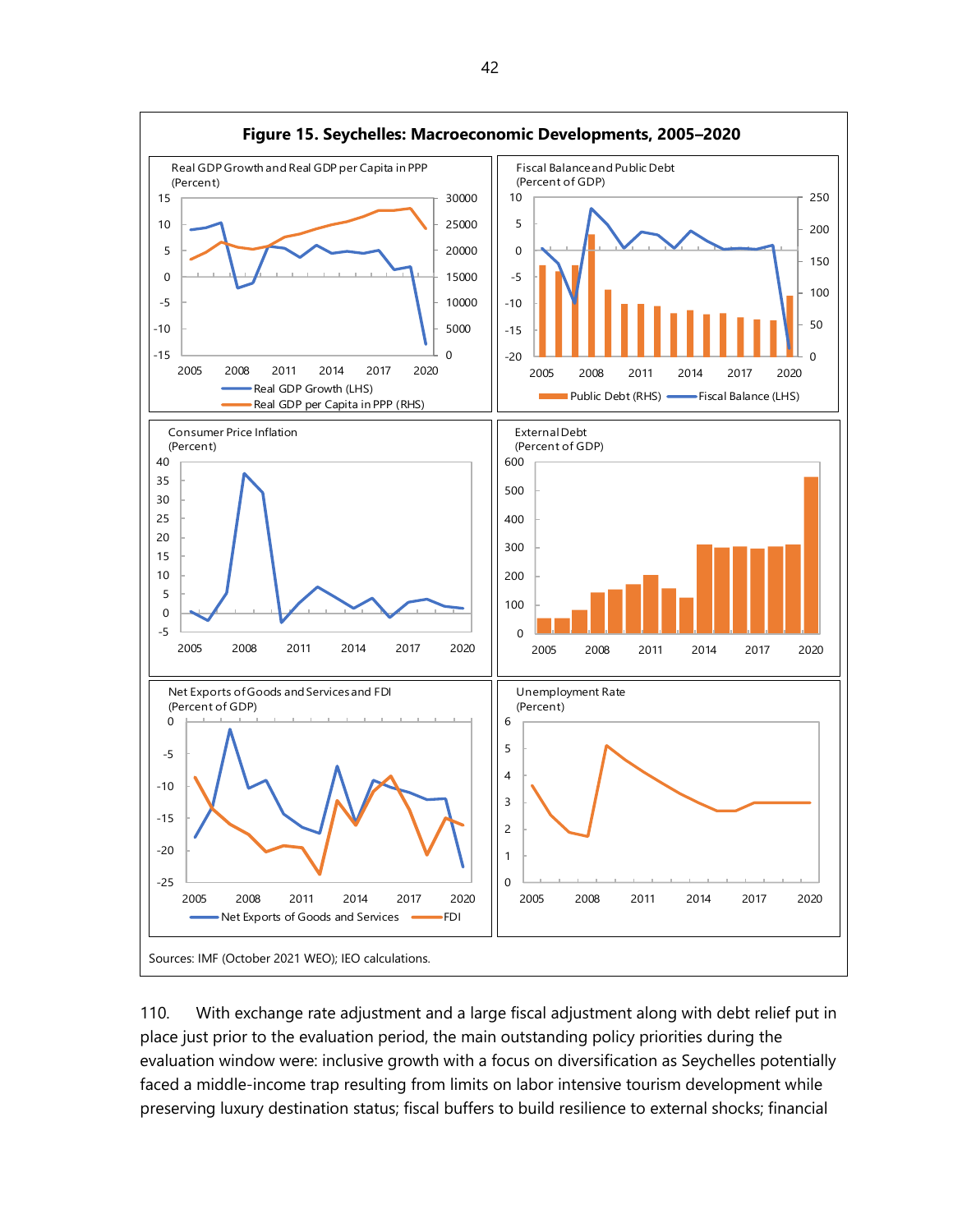**Figure 15. Seychelles: Macroeconomic Developments, 2005–2020**

Real GDP Growth and Real GDP per Capita in PPP (Percent)

Fiscal Balance and Public Debt (Percent of GDP)

Consumer Price Inflation (Percent)

External Debt (Percent of GDP)

Net Exports of Goods and Services and FDI (Percent of GDP)

Unemployment Rate (Percent)

Sources: IMF (October 2021 WEO); IEO calculations.

110. With exchange rate adjustment and a large fiscal adjustment along with debt relief put in place just prior to the evaluation period, the main outstanding policy priorities during the evaluation window were: inclusive growth with a focus on diversification as Seychelles potentially faced a middle-income trap resulting from limits on labor intensive tourism development while preserving luxury destination status; fiscal buffers to build resilience to external shocks; financial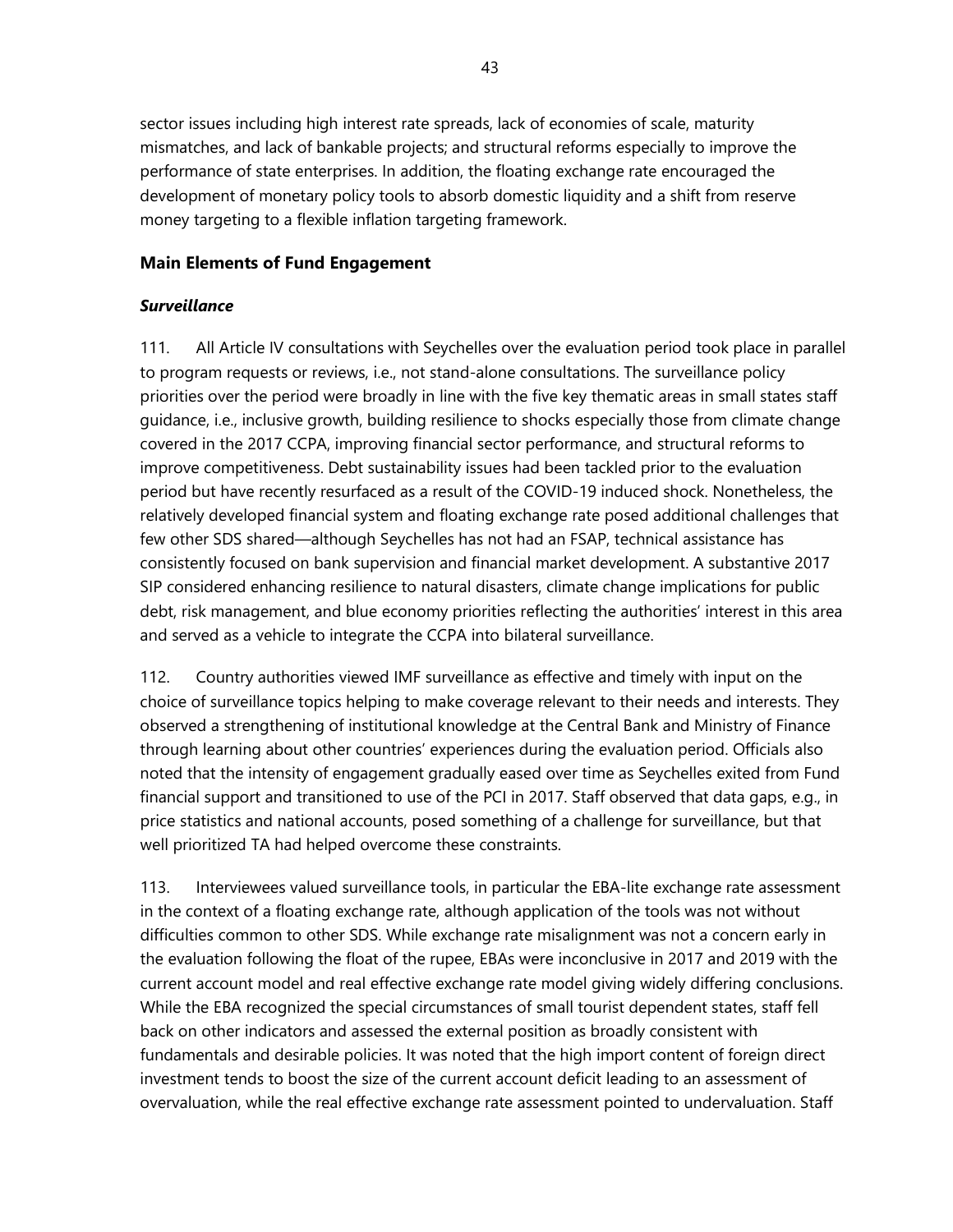sector issues including high interest rate spreads, lack of economies of scale, maturity mismatches, and lack of bankable projects; and structural reforms especially to improve the performance of state enterprises. In addition, the floating exchange rate encouraged the development of monetary policy tools to absorb domestic liquidity and a shift from reserve money targeting to a flexible inflation targeting framework.

## Main Elements of Fund Engagement

### *Surveillance*

111. All Article IV consultations with Seychelles over the evaluation period took place in parallel to program requests or reviews, i.e., not stand-alone consultations. The surveillance policy priorities over the period were broadly in line with the five key thematic areas in small states staff guidance, i.e., inclusive growth, building resilience to shocks especially those from climate change covered in the 2017 CCPA, improving financial sector performance, and structural reforms to improve competitiveness. Debt sustainability issues had been tackled prior to the evaluation period but have recently resurfaced as a result of the COVID-19 induced shock. Nonetheless, the relatively developed financial system and floating exchange rate posed additional challenges that few other SDS shared—although Seychelles has not had an FSAP, technical assistance has consistently focused on bank supervision and financial market development. A substantive 2017 SIP considered enhancing resilience to natural disasters, climate change implications for public debt, risk management, and blue economy priorities reflecting the authorities' interest in this area and served as a vehicle to integrate the CCPA into bilateral surveillance.

112. Country authorities viewed IMF surveillance as effective and timely with input on the choice of surveillance topics helping to make coverage relevant to their needs and interests. They observed a strengthening of institutional knowledge at the Central Bank and Ministry of Finance through learning about other countries' experiences during the evaluation period. Officials also noted that the intensity of engagement gradually eased over time as Seychelles exited from Fund financial support and transitioned to use of the PCI in 2017. Staff observed that data gaps, e.g., in price statistics and national accounts, posed something of a challenge for surveillance, but that well prioritized TA had helped overcome these constraints.

113. Interviewees valued surveillance tools, in particular the EBA-lite exchange rate assessment in the context of a floating exchange rate, although application of the tools was not without difficulties common to other SDS. While exchange rate misalignment was not a concern early in the evaluation following the float of the rupee, EBAs were inconclusive in 2017 and 2019 with the current account model and real effective exchange rate model giving widely differing conclusions. While the EBA recognized the special circumstances of small tourist dependent states, staff fell back on other indicators and assessed the external position as broadly consistent with fundamentals and desirable policies. It was noted that the high import content of foreign direct investment tends to boost the size of the current account deficit leading to an assessment of overvaluation, while the real effective exchange rate assessment pointed to undervaluation. Staff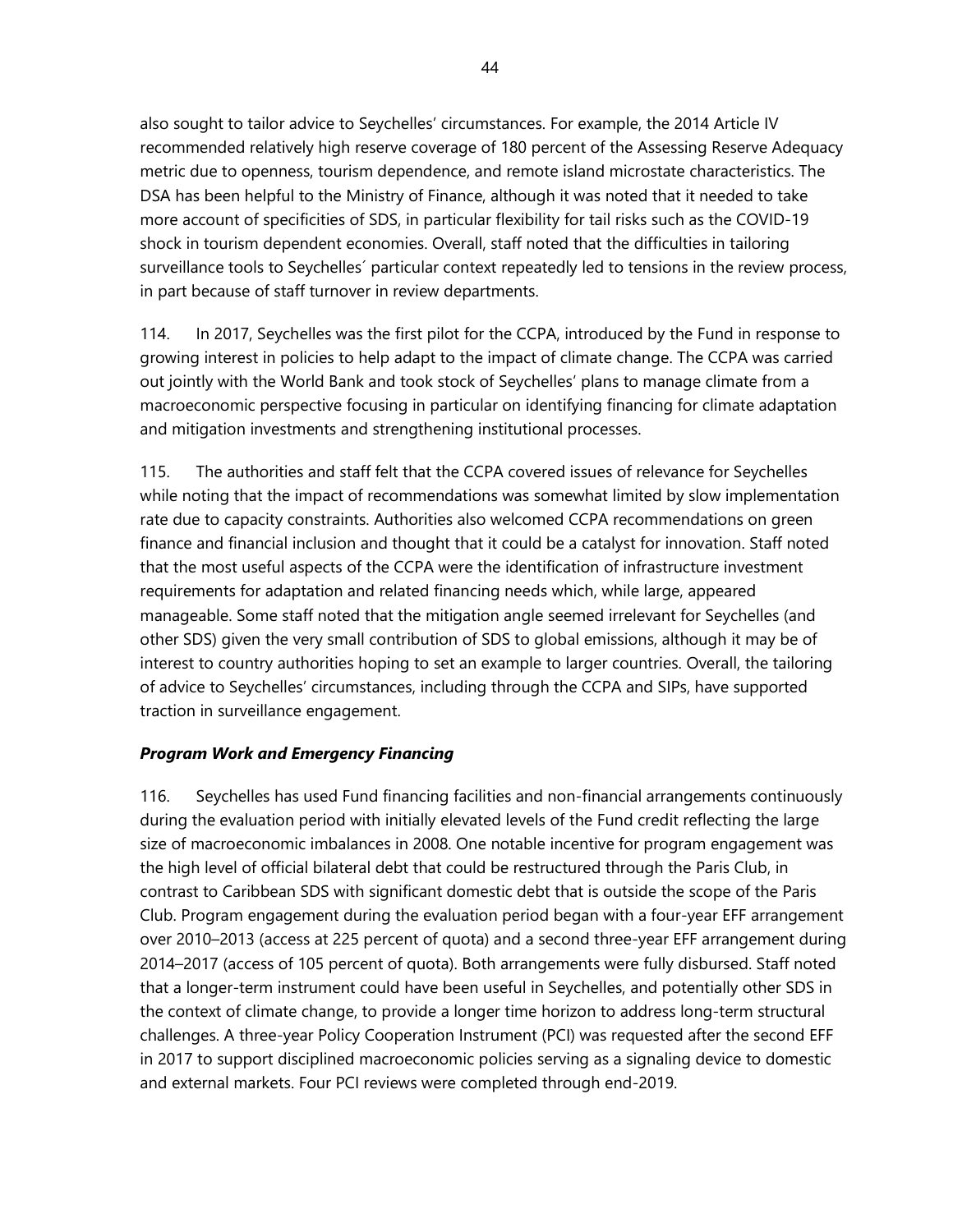also sought to tailor advice to Seychelles' circumstances. For example, the 2014 Article IV recommended relatively high reserve coverage of 180 percent of the Assessing Reserve Adequacy metric due to openness, tourism dependence, and remote island microstate characteristics. The DSA has been helpful to the Ministry of Finance, although it was noted that it needed to take more account of specificities of SDS, in particular flexibility for tail risks such as the COVID-19 shock in tourism dependent economies. Overall, staff noted that the difficulties in tailoring surveillance tools to Seychelles´ particular context repeatedly led to tensions in the review process, in part because of staff turnover in review departments.

114. In 2017, Seychelles was the first pilot for the CCPA, introduced by the Fund in response to growing interest in policies to help adapt to the impact of climate change. The CCPA was carried out jointly with the World Bank and took stock of Seychelles' plans to manage climate from a macroeconomic perspective focusing in particular on identifying financing for climate adaptation and mitigation investments and strengthening institutional processes.

115. The authorities and staff felt that the CCPA covered issues of relevance for Seychelles while noting that the impact of recommendations was somewhat limited by slow implementation rate due to capacity constraints. Authorities also welcomed CCPA recommendations on green finance and financial inclusion and thought that it could be a catalyst for innovation. Staff noted that the most useful aspects of the CCPA were the identification of infrastructure investment requirements for adaptation and related financing needs which, while large, appeared manageable. Some staff noted that the mitigation angle seemed irrelevant for Seychelles (and other SDS) given the very small contribution of SDS to global emissions, although it may be of interest to country authorities hoping to set an example to larger countries. Overall, the tailoring of advice to Seychelles' circumstances, including through the CCPA and SIPs, have supported traction in surveillance engagement.

***Program Work and Emergency Financing***

116. Seychelles has used Fund financing facilities and non-financial arrangements continuously during the evaluation period with initially elevated levels of the Fund credit reflecting the large size of macroeconomic imbalances in 2008. One notable incentive for program engagement was the high level of official bilateral debt that could be restructured through the Paris Club, in contrast to Caribbean SDS with significant domestic debt that is outside the scope of the Paris Club. Program engagement during the evaluation period began with a four-year EFF arrangement over 2010–2013 (access at 225 percent of quota) and a second three-year EFF arrangement during 2014–2017 (access of 105 percent of quota). Both arrangements were fully disbursed. Staff noted that a longer-term instrument could have been useful in Seychelles, and potentially other SDS in the context of climate change, to provide a longer time horizon to address long-term structural challenges. A three-year Policy Cooperation Instrument (PCI) was requested after the second EFF in 2017 to support disciplined macroeconomic policies serving as a signaling device to domestic and external markets. Four PCI reviews were completed through end-2019.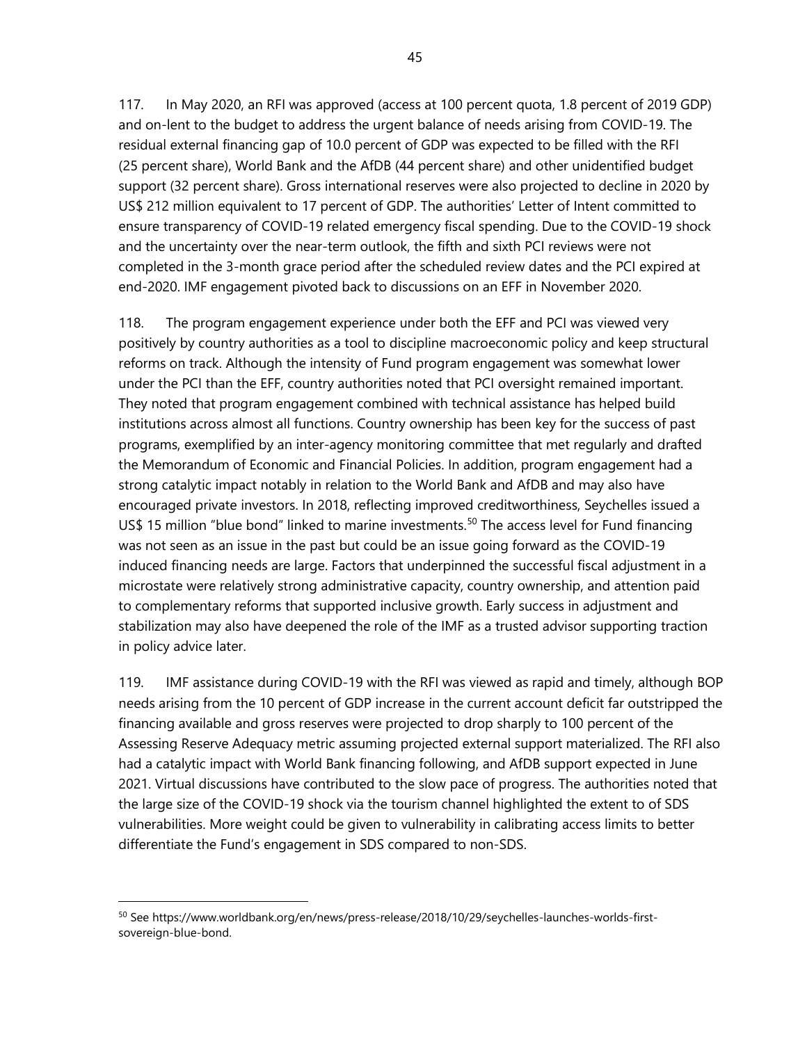117. In May 2020, an RFI was approved (access at 100 percent quota, 1.8 percent of 2019 GDP) and on-lent to the budget to address the urgent balance of needs arising from COVID-19. The residual external financing gap of 10.0 percent of GDP was expected to be filled with the RFI (25 percent share), World Bank and the AfDB (44 percent share) and other unidentified budget support (32 percent share). Gross international reserves were also projected to decline in 2020 by US$ 212 million equivalent to 17 percent of GDP. The authorities' Letter of Intent committed to ensure transparency of COVID-19 related emergency fiscal spending. Due to the COVID-19 shock and the uncertainty over the near-term outlook, the fifth and sixth PCI reviews were not completed in the 3-month grace period after the scheduled review dates and the PCI expired at end-2020. IMF engagement pivoted back to discussions on an EFF in November 2020.

118. The program engagement experience under both the EFF and PCI was viewed very positively by country authorities as a tool to discipline macroeconomic policy and keep structural reforms on track. Although the intensity of Fund program engagement was somewhat lower under the PCI than the EFF, country authorities noted that PCI oversight remained important. They noted that program engagement combined with technical assistance has helped build institutions across almost all functions. Country ownership has been key for the success of past programs, exemplified by an inter-agency monitoring committee that met regularly and drafted the Memorandum of Economic and Financial Policies. In addition, program engagement had a strong catalytic impact notably in relation to the World Bank and AfDB and may also have encouraged private investors. In 2018, reflecting improved creditworthiness, Seychelles issued a US$ 15 million "blue bond" linked to marine investments.[50] The access level for Fund financing was not seen as an issue in the past but could be an issue going forward as the COVID-19 induced financing needs are large. Factors that underpinned the successful fiscal adjustment in a microstate were relatively strong administrative capacity, country ownership, and attention paid to complementary reforms that supported inclusive growth. Early success in adjustment and stabilization may also have deepened the role of the IMF as a trusted advisor supporting traction in policy advice later.

119. IMF assistance during COVID-19 with the RFI was viewed as rapid and timely, although BOP needs arising from the 10 percent of GDP increase in the current account deficit far outstripped the financing available and gross reserves were projected to drop sharply to 100 percent of the Assessing Reserve Adequacy metric assuming projected external support materialized. The RFI also had a catalytic impact with World Bank financing following, and AfDB support expected in June 2021. Virtual discussions have contributed to the slow pace of progress. The authorities noted that the large size of the COVID-19 shock via the tourism channel highlighted the extent to of SDS vulnerabilities. More weight could be given to vulnerability in calibrating access limits to better differentiate the Fund's engagement in SDS compared to non-SDS.

---

[50] See https://www.worldbank.org/en/news/press-release/2018/10/29/seychelles-launches-worlds-first-sovereign-blue-bond.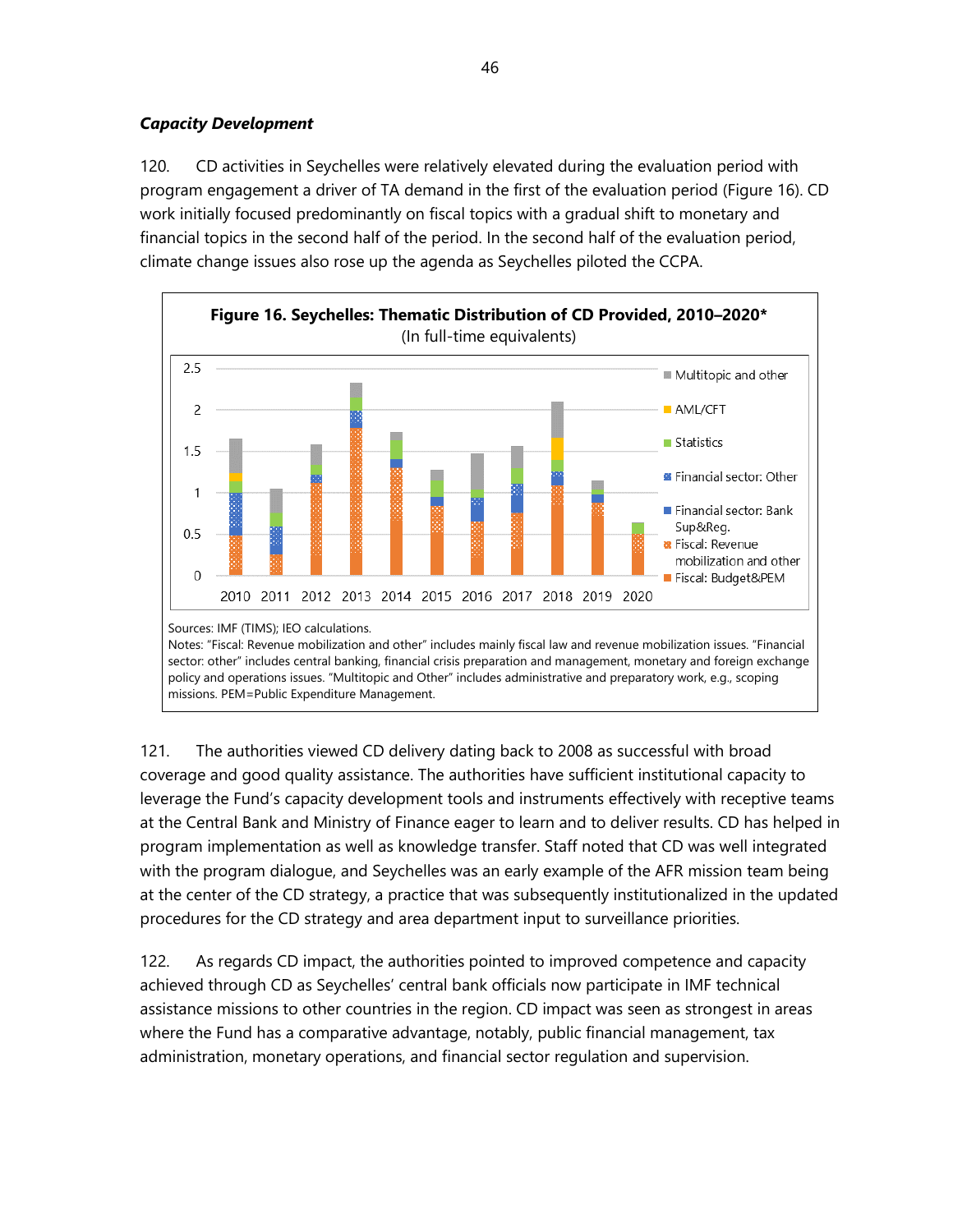### *Capacity Development*

120. CD activities in Seychelles were relatively elevated during the evaluation period with program engagement a driver of TA demand in the first of the evaluation period (Figure 16). CD work initially focused predominantly on fiscal topics with a gradual shift to monetary and financial topics in the second half of the period. In the second half of the evaluation period, climate change issues also rose up the agenda as Seychelles piloted the CCPA.

**Figure 16. Seychelles: Thematic Distribution of CD Provided, 2010–2020***
(In full-time equivalents)

Sources: IMF (TIMS); IEO calculations.
Notes: "Fiscal: Revenue mobilization and other" includes mainly fiscal law and revenue mobilization issues. "Financial sector: other" includes central banking, financial crisis preparation and management, monetary and foreign exchange policy and operations issues. "Multitopic and Other" includes administrative and preparatory work, e.g., scoping missions. PEM=Public Expenditure Management.

121. The authorities viewed CD delivery dating back to 2008 as successful with broad coverage and good quality assistance. The authorities have sufficient institutional capacity to leverage the Fund's capacity development tools and instruments effectively with receptive teams at the Central Bank and Ministry of Finance eager to learn and to deliver results. CD has helped in program implementation as well as knowledge transfer. Staff noted that CD was well integrated with the program dialogue, and Seychelles was an early example of the AFR mission team being at the center of the CD strategy, a practice that was subsequently institutionalized in the updated procedures for the CD strategy and area department input to surveillance priorities.

122. As regards CD impact, the authorities pointed to improved competence and capacity achieved through CD as Seychelles' central bank officials now participate in IMF technical assistance missions to other countries in the region. CD impact was seen as strongest in areas where the Fund has a comparative advantage, notably, public financial management, tax administration, monetary operations, and financial sector regulation and supervision.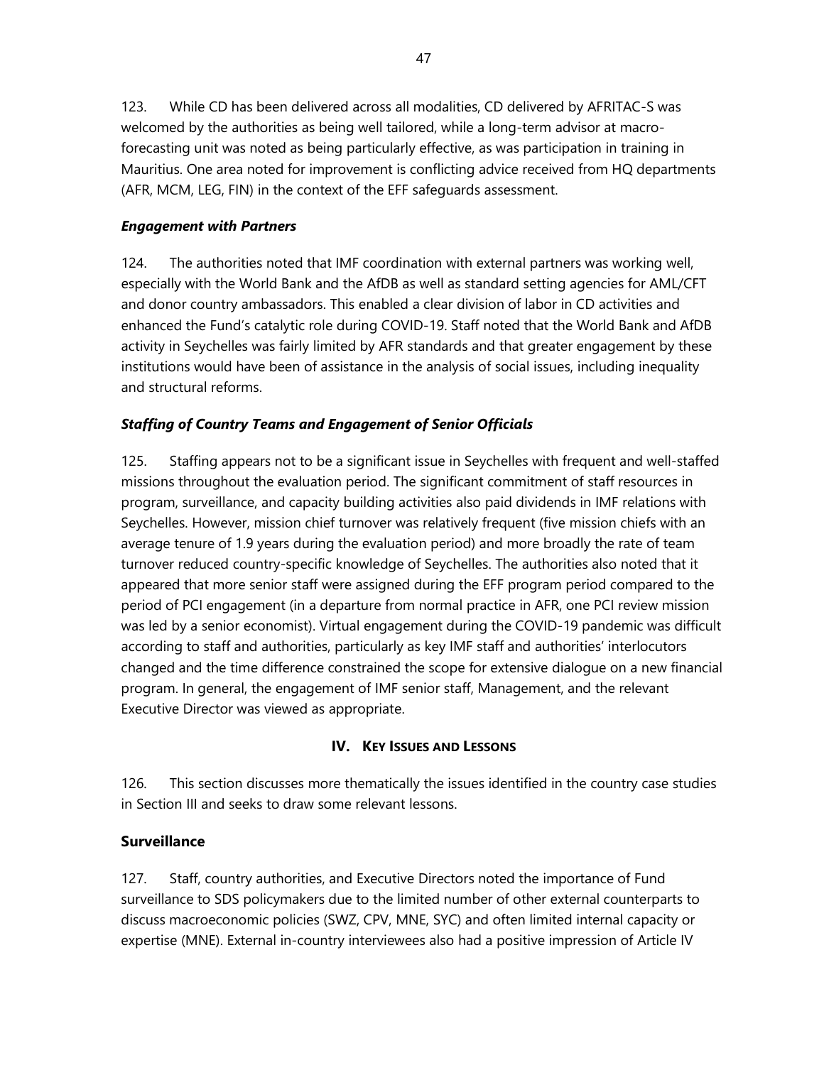123. While CD has been delivered across all modalities, CD delivered by AFRITAC-S was welcomed by the authorities as being well tailored, while a long-term advisor at macro-forecasting unit was noted as being particularly effective, as was participation in training in Mauritius. One area noted for improvement is conflicting advice received from HQ departments (AFR, MCM, LEG, FIN) in the context of the EFF safeguards assessment.

### *Engagement with Partners*

124. The authorities noted that IMF coordination with external partners was working well, especially with the World Bank and the AfDB as well as standard setting agencies for AML/CFT and donor country ambassadors. This enabled a clear division of labor in CD activities and enhanced the Fund's catalytic role during COVID-19. Staff noted that the World Bank and AfDB activity in Seychelles was fairly limited by AFR standards and that greater engagement by these institutions would have been of assistance in the analysis of social issues, including inequality and structural reforms.

### *Staffing of Country Teams and Engagement of Senior Officials*

125. Staffing appears not to be a significant issue in Seychelles with frequent and well-staffed missions throughout the evaluation period. The significant commitment of staff resources in program, surveillance, and capacity building activities also paid dividends in IMF relations with Seychelles. However, mission chief turnover was relatively frequent (five mission chiefs with an average tenure of 1.9 years during the evaluation period) and more broadly the rate of team turnover reduced country-specific knowledge of Seychelles. The authorities also noted that it appeared that more senior staff were assigned during the EFF program period compared to the period of PCI engagement (in a departure from normal practice in AFR, one PCI review mission was led by a senior economist). Virtual engagement during the COVID-19 pandemic was difficult according to staff and authorities, particularly as key IMF staff and authorities' interlocutors changed and the time difference constrained the scope for extensive dialogue on a new financial program. In general, the engagement of IMF senior staff, Management, and the relevant Executive Director was viewed as appropriate.

## IV. KEY ISSUES AND LESSONS

126. This section discusses more thematically the issues identified in the country case studies in Section III and seeks to draw some relevant lessons.

### Surveillance

127. Staff, country authorities, and Executive Directors noted the importance of Fund surveillance to SDS policymakers due to the limited number of other external counterparts to discuss macroeconomic policies (SWZ, CPV, MNE, SYC) and often limited internal capacity or expertise (MNE). External in-country interviewees also had a positive impression of Article IV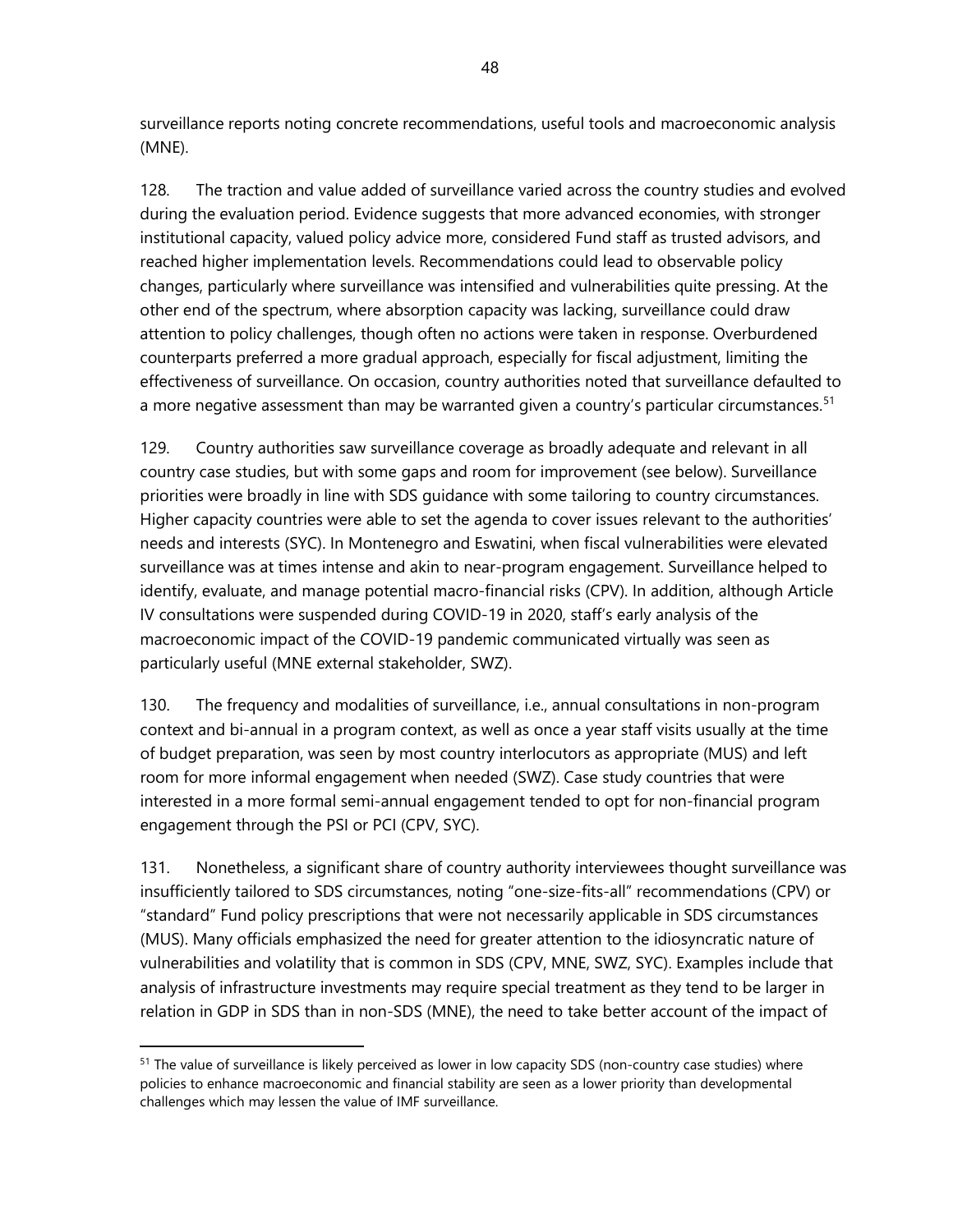surveillance reports noting concrete recommendations, useful tools and macroeconomic analysis (MNE).

128. The traction and value added of surveillance varied across the country studies and evolved during the evaluation period. Evidence suggests that more advanced economies, with stronger institutional capacity, valued policy advice more, considered Fund staff as trusted advisors, and reached higher implementation levels. Recommendations could lead to observable policy changes, particularly where surveillance was intensified and vulnerabilities quite pressing. At the other end of the spectrum, where absorption capacity was lacking, surveillance could draw attention to policy challenges, though often no actions were taken in response. Overburdened counterparts preferred a more gradual approach, especially for fiscal adjustment, limiting the effectiveness of surveillance. On occasion, country authorities noted that surveillance defaulted to a more negative assessment than may be warranted given a country's particular circumstances.[51]

129. Country authorities saw surveillance coverage as broadly adequate and relevant in all country case studies, but with some gaps and room for improvement (see below). Surveillance priorities were broadly in line with SDS guidance with some tailoring to country circumstances. Higher capacity countries were able to set the agenda to cover issues relevant to the authorities' needs and interests (SYC). In Montenegro and Eswatini, when fiscal vulnerabilities were elevated surveillance was at times intense and akin to near-program engagement. Surveillance helped to identify, evaluate, and manage potential macro-financial risks (CPV). In addition, although Article IV consultations were suspended during COVID-19 in 2020, staff's early analysis of the macroeconomic impact of the COVID-19 pandemic communicated virtually was seen as particularly useful (MNE external stakeholder, SWZ).

130. The frequency and modalities of surveillance, i.e., annual consultations in non-program context and bi-annual in a program context, as well as once a year staff visits usually at the time of budget preparation, was seen by most country interlocutors as appropriate (MUS) and left room for more informal engagement when needed (SWZ). Case study countries that were interested in a more formal semi-annual engagement tended to opt for non-financial program engagement through the PSI or PCI (CPV, SYC).

131. Nonetheless, a significant share of country authority interviewees thought surveillance was insufficiently tailored to SDS circumstances, noting "one-size-fits-all" recommendations (CPV) or "standard" Fund policy prescriptions that were not necessarily applicable in SDS circumstances (MUS). Many officials emphasized the need for greater attention to the idiosyncratic nature of vulnerabilities and volatility that is common in SDS (CPV, MNE, SWZ, SYC). Examples include that analysis of infrastructure investments may require special treatment as they tend to be larger in relation in GDP in SDS than in non-SDS (MNE), the need to take better account of the impact of

---

[51] The value of surveillance is likely perceived as lower in low capacity SDS (non-country case studies) where policies to enhance macroeconomic and financial stability are seen as a lower priority than developmental challenges which may lessen the value of IMF surveillance.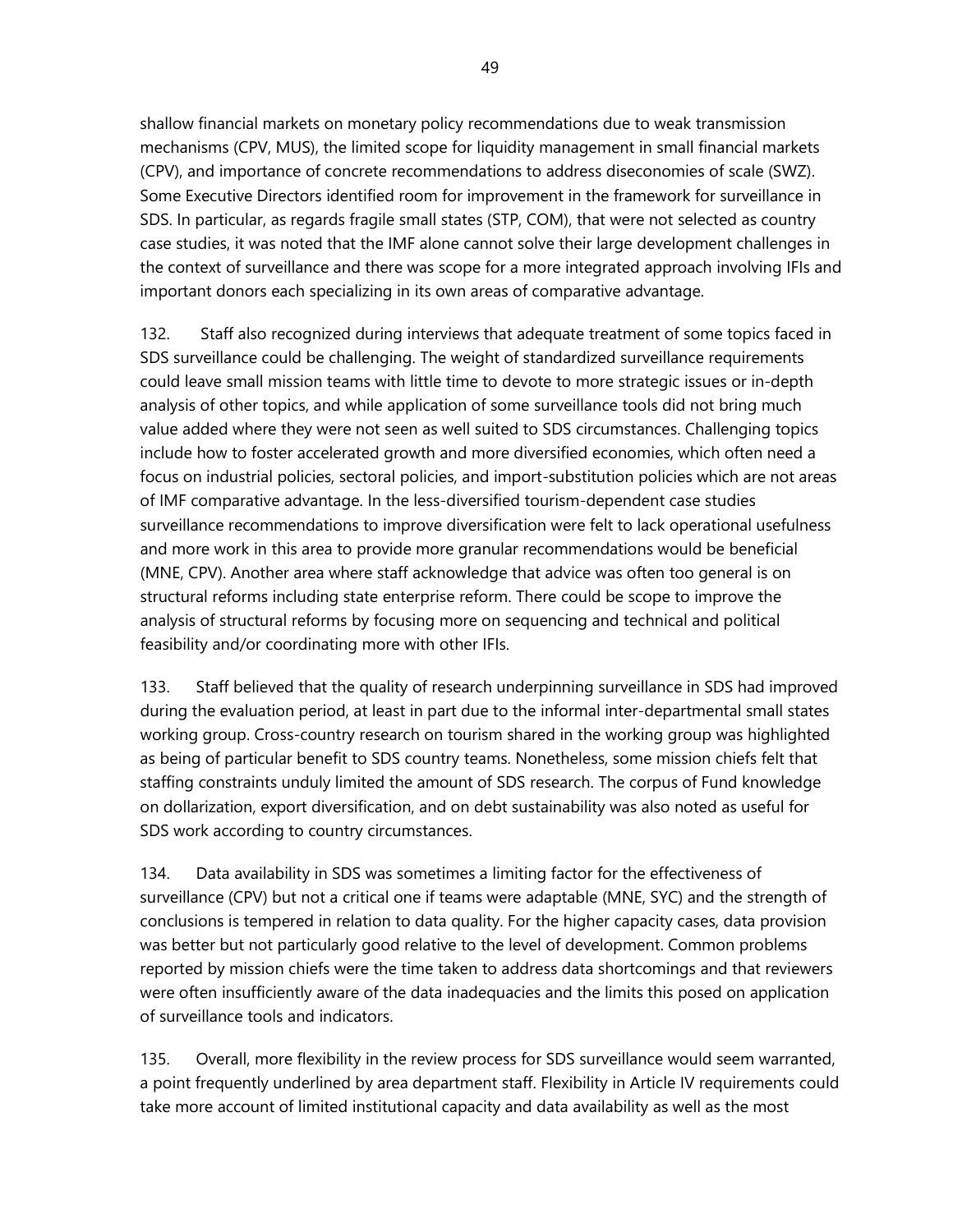shallow financial markets on monetary policy recommendations due to weak transmission mechanisms (CPV, MUS), the limited scope for liquidity management in small financial markets (CPV), and importance of concrete recommendations to address diseconomies of scale (SWZ). Some Executive Directors identified room for improvement in the framework for surveillance in SDS. In particular, as regards fragile small states (STP, COM), that were not selected as country case studies, it was noted that the IMF alone cannot solve their large development challenges in the context of surveillance and there was scope for a more integrated approach involving IFIs and important donors each specializing in its own areas of comparative advantage.

132. Staff also recognized during interviews that adequate treatment of some topics faced in SDS surveillance could be challenging. The weight of standardized surveillance requirements could leave small mission teams with little time to devote to more strategic issues or in-depth analysis of other topics, and while application of some surveillance tools did not bring much value added where they were not seen as well suited to SDS circumstances. Challenging topics include how to foster accelerated growth and more diversified economies, which often need a focus on industrial policies, sectoral policies, and import-substitution policies which are not areas of IMF comparative advantage. In the less-diversified tourism-dependent case studies surveillance recommendations to improve diversification were felt to lack operational usefulness and more work in this area to provide more granular recommendations would be beneficial (MNE, CPV). Another area where staff acknowledge that advice was often too general is on structural reforms including state enterprise reform. There could be scope to improve the analysis of structural reforms by focusing more on sequencing and technical and political feasibility and/or coordinating more with other IFIs.

133. Staff believed that the quality of research underpinning surveillance in SDS had improved during the evaluation period, at least in part due to the informal inter-departmental small states working group. Cross-country research on tourism shared in the working group was highlighted as being of particular benefit to SDS country teams. Nonetheless, some mission chiefs felt that staffing constraints unduly limited the amount of SDS research. The corpus of Fund knowledge on dollarization, export diversification, and on debt sustainability was also noted as useful for SDS work according to country circumstances.

134. Data availability in SDS was sometimes a limiting factor for the effectiveness of surveillance (CPV) but not a critical one if teams were adaptable (MNE, SYC) and the strength of conclusions is tempered in relation to data quality. For the higher capacity cases, data provision was better but not particularly good relative to the level of development. Common problems reported by mission chiefs were the time taken to address data shortcomings and that reviewers were often insufficiently aware of the data inadequacies and the limits this posed on application of surveillance tools and indicators.

135. Overall, more flexibility in the review process for SDS surveillance would seem warranted, a point frequently underlined by area department staff. Flexibility in Article IV requirements could take more account of limited institutional capacity and data availability as well as the most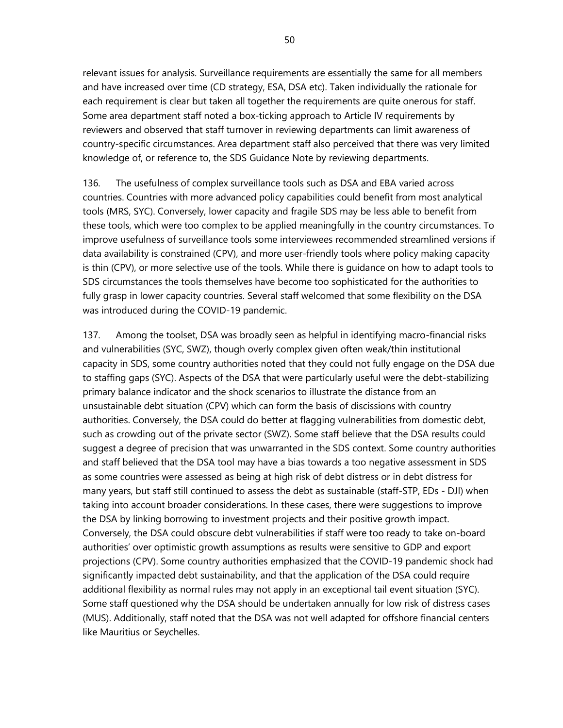relevant issues for analysis. Surveillance requirements are essentially the same for all members and have increased over time (CD strategy, ESA, DSA etc). Taken individually the rationale for each requirement is clear but taken all together the requirements are quite onerous for staff. Some area department staff noted a box-ticking approach to Article IV requirements by reviewers and observed that staff turnover in reviewing departments can limit awareness of country-specific circumstances. Area department staff also perceived that there was very limited knowledge of, or reference to, the SDS Guidance Note by reviewing departments.

136. The usefulness of complex surveillance tools such as DSA and EBA varied across countries. Countries with more advanced policy capabilities could benefit from most analytical tools (MRS, SYC). Conversely, lower capacity and fragile SDS may be less able to benefit from these tools, which were too complex to be applied meaningfully in the country circumstances. To improve usefulness of surveillance tools some interviewees recommended streamlined versions if data availability is constrained (CPV), and more user-friendly tools where policy making capacity is thin (CPV), or more selective use of the tools. While there is guidance on how to adapt tools to SDS circumstances the tools themselves have become too sophisticated for the authorities to fully grasp in lower capacity countries. Several staff welcomed that some flexibility on the DSA was introduced during the COVID-19 pandemic.

137. Among the toolset, DSA was broadly seen as helpful in identifying macro-financial risks and vulnerabilities (SYC, SWZ), though overly complex given often weak/thin institutional capacity in SDS, some country authorities noted that they could not fully engage on the DSA due to staffing gaps (SYC). Aspects of the DSA that were particularly useful were the debt-stabilizing primary balance indicator and the shock scenarios to illustrate the distance from an unsustainable debt situation (CPV) which can form the basis of discissions with country authorities. Conversely, the DSA could do better at flagging vulnerabilities from domestic debt, such as crowding out of the private sector (SWZ). Some staff believe that the DSA results could suggest a degree of precision that was unwarranted in the SDS context. Some country authorities and staff believed that the DSA tool may have a bias towards a too negative assessment in SDS as some countries were assessed as being at high risk of debt distress or in debt distress for many years, but staff still continued to assess the debt as sustainable (staff-STP, EDs - DJI) when taking into account broader considerations. In these cases, there were suggestions to improve the DSA by linking borrowing to investment projects and their positive growth impact. Conversely, the DSA could obscure debt vulnerabilities if staff were too ready to take on-board authorities' over optimistic growth assumptions as results were sensitive to GDP and export projections (CPV). Some country authorities emphasized that the COVID-19 pandemic shock had significantly impacted debt sustainability, and that the application of the DSA could require additional flexibility as normal rules may not apply in an exceptional tail event situation (SYC). Some staff questioned why the DSA should be undertaken annually for low risk of distress cases (MUS). Additionally, staff noted that the DSA was not well adapted for offshore financial centers like Mauritius or Seychelles.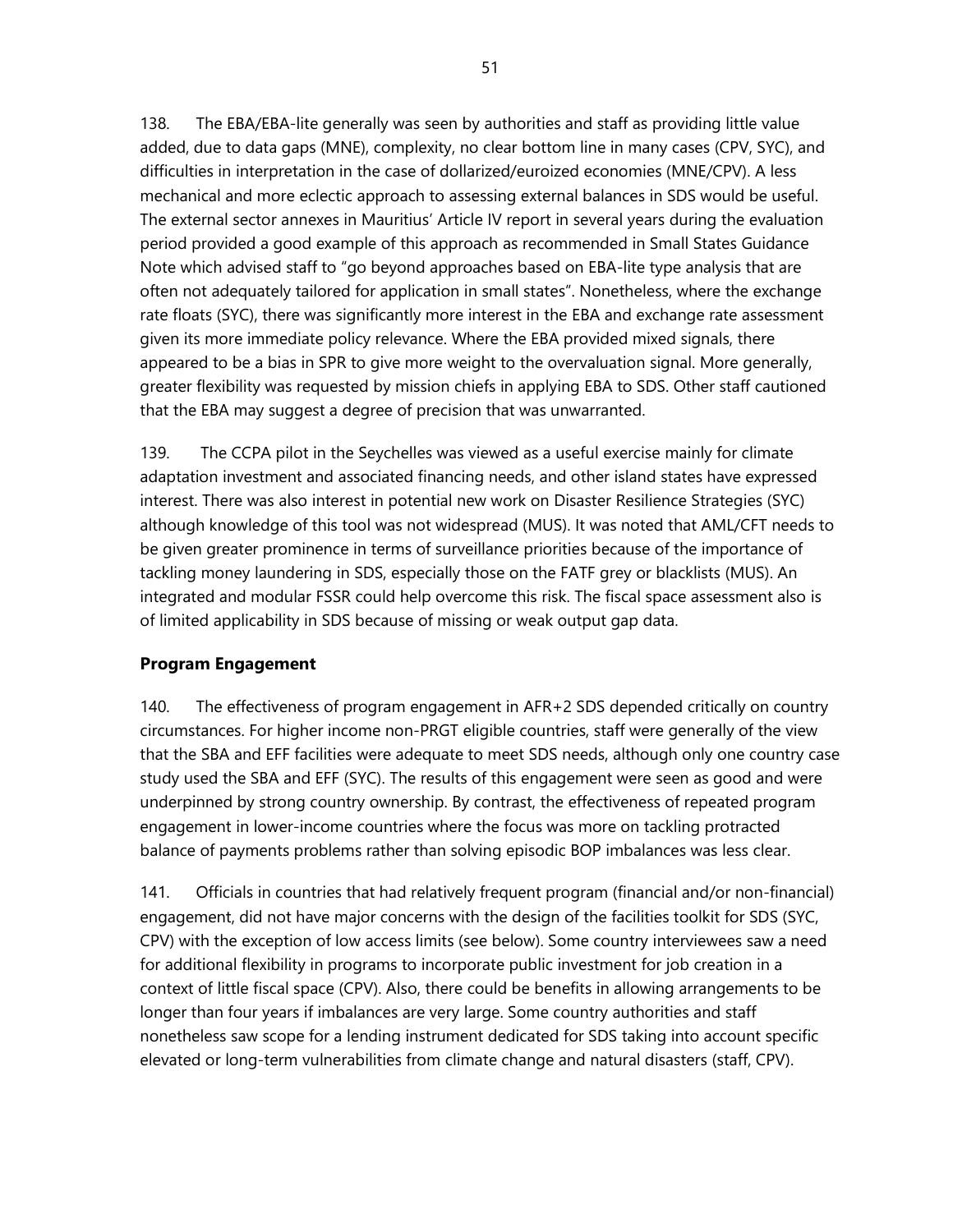138. The EBA/EBA-lite generally was seen by authorities and staff as providing little value added, due to data gaps (MNE), complexity, no clear bottom line in many cases (CPV, SYC), and difficulties in interpretation in the case of dollarized/euroized economies (MNE/CPV). A less mechanical and more eclectic approach to assessing external balances in SDS would be useful. The external sector annexes in Mauritius' Article IV report in several years during the evaluation period provided a good example of this approach as recommended in Small States Guidance Note which advised staff to "go beyond approaches based on EBA-lite type analysis that are often not adequately tailored for application in small states". Nonetheless, where the exchange rate floats (SYC), there was significantly more interest in the EBA and exchange rate assessment given its more immediate policy relevance. Where the EBA provided mixed signals, there appeared to be a bias in SPR to give more weight to the overvaluation signal. More generally, greater flexibility was requested by mission chiefs in applying EBA to SDS. Other staff cautioned that the EBA may suggest a degree of precision that was unwarranted.

139. The CCPA pilot in the Seychelles was viewed as a useful exercise mainly for climate adaptation investment and associated financing needs, and other island states have expressed interest. There was also interest in potential new work on Disaster Resilience Strategies (SYC) although knowledge of this tool was not widespread (MUS). It was noted that AML/CFT needs to be given greater prominence in terms of surveillance priorities because of the importance of tackling money laundering in SDS, especially those on the FATF grey or blacklists (MUS). An integrated and modular FSSR could help overcome this risk. The fiscal space assessment also is of limited applicability in SDS because of missing or weak output gap data.

## Program Engagement

140. The effectiveness of program engagement in AFR+2 SDS depended critically on country circumstances. For higher income non-PRGT eligible countries, staff were generally of the view that the SBA and EFF facilities were adequate to meet SDS needs, although only one country case study used the SBA and EFF (SYC). The results of this engagement were seen as good and were underpinned by strong country ownership. By contrast, the effectiveness of repeated program engagement in lower-income countries where the focus was more on tackling protracted balance of payments problems rather than solving episodic BOP imbalances was less clear.

141. Officials in countries that had relatively frequent program (financial and/or non-financial) engagement, did not have major concerns with the design of the facilities toolkit for SDS (SYC, CPV) with the exception of low access limits (see below). Some country interviewees saw a need for additional flexibility in programs to incorporate public investment for job creation in a context of little fiscal space (CPV). Also, there could be benefits in allowing arrangements to be longer than four years if imbalances are very large. Some country authorities and staff nonetheless saw scope for a lending instrument dedicated for SDS taking into account specific elevated or long-term vulnerabilities from climate change and natural disasters (staff, CPV).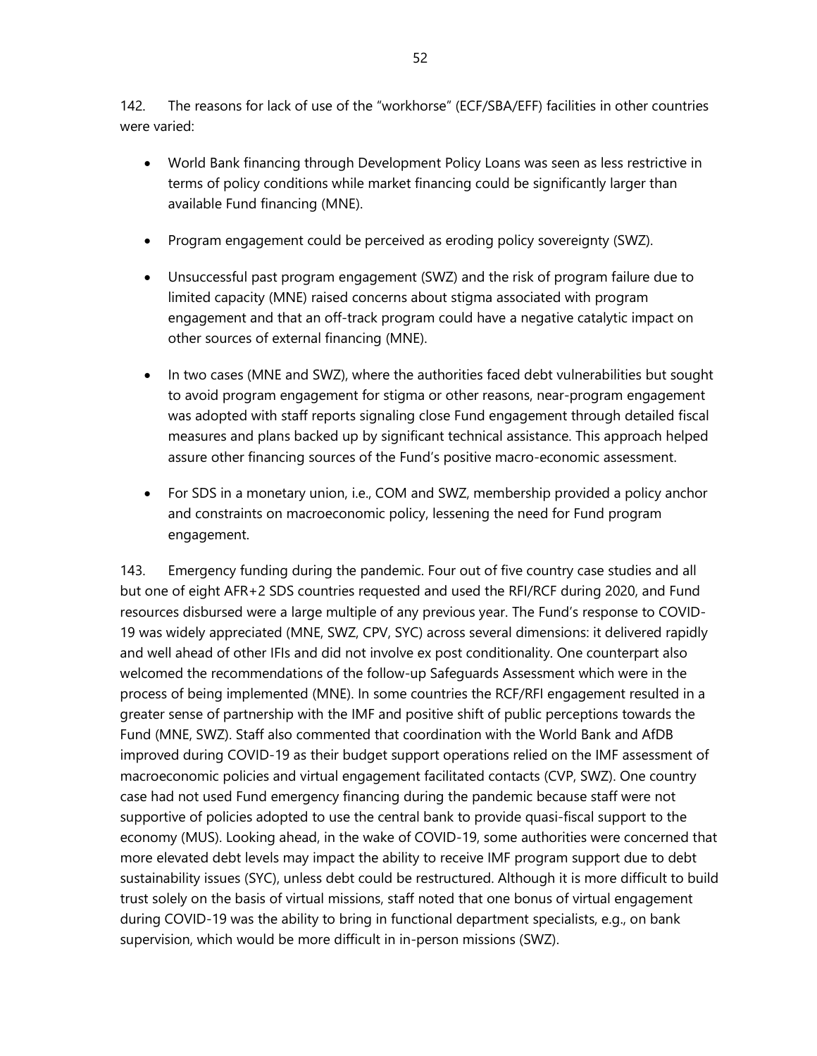142. The reasons for lack of use of the "workhorse" (ECF/SBA/EFF) facilities in other countries were varied:

- World Bank financing through Development Policy Loans was seen as less restrictive in terms of policy conditions while market financing could be significantly larger than available Fund financing (MNE).
- Program engagement could be perceived as eroding policy sovereignty (SWZ).
- Unsuccessful past program engagement (SWZ) and the risk of program failure due to limited capacity (MNE) raised concerns about stigma associated with program engagement and that an off-track program could have a negative catalytic impact on other sources of external financing (MNE).
- In two cases (MNE and SWZ), where the authorities faced debt vulnerabilities but sought to avoid program engagement for stigma or other reasons, near-program engagement was adopted with staff reports signaling close Fund engagement through detailed fiscal measures and plans backed up by significant technical assistance. This approach helped assure other financing sources of the Fund's positive macro-economic assessment.
- For SDS in a monetary union, i.e., COM and SWZ, membership provided a policy anchor and constraints on macroeconomic policy, lessening the need for Fund program engagement.

143. Emergency funding during the pandemic. Four out of five country case studies and all but one of eight AFR+2 SDS countries requested and used the RFI/RCF during 2020, and Fund resources disbursed were a large multiple of any previous year. The Fund's response to COVID-19 was widely appreciated (MNE, SWZ, CPV, SYC) across several dimensions: it delivered rapidly and well ahead of other IFIs and did not involve ex post conditionality. One counterpart also welcomed the recommendations of the follow-up Safeguards Assessment which were in the process of being implemented (MNE). In some countries the RCF/RFI engagement resulted in a greater sense of partnership with the IMF and positive shift of public perceptions towards the Fund (MNE, SWZ). Staff also commented that coordination with the World Bank and AfDB improved during COVID-19 as their budget support operations relied on the IMF assessment of macroeconomic policies and virtual engagement facilitated contacts (CVP, SWZ). One country case had not used Fund emergency financing during the pandemic because staff were not supportive of policies adopted to use the central bank to provide quasi-fiscal support to the economy (MUS). Looking ahead, in the wake of COVID-19, some authorities were concerned that more elevated debt levels may impact the ability to receive IMF program support due to debt sustainability issues (SYC), unless debt could be restructured. Although it is more difficult to build trust solely on the basis of virtual missions, staff noted that one bonus of virtual engagement during COVID-19 was the ability to bring in functional department specialists, e.g., on bank supervision, which would be more difficult in in-person missions (SWZ).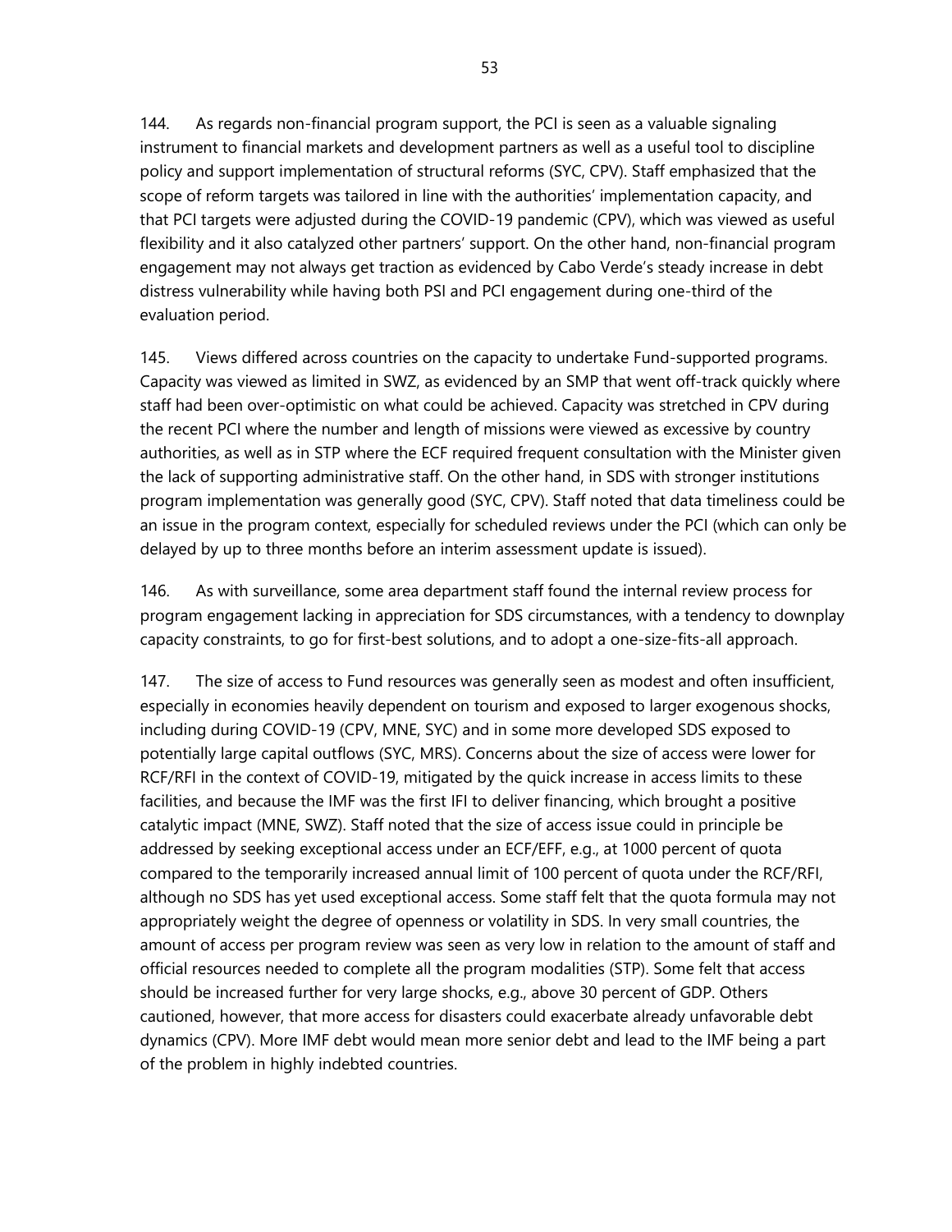144. As regards non-financial program support, the PCI is seen as a valuable signaling instrument to financial markets and development partners as well as a useful tool to discipline policy and support implementation of structural reforms (SYC, CPV). Staff emphasized that the scope of reform targets was tailored in line with the authorities' implementation capacity, and that PCI targets were adjusted during the COVID-19 pandemic (CPV), which was viewed as useful flexibility and it also catalyzed other partners' support. On the other hand, non-financial program engagement may not always get traction as evidenced by Cabo Verde's steady increase in debt distress vulnerability while having both PSI and PCI engagement during one-third of the evaluation period.

145. Views differed across countries on the capacity to undertake Fund-supported programs. Capacity was viewed as limited in SWZ, as evidenced by an SMP that went off-track quickly where staff had been over-optimistic on what could be achieved. Capacity was stretched in CPV during the recent PCI where the number and length of missions were viewed as excessive by country authorities, as well as in STP where the ECF required frequent consultation with the Minister given the lack of supporting administrative staff. On the other hand, in SDS with stronger institutions program implementation was generally good (SYC, CPV). Staff noted that data timeliness could be an issue in the program context, especially for scheduled reviews under the PCI (which can only be delayed by up to three months before an interim assessment update is issued).

146. As with surveillance, some area department staff found the internal review process for program engagement lacking in appreciation for SDS circumstances, with a tendency to downplay capacity constraints, to go for first-best solutions, and to adopt a one-size-fits-all approach.

147. The size of access to Fund resources was generally seen as modest and often insufficient, especially in economies heavily dependent on tourism and exposed to larger exogenous shocks, including during COVID-19 (CPV, MNE, SYC) and in some more developed SDS exposed to potentially large capital outflows (SYC, MRS). Concerns about the size of access were lower for RCF/RFI in the context of COVID-19, mitigated by the quick increase in access limits to these facilities, and because the IMF was the first IFI to deliver financing, which brought a positive catalytic impact (MNE, SWZ). Staff noted that the size of access issue could in principle be addressed by seeking exceptional access under an ECF/EFF, e.g., at 1000 percent of quota compared to the temporarily increased annual limit of 100 percent of quota under the RCF/RFI, although no SDS has yet used exceptional access. Some staff felt that the quota formula may not appropriately weight the degree of openness or volatility in SDS. In very small countries, the amount of access per program review was seen as very low in relation to the amount of staff and official resources needed to complete all the program modalities (STP). Some felt that access should be increased further for very large shocks, e.g., above 30 percent of GDP. Others cautioned, however, that more access for disasters could exacerbate already unfavorable debt dynamics (CPV). More IMF debt would mean more senior debt and lead to the IMF being a part of the problem in highly indebted countries.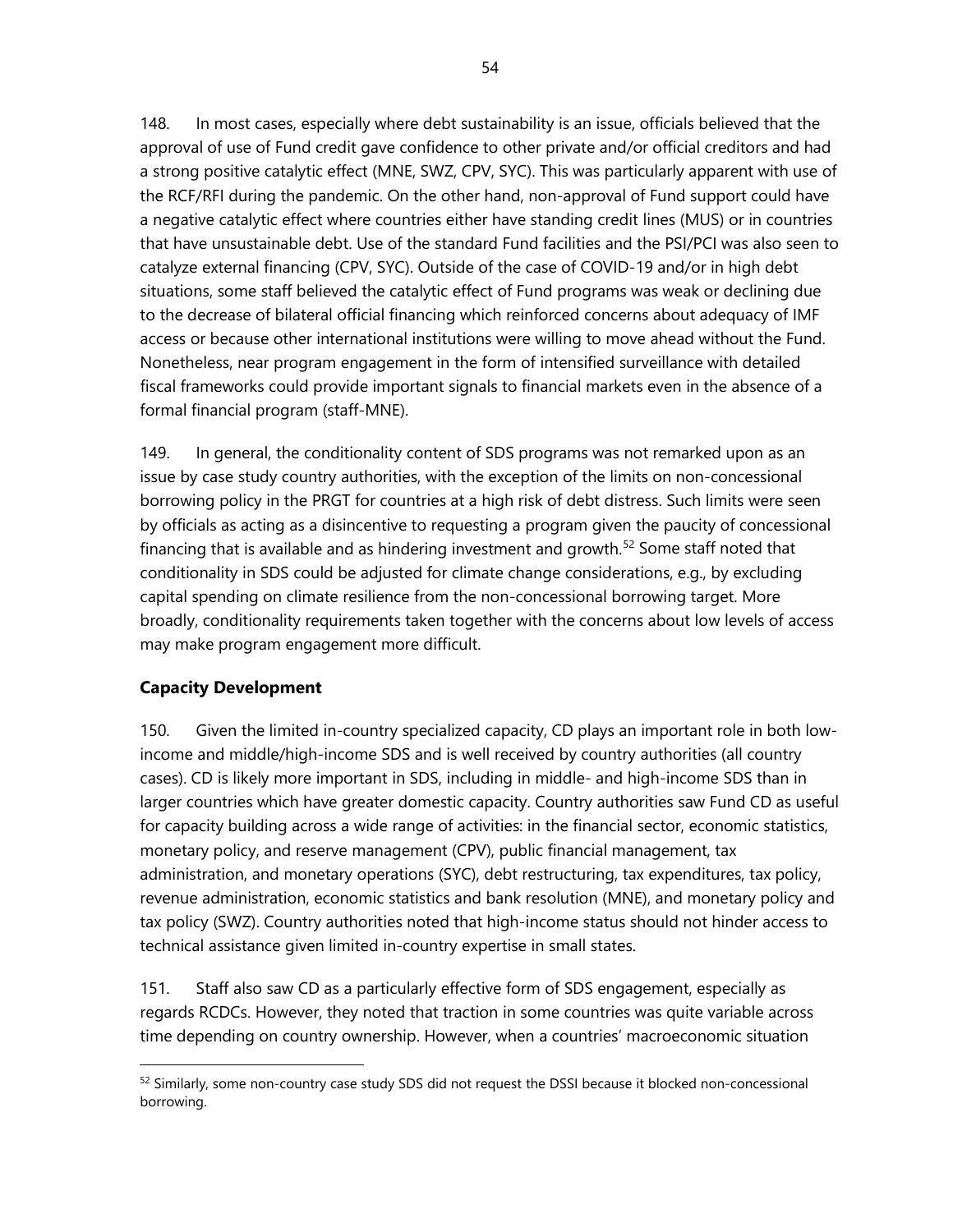148. In most cases, especially where debt sustainability is an issue, officials believed that the approval of use of Fund credit gave confidence to other private and/or official creditors and had a strong positive catalytic effect (MNE, SWZ, CPV, SYC). This was particularly apparent with use of the RCF/RFI during the pandemic. On the other hand, non-approval of Fund support could have a negative catalytic effect where countries either have standing credit lines (MUS) or in countries that have unsustainable debt. Use of the standard Fund facilities and the PSI/PCI was also seen to catalyze external financing (CPV, SYC). Outside of the case of COVID-19 and/or in high debt situations, some staff believed the catalytic effect of Fund programs was weak or declining due to the decrease of bilateral official financing which reinforced concerns about adequacy of IMF access or because other international institutions were willing to move ahead without the Fund. Nonetheless, near program engagement in the form of intensified surveillance with detailed fiscal frameworks could provide important signals to financial markets even in the absence of a formal financial program (staff-MNE).

149. In general, the conditionality content of SDS programs was not remarked upon as an issue by case study country authorities, with the exception of the limits on non-concessional borrowing policy in the PRGT for countries at a high risk of debt distress. Such limits were seen by officials as acting as a disincentive to requesting a program given the paucity of concessional financing that is available and as hindering investment and growth.[52] Some staff noted that conditionality in SDS could be adjusted for climate change considerations, e.g., by excluding capital spending on climate resilience from the non-concessional borrowing target. More broadly, conditionality requirements taken together with the concerns about low levels of access may make program engagement more difficult.

## Capacity Development

150. Given the limited in-country specialized capacity, CD plays an important role in both low-income and middle/high-income SDS and is well received by country authorities (all country cases). CD is likely more important in SDS, including in middle- and high-income SDS than in larger countries which have greater domestic capacity. Country authorities saw Fund CD as useful for capacity building across a wide range of activities: in the financial sector, economic statistics, monetary policy, and reserve management (CPV), public financial management, tax administration, and monetary operations (SYC), debt restructuring, tax expenditures, tax policy, revenue administration, economic statistics and bank resolution (MNE), and monetary policy and tax policy (SWZ). Country authorities noted that high-income status should not hinder access to technical assistance given limited in-country expertise in small states.

151. Staff also saw CD as a particularly effective form of SDS engagement, especially as regards RCDCs. However, they noted that traction in some countries was quite variable across time depending on country ownership. However, when a countries' macroeconomic situation

[52] Similarly, some non-country case study SDS did not request the DSSI because it blocked non-concessional borrowing.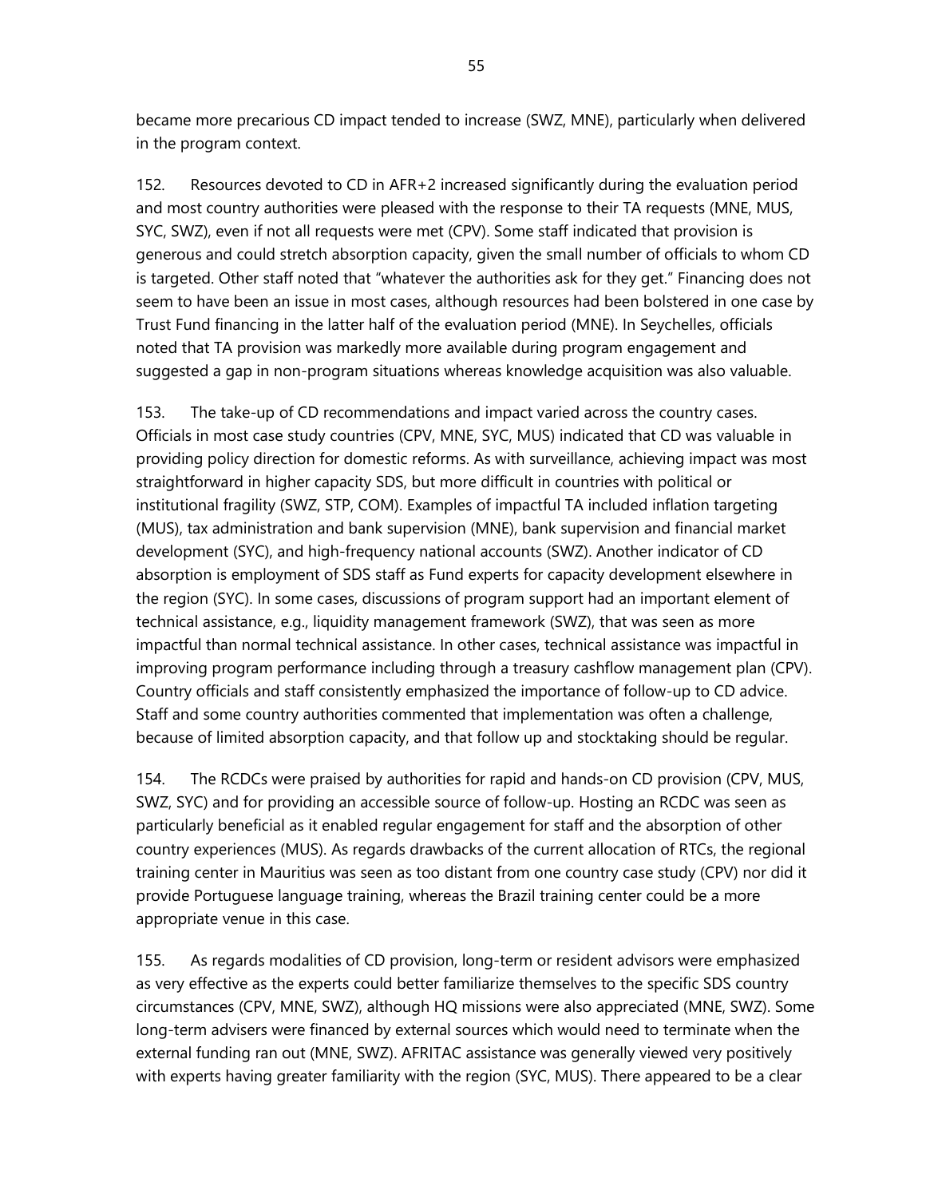became more precarious CD impact tended to increase (SWZ, MNE), particularly when delivered in the program context.

152. Resources devoted to CD in AFR+2 increased significantly during the evaluation period and most country authorities were pleased with the response to their TA requests (MNE, MUS, SYC, SWZ), even if not all requests were met (CPV). Some staff indicated that provision is generous and could stretch absorption capacity, given the small number of officials to whom CD is targeted. Other staff noted that "whatever the authorities ask for they get." Financing does not seem to have been an issue in most cases, although resources had been bolstered in one case by Trust Fund financing in the latter half of the evaluation period (MNE). In Seychelles, officials noted that TA provision was markedly more available during program engagement and suggested a gap in non-program situations whereas knowledge acquisition was also valuable.

153. The take-up of CD recommendations and impact varied across the country cases. Officials in most case study countries (CPV, MNE, SYC, MUS) indicated that CD was valuable in providing policy direction for domestic reforms. As with surveillance, achieving impact was most straightforward in higher capacity SDS, but more difficult in countries with political or institutional fragility (SWZ, STP, COM). Examples of impactful TA included inflation targeting (MUS), tax administration and bank supervision (MNE), bank supervision and financial market development (SYC), and high-frequency national accounts (SWZ). Another indicator of CD absorption is employment of SDS staff as Fund experts for capacity development elsewhere in the region (SYC). In some cases, discussions of program support had an important element of technical assistance, e.g., liquidity management framework (SWZ), that was seen as more impactful than normal technical assistance. In other cases, technical assistance was impactful in improving program performance including through a treasury cashflow management plan (CPV). Country officials and staff consistently emphasized the importance of follow-up to CD advice. Staff and some country authorities commented that implementation was often a challenge, because of limited absorption capacity, and that follow up and stocktaking should be regular.

154. The RCDCs were praised by authorities for rapid and hands-on CD provision (CPV, MUS, SWZ, SYC) and for providing an accessible source of follow-up. Hosting an RCDC was seen as particularly beneficial as it enabled regular engagement for staff and the absorption of other country experiences (MUS). As regards drawbacks of the current allocation of RTCs, the regional training center in Mauritius was seen as too distant from one country case study (CPV) nor did it provide Portuguese language training, whereas the Brazil training center could be a more appropriate venue in this case.

155. As regards modalities of CD provision, long-term or resident advisors were emphasized as very effective as the experts could better familiarize themselves to the specific SDS country circumstances (CPV, MNE, SWZ), although HQ missions were also appreciated (MNE, SWZ). Some long-term advisers were financed by external sources which would need to terminate when the external funding ran out (MNE, SWZ). AFRITAC assistance was generally viewed very positively with experts having greater familiarity with the region (SYC, MUS). There appeared to be a clear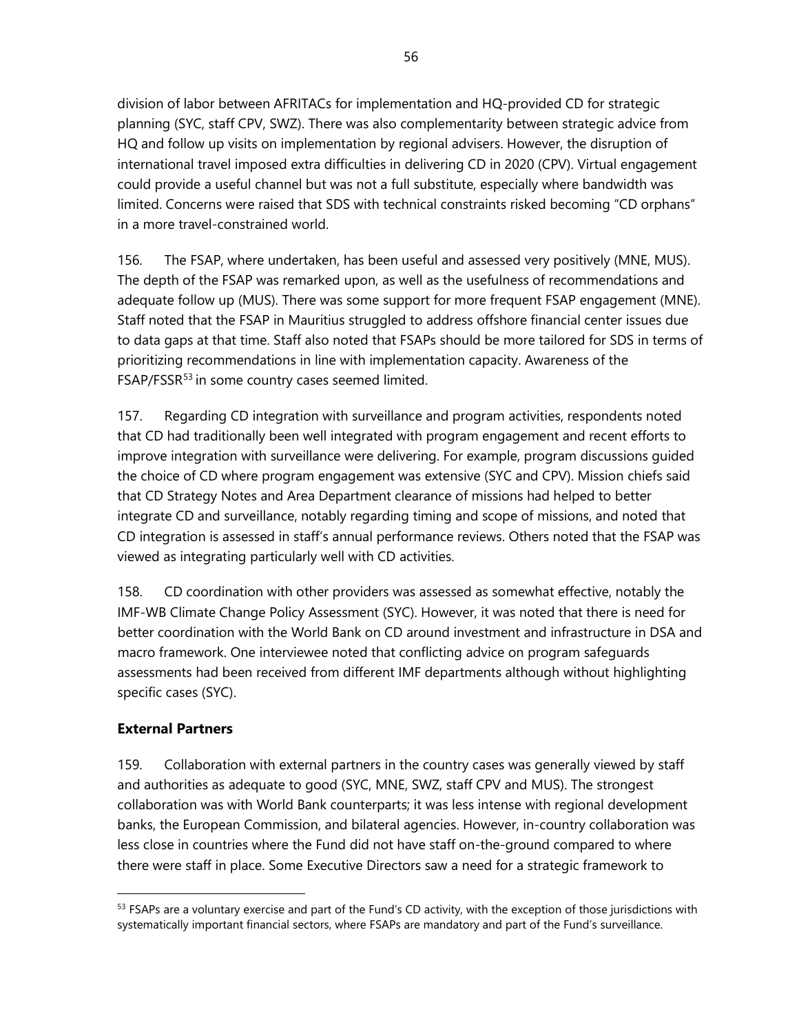division of labor between AFRITACs for implementation and HQ-provided CD for strategic planning (SYC, staff CPV, SWZ). There was also complementarity between strategic advice from HQ and follow up visits on implementation by regional advisers. However, the disruption of international travel imposed extra difficulties in delivering CD in 2020 (CPV). Virtual engagement could provide a useful channel but was not a full substitute, especially where bandwidth was limited. Concerns were raised that SDS with technical constraints risked becoming "CD orphans" in a more travel-constrained world.

156. The FSAP, where undertaken, has been useful and assessed very positively (MNE, MUS). The depth of the FSAP was remarked upon, as well as the usefulness of recommendations and adequate follow up (MUS). There was some support for more frequent FSAP engagement (MNE). Staff noted that the FSAP in Mauritius struggled to address offshore financial center issues due to data gaps at that time. Staff also noted that FSAPs should be more tailored for SDS in terms of prioritizing recommendations in line with implementation capacity. Awareness of the FSAP/FSSR[53] in some country cases seemed limited.

157. Regarding CD integration with surveillance and program activities, respondents noted that CD had traditionally been well integrated with program engagement and recent efforts to improve integration with surveillance were delivering. For example, program discussions guided the choice of CD where program engagement was extensive (SYC and CPV). Mission chiefs said that CD Strategy Notes and Area Department clearance of missions had helped to better integrate CD and surveillance, notably regarding timing and scope of missions, and noted that CD integration is assessed in staff's annual performance reviews. Others noted that the FSAP was viewed as integrating particularly well with CD activities.

158. CD coordination with other providers was assessed as somewhat effective, notably the IMF-WB Climate Change Policy Assessment (SYC). However, it was noted that there is need for better coordination with the World Bank on CD around investment and infrastructure in DSA and macro framework. One interviewee noted that conflicting advice on program safeguards assessments had been received from different IMF departments although without highlighting specific cases (SYC).

## External Partners

159. Collaboration with external partners in the country cases was generally viewed by staff and authorities as adequate to good (SYC, MNE, SWZ, staff CPV and MUS). The strongest collaboration was with World Bank counterparts; it was less intense with regional development banks, the European Commission, and bilateral agencies. However, in-country collaboration was less close in countries where the Fund did not have staff on-the-ground compared to where there were staff in place. Some Executive Directors saw a need for a strategic framework to

---

[53] FSAPs are a voluntary exercise and part of the Fund's CD activity, with the exception of those jurisdictions with systematically important financial sectors, where FSAPs are mandatory and part of the Fund's surveillance.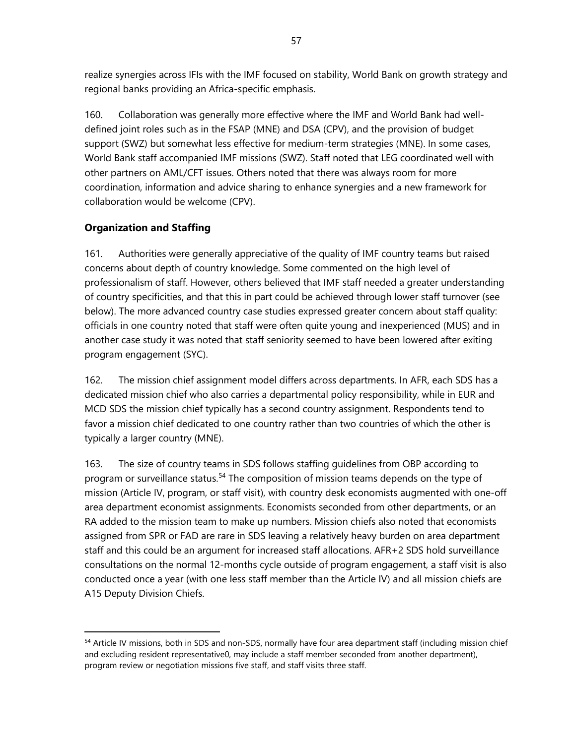realize synergies across IFIs with the IMF focused on stability, World Bank on growth strategy and regional banks providing an Africa-specific emphasis.

160. Collaboration was generally more effective where the IMF and World Bank had well-defined joint roles such as in the FSAP (MNE) and DSA (CPV), and the provision of budget support (SWZ) but somewhat less effective for medium-term strategies (MNE). In some cases, World Bank staff accompanied IMF missions (SWZ). Staff noted that LEG coordinated well with other partners on AML/CFT issues. Others noted that there was always room for more coordination, information and advice sharing to enhance synergies and a new framework for collaboration would be welcome (CPV).

### Organization and Staffing

161. Authorities were generally appreciative of the quality of IMF country teams but raised concerns about depth of country knowledge. Some commented on the high level of professionalism of staff. However, others believed that IMF staff needed a greater understanding of country specificities, and that this in part could be achieved through lower staff turnover (see below). The more advanced country case studies expressed greater concern about staff quality: officials in one country noted that staff were often quite young and inexperienced (MUS) and in another case study it was noted that staff seniority seemed to have been lowered after exiting program engagement (SYC).

162. The mission chief assignment model differs across departments. In AFR, each SDS has a dedicated mission chief who also carries a departmental policy responsibility, while in EUR and MCD SDS the mission chief typically has a second country assignment. Respondents tend to favor a mission chief dedicated to one country rather than two countries of which the other is typically a larger country (MNE).

163. The size of country teams in SDS follows staffing guidelines from OBP according to program or surveillance status.[54] The composition of mission teams depends on the type of mission (Article IV, program, or staff visit), with country desk economists augmented with one-off area department economist assignments. Economists seconded from other departments, or an RA added to the mission team to make up numbers. Mission chiefs also noted that economists assigned from SPR or FAD are rare in SDS leaving a relatively heavy burden on area department staff and this could be an argument for increased staff allocations. AFR+2 SDS hold surveillance consultations on the normal 12-months cycle outside of program engagement, a staff visit is also conducted once a year (with one less staff member than the Article IV) and all mission chiefs are A15 Deputy Division Chiefs.

---

[54] Article IV missions, both in SDS and non-SDS, normally have four area department staff (including mission chief and excluding resident representative0, may include a staff member seconded from another department), program review or negotiation missions five staff, and staff visits three staff.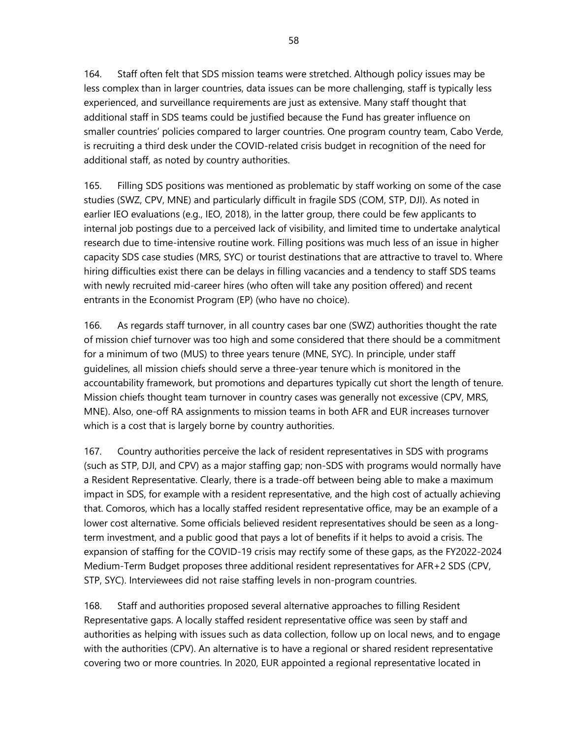164. Staff often felt that SDS mission teams were stretched. Although policy issues may be less complex than in larger countries, data issues can be more challenging, staff is typically less experienced, and surveillance requirements are just as extensive. Many staff thought that additional staff in SDS teams could be justified because the Fund has greater influence on smaller countries' policies compared to larger countries. One program country team, Cabo Verde, is recruiting a third desk under the COVID-related crisis budget in recognition of the need for additional staff, as noted by country authorities.

165. Filling SDS positions was mentioned as problematic by staff working on some of the case studies (SWZ, CPV, MNE) and particularly difficult in fragile SDS (COM, STP, DJI). As noted in earlier IEO evaluations (e.g., IEO, 2018), in the latter group, there could be few applicants to internal job postings due to a perceived lack of visibility, and limited time to undertake analytical research due to time-intensive routine work. Filling positions was much less of an issue in higher capacity SDS case studies (MRS, SYC) or tourist destinations that are attractive to travel to. Where hiring difficulties exist there can be delays in filling vacancies and a tendency to staff SDS teams with newly recruited mid-career hires (who often will take any position offered) and recent entrants in the Economist Program (EP) (who have no choice).

166. As regards staff turnover, in all country cases bar one (SWZ) authorities thought the rate of mission chief turnover was too high and some considered that there should be a commitment for a minimum of two (MUS) to three years tenure (MNE, SYC). In principle, under staff guidelines, all mission chiefs should serve a three-year tenure which is monitored in the accountability framework, but promotions and departures typically cut short the length of tenure. Mission chiefs thought team turnover in country cases was generally not excessive (CPV, MRS, MNE). Also, one-off RA assignments to mission teams in both AFR and EUR increases turnover which is a cost that is largely borne by country authorities.

167. Country authorities perceive the lack of resident representatives in SDS with programs (such as STP, DJI, and CPV) as a major staffing gap; non-SDS with programs would normally have a Resident Representative. Clearly, there is a trade-off between being able to make a maximum impact in SDS, for example with a resident representative, and the high cost of actually achieving that. Comoros, which has a locally staffed resident representative office, may be an example of a lower cost alternative. Some officials believed resident representatives should be seen as a long-term investment, and a public good that pays a lot of benefits if it helps to avoid a crisis. The expansion of staffing for the COVID-19 crisis may rectify some of these gaps, as the FY2022-2024 Medium-Term Budget proposes three additional resident representatives for AFR+2 SDS (CPV, STP, SYC). Interviewees did not raise staffing levels in non-program countries.

168. Staff and authorities proposed several alternative approaches to filling Resident Representative gaps. A locally staffed resident representative office was seen by staff and authorities as helping with issues such as data collection, follow up on local news, and to engage with the authorities (CPV). An alternative is to have a regional or shared resident representative covering two or more countries. In 2020, EUR appointed a regional representative located in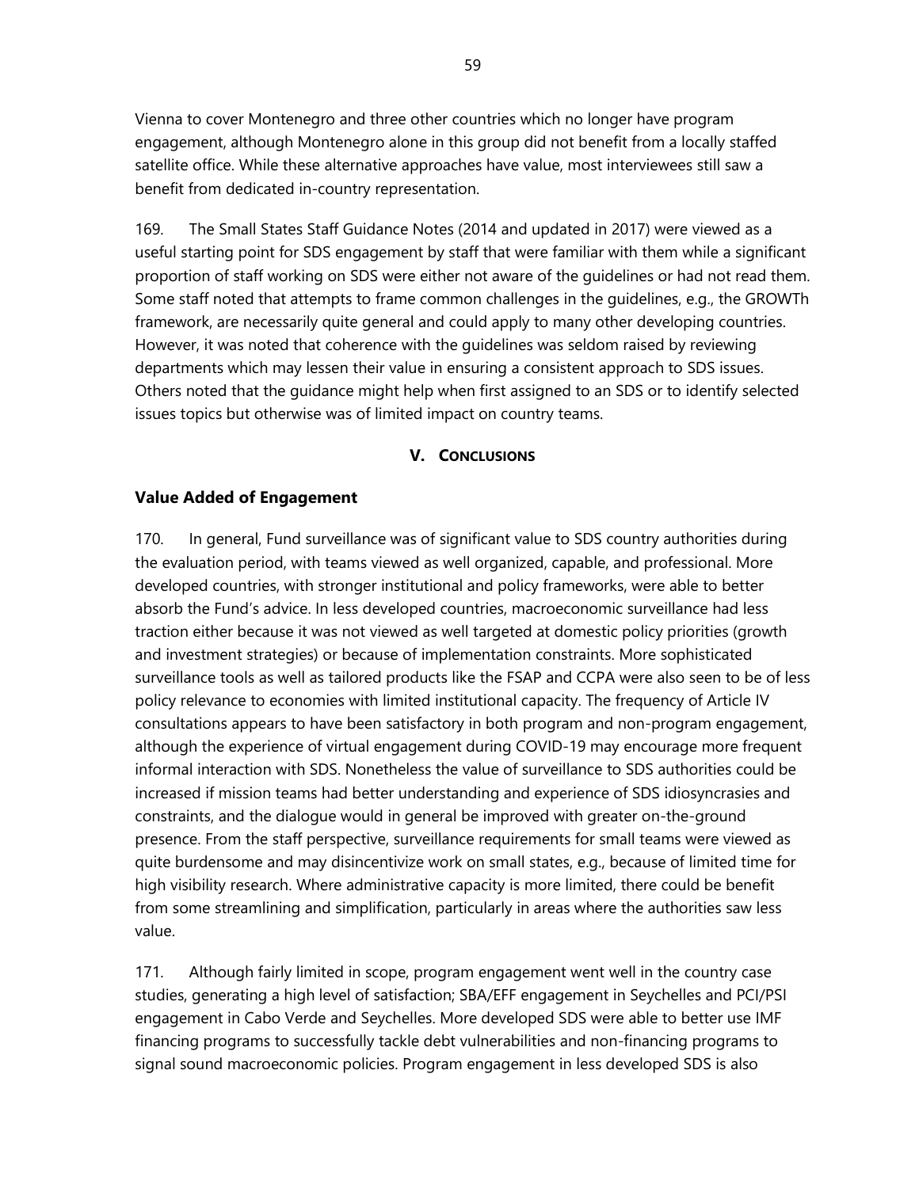Vienna to cover Montenegro and three other countries which no longer have program engagement, although Montenegro alone in this group did not benefit from a locally staffed satellite office. While these alternative approaches have value, most interviewees still saw a benefit from dedicated in-country representation.

169. The Small States Staff Guidance Notes (2014 and updated in 2017) were viewed as a useful starting point for SDS engagement by staff that were familiar with them while a significant proportion of staff working on SDS were either not aware of the guidelines or had not read them. Some staff noted that attempts to frame common challenges in the guidelines, e.g., the GROWTh framework, are necessarily quite general and could apply to many other developing countries. However, it was noted that coherence with the guidelines was seldom raised by reviewing departments which may lessen their value in ensuring a consistent approach to SDS issues. Others noted that the guidance might help when first assigned to an SDS or to identify selected issues topics but otherwise was of limited impact on country teams.

## V. CONCLUSIONS

### Value Added of Engagement

170. In general, Fund surveillance was of significant value to SDS country authorities during the evaluation period, with teams viewed as well organized, capable, and professional. More developed countries, with stronger institutional and policy frameworks, were able to better absorb the Fund's advice. In less developed countries, macroeconomic surveillance had less traction either because it was not viewed as well targeted at domestic policy priorities (growth and investment strategies) or because of implementation constraints. More sophisticated surveillance tools as well as tailored products like the FSAP and CCPA were also seen to be of less policy relevance to economies with limited institutional capacity. The frequency of Article IV consultations appears to have been satisfactory in both program and non-program engagement, although the experience of virtual engagement during COVID-19 may encourage more frequent informal interaction with SDS. Nonetheless the value of surveillance to SDS authorities could be increased if mission teams had better understanding and experience of SDS idiosyncrasies and constraints, and the dialogue would in general be improved with greater on-the-ground presence. From the staff perspective, surveillance requirements for small teams were viewed as quite burdensome and may disincentivize work on small states, e.g., because of limited time for high visibility research. Where administrative capacity is more limited, there could be benefit from some streamlining and simplification, particularly in areas where the authorities saw less value.

171. Although fairly limited in scope, program engagement went well in the country case studies, generating a high level of satisfaction; SBA/EFF engagement in Seychelles and PCI/PSI engagement in Cabo Verde and Seychelles. More developed SDS were able to better use IMF financing programs to successfully tackle debt vulnerabilities and non-financing programs to signal sound macroeconomic policies. Program engagement in less developed SDS is also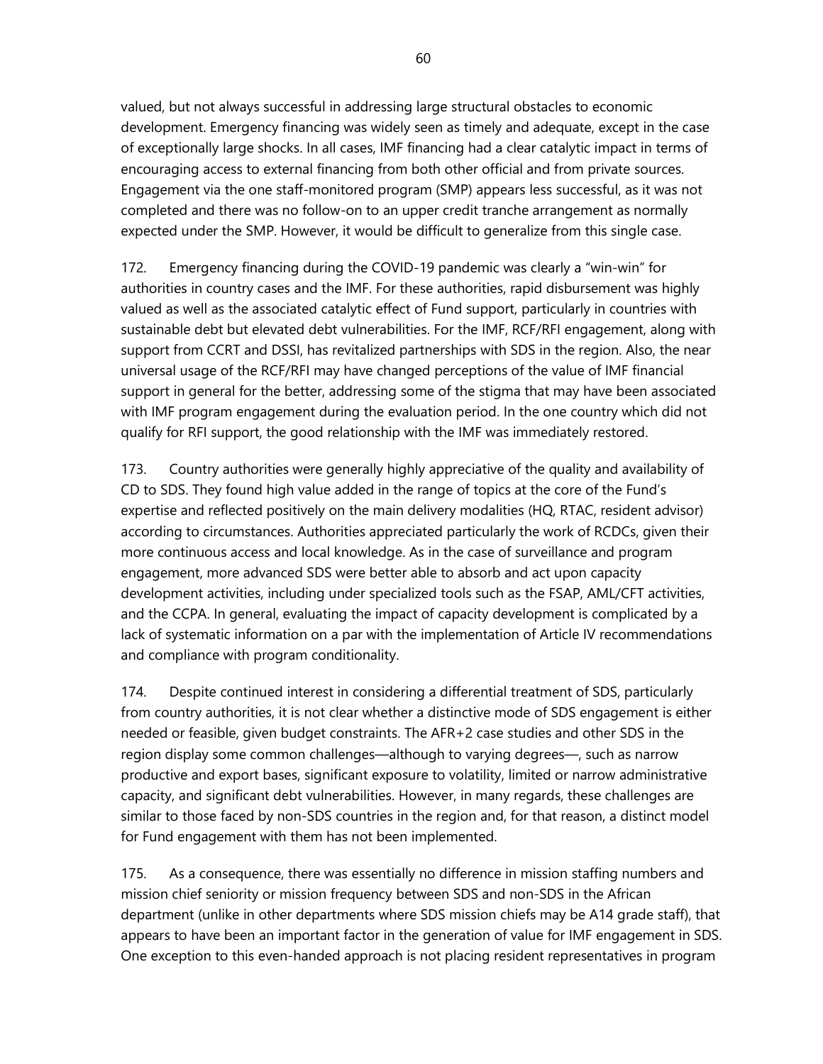valued, but not always successful in addressing large structural obstacles to economic development. Emergency financing was widely seen as timely and adequate, except in the case of exceptionally large shocks. In all cases, IMF financing had a clear catalytic impact in terms of encouraging access to external financing from both other official and from private sources. Engagement via the one staff-monitored program (SMP) appears less successful, as it was not completed and there was no follow-on to an upper credit tranche arrangement as normally expected under the SMP. However, it would be difficult to generalize from this single case.

172. Emergency financing during the COVID-19 pandemic was clearly a "win-win" for authorities in country cases and the IMF. For these authorities, rapid disbursement was highly valued as well as the associated catalytic effect of Fund support, particularly in countries with sustainable debt but elevated debt vulnerabilities. For the IMF, RCF/RFI engagement, along with support from CCRT and DSSI, has revitalized partnerships with SDS in the region. Also, the near universal usage of the RCF/RFI may have changed perceptions of the value of IMF financial support in general for the better, addressing some of the stigma that may have been associated with IMF program engagement during the evaluation period. In the one country which did not qualify for RFI support, the good relationship with the IMF was immediately restored.

173. Country authorities were generally highly appreciative of the quality and availability of CD to SDS. They found high value added in the range of topics at the core of the Fund's expertise and reflected positively on the main delivery modalities (HQ, RTAC, resident advisor) according to circumstances. Authorities appreciated particularly the work of RCDCs, given their more continuous access and local knowledge. As in the case of surveillance and program engagement, more advanced SDS were better able to absorb and act upon capacity development activities, including under specialized tools such as the FSAP, AML/CFT activities, and the CCPA. In general, evaluating the impact of capacity development is complicated by a lack of systematic information on a par with the implementation of Article IV recommendations and compliance with program conditionality.

174. Despite continued interest in considering a differential treatment of SDS, particularly from country authorities, it is not clear whether a distinctive mode of SDS engagement is either needed or feasible, given budget constraints. The AFR+2 case studies and other SDS in the region display some common challenges—although to varying degrees—, such as narrow productive and export bases, significant exposure to volatility, limited or narrow administrative capacity, and significant debt vulnerabilities. However, in many regards, these challenges are similar to those faced by non-SDS countries in the region and, for that reason, a distinct model for Fund engagement with them has not been implemented.

175. As a consequence, there was essentially no difference in mission staffing numbers and mission chief seniority or mission frequency between SDS and non-SDS in the African department (unlike in other departments where SDS mission chiefs may be A14 grade staff), that appears to have been an important factor in the generation of value for IMF engagement in SDS. One exception to this even-handed approach is not placing resident representatives in program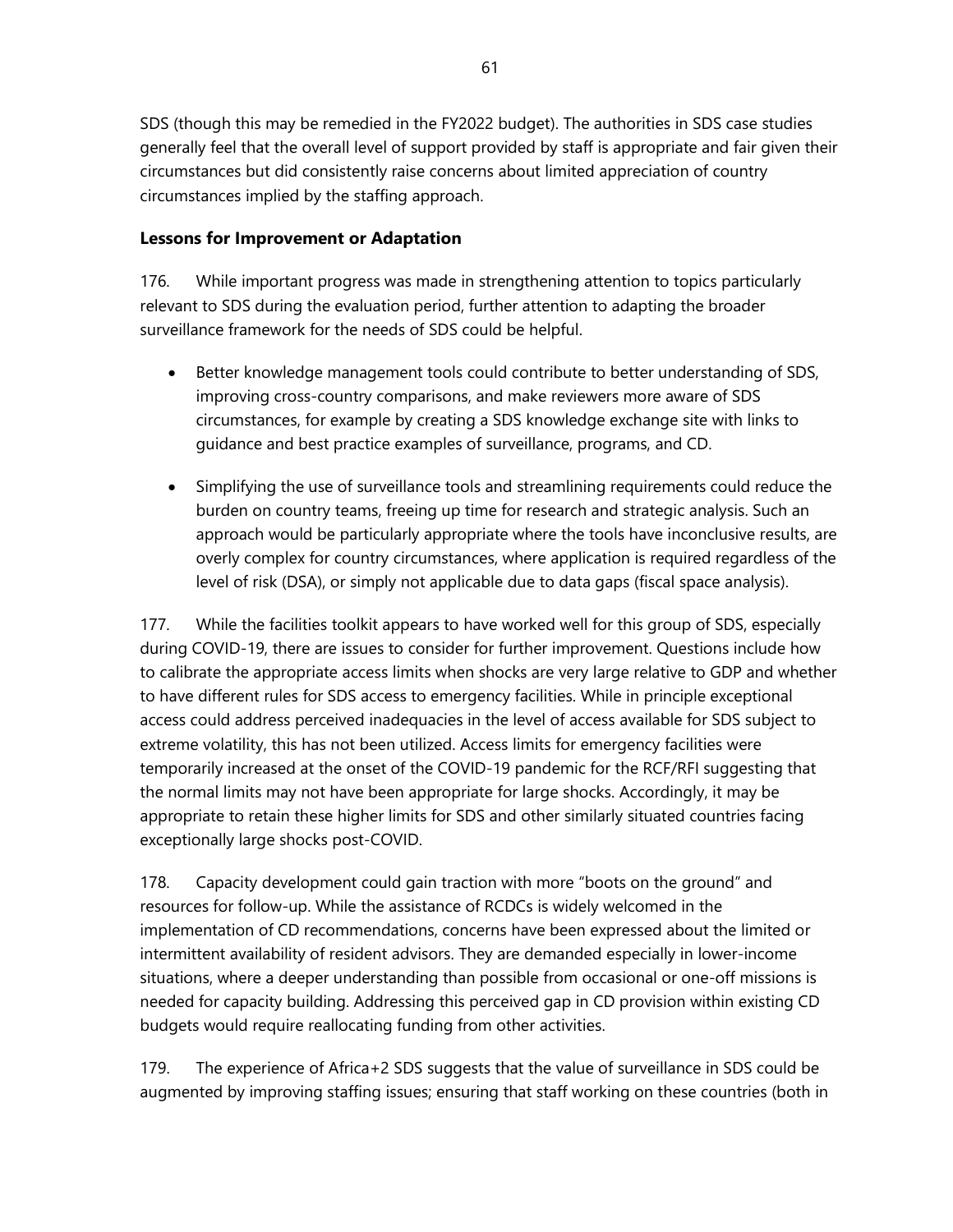SDS (though this may be remedied in the FY2022 budget). The authorities in SDS case studies generally feel that the overall level of support provided by staff is appropriate and fair given their circumstances but did consistently raise concerns about limited appreciation of country circumstances implied by the staffing approach.

### Lessons for Improvement or Adaptation

176. While important progress was made in strengthening attention to topics particularly relevant to SDS during the evaluation period, further attention to adapting the broader surveillance framework for the needs of SDS could be helpful.

- Better knowledge management tools could contribute to better understanding of SDS, improving cross-country comparisons, and make reviewers more aware of SDS circumstances, for example by creating a SDS knowledge exchange site with links to guidance and best practice examples of surveillance, programs, and CD.

- Simplifying the use of surveillance tools and streamlining requirements could reduce the burden on country teams, freeing up time for research and strategic analysis. Such an approach would be particularly appropriate where the tools have inconclusive results, are overly complex for country circumstances, where application is required regardless of the level of risk (DSA), or simply not applicable due to data gaps (fiscal space analysis).

177. While the facilities toolkit appears to have worked well for this group of SDS, especially during COVID-19, there are issues to consider for further improvement. Questions include how to calibrate the appropriate access limits when shocks are very large relative to GDP and whether to have different rules for SDS access to emergency facilities. While in principle exceptional access could address perceived inadequacies in the level of access available for SDS subject to extreme volatility, this has not been utilized. Access limits for emergency facilities were temporarily increased at the onset of the COVID-19 pandemic for the RCF/RFI suggesting that the normal limits may not have been appropriate for large shocks. Accordingly, it may be appropriate to retain these higher limits for SDS and other similarly situated countries facing exceptionally large shocks post-COVID.

178. Capacity development could gain traction with more "boots on the ground" and resources for follow-up. While the assistance of RCDCs is widely welcomed in the implementation of CD recommendations, concerns have been expressed about the limited or intermittent availability of resident advisors. They are demanded especially in lower-income situations, where a deeper understanding than possible from occasional or one-off missions is needed for capacity building. Addressing this perceived gap in CD provision within existing CD budgets would require reallocating funding from other activities.

179. The experience of Africa+2 SDS suggests that the value of surveillance in SDS could be augmented by improving staffing issues; ensuring that staff working on these countries (both in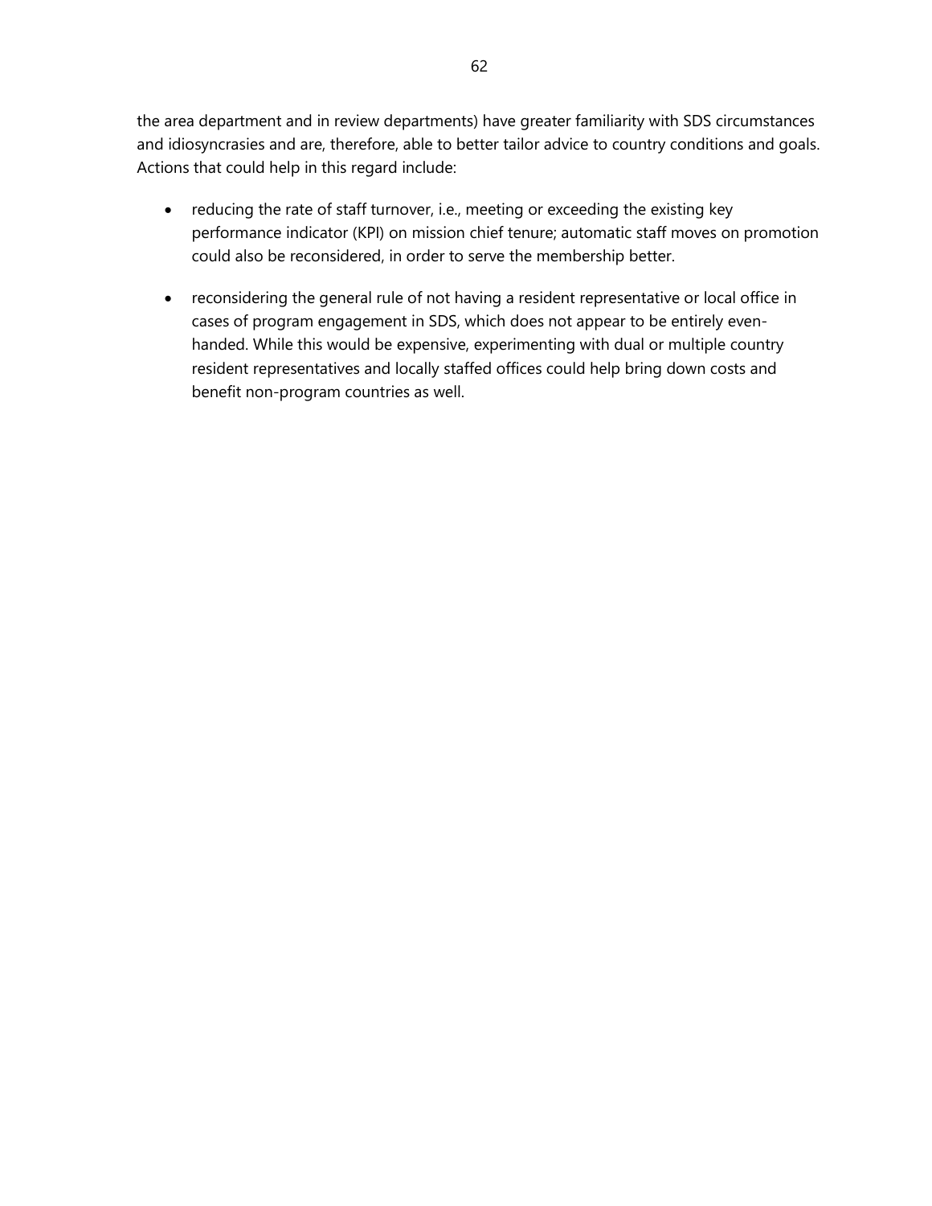the area department and in review departments) have greater familiarity with SDS circumstances and idiosyncrasies and are, therefore, able to better tailor advice to country conditions and goals. Actions that could help in this regard include:

- reducing the rate of staff turnover, i.e., meeting or exceeding the existing key performance indicator (KPI) on mission chief tenure; automatic staff moves on promotion could also be reconsidered, in order to serve the membership better.

- reconsidering the general rule of not having a resident representative or local office in cases of program engagement in SDS, which does not appear to be entirely even-handed. While this would be expensive, experimenting with dual or multiple country resident representatives and locally staffed offices could help bring down costs and benefit non-program countries as well.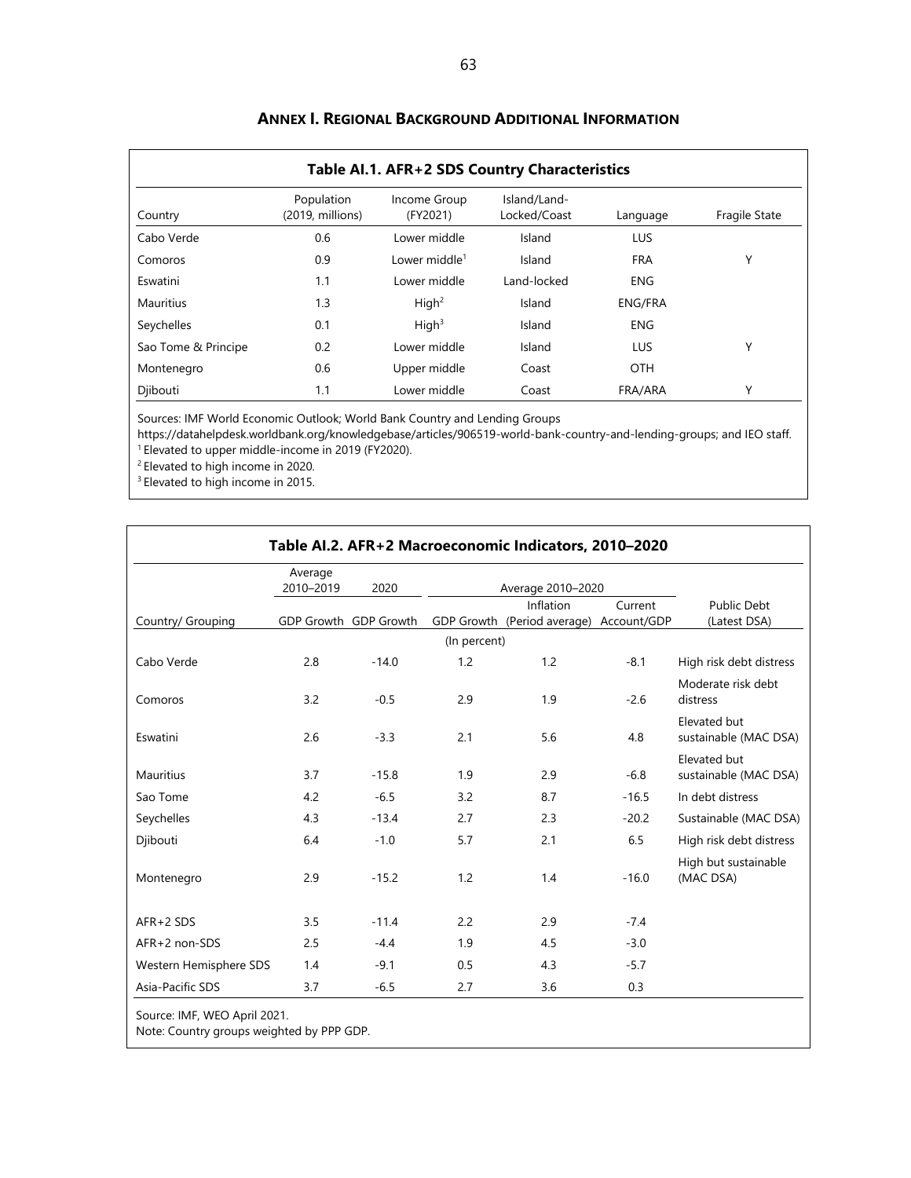## ANNEX I. REGIONAL BACKGROUND ADDITIONAL INFORMATION

**Table AI.1. AFR+2 SDS Country Characteristics**

| Country | Population (2019, millions) | Income Group (FY2021) | Island/Land-Locked/Coast | Language | Fragile State |
|---|---|---|---|---|---|
| Cabo Verde | 0.6 | Lower middle | Island | LUS | |
| Comoros | 0.9 | Lower middle[1] | Island | FRA | Y |
| Eswatini | 1.1 | Lower middle | Land-locked | ENG | |
| Mauritius | 1.3 | High[2] | Island | ENG/FRA | |
| Seychelles | 0.1 | High[3] | Island | ENG | |
| Sao Tome & Principe | 0.2 | Lower middle | Island | LUS | Y |
| Montenegro | 0.6 | Upper middle | Coast | OTH | |
| Djibouti | 1.1 | Lower middle | Coast | FRA/ARA | Y |

Sources: IMF World Economic Outlook; World Bank Country and Lending Groups https://datahelpdesk.worldbank.org/knowledgebase/articles/906519-world-bank-country-and-lending-groups; and IEO staff.
[1] Elevated to upper middle-income in 2019 (FY2020).
[2] Elevated to high income in 2020.
[3] Elevated to high income in 2015.

**Table AI.2. AFR+2 Macroeconomic Indicators, 2010–2020**

| | Average 2010–2019 | 2020 | Average 2010–2020 | | | |
|---|---|---|---|---|---|---|
| Country/ Grouping | GDP Growth | GDP Growth | GDP Growth | Inflation (Period average) | Current Account/GDP | Public Debt (Latest DSA) |
| | | | (In percent) | | | |
| Cabo Verde | 2.8 | -14.0 | 1.2 | 1.2 | -8.1 | High risk debt distress |
| Comoros | 3.2 | -0.5 | 2.9 | 1.9 | -2.6 | Moderate risk debt distress |
| Eswatini | 2.6 | -3.3 | 2.1 | 5.6 | 4.8 | Elevated but sustainable (MAC DSA) |
| Mauritius | 3.7 | -15.8 | 1.9 | 2.9 | -6.8 | Elevated but sustainable (MAC DSA) |
| Sao Tome | 4.2 | -6.5 | 3.2 | 8.7 | -16.5 | In debt distress |
| Seychelles | 4.3 | -13.4 | 2.7 | 2.3 | -20.2 | Sustainable (MAC DSA) |
| Djibouti | 6.4 | -1.0 | 5.7 | 2.1 | 6.5 | High risk debt distress |
| Montenegro | 2.9 | -15.2 | 1.2 | 1.4 | -16.0 | High but sustainable (MAC DSA) |
| AFR+2 SDS | 3.5 | -11.4 | 2.2 | 2.9 | -7.4 | |
| AFR+2 non-SDS | 2.5 | -4.4 | 1.9 | 4.5 | -3.0 | |
| Western Hemisphere SDS | 1.4 | -9.1 | 0.5 | 4.3 | -5.7 | |
| Asia-Pacific SDS | 3.7 | -6.5 | 2.7 | 3.6 | 0.3 | |

Source: IMF, WEO April 2021.
Note: Country groups weighted by PPP GDP.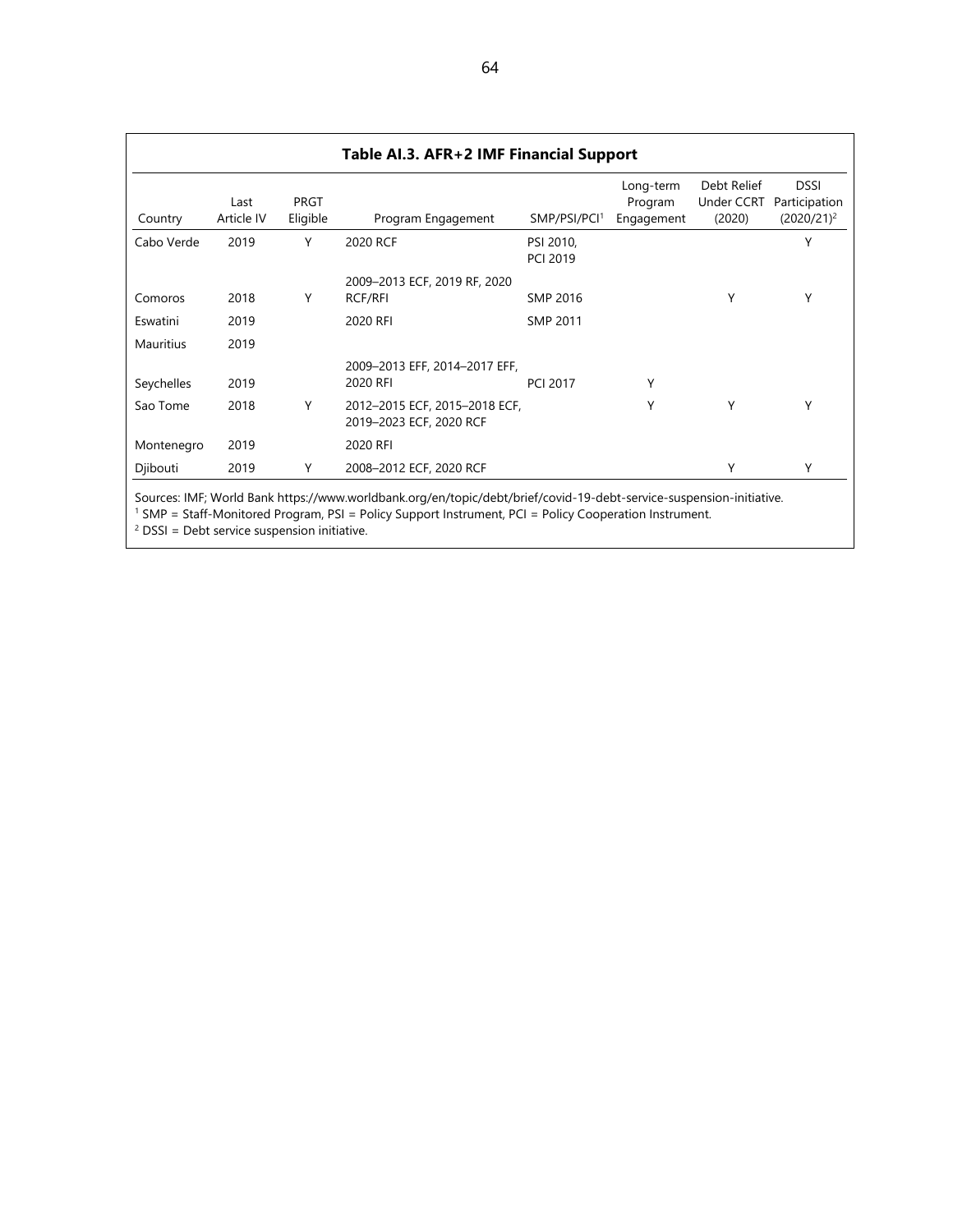**Table AI.3. AFR+2 IMF Financial Support**

| Country | Last Article IV | PRGT Eligible | Program Engagement | SMP/PSI/PCI[1] | Long-term Program Engagement | Debt Relief Under CCRT (2020) | DSSI Participation (2020/21)[2] |
|---|---|---|---|---|---|---|---|
| Cabo Verde | 2019 | Y | 2020 RCF | PSI 2010, PCI 2019 | | | Y |
| Comoros | 2018 | Y | 2009–2013 ECF, 2019 RF, 2020 RCF/RFI | SMP 2016 | | Y | Y |
| Eswatini | 2019 | | 2020 RFI | SMP 2011 | | | |
| Mauritius | 2019 | | | | | | |
| Seychelles | 2019 | | 2009–2013 EFF, 2014–2017 EFF, 2020 RFI | PCI 2017 | Y | | |
| Sao Tome | 2018 | Y | 2012–2015 ECF, 2015–2018 ECF, 2019–2023 ECF, 2020 RCF | | Y | Y | Y |
| Montenegro | 2019 | | 2020 RFI | | | | |
| Djibouti | 2019 | Y | 2008–2012 ECF, 2020 RCF | | | Y | Y |

Sources: IMF; World Bank https://www.worldbank.org/en/topic/debt/brief/covid-19-debt-service-suspension-initiative.

[1] SMP = Staff-Monitored Program, PSI = Policy Support Instrument, PCI = Policy Cooperation Instrument.

[2] DSSI = Debt service suspension initiative.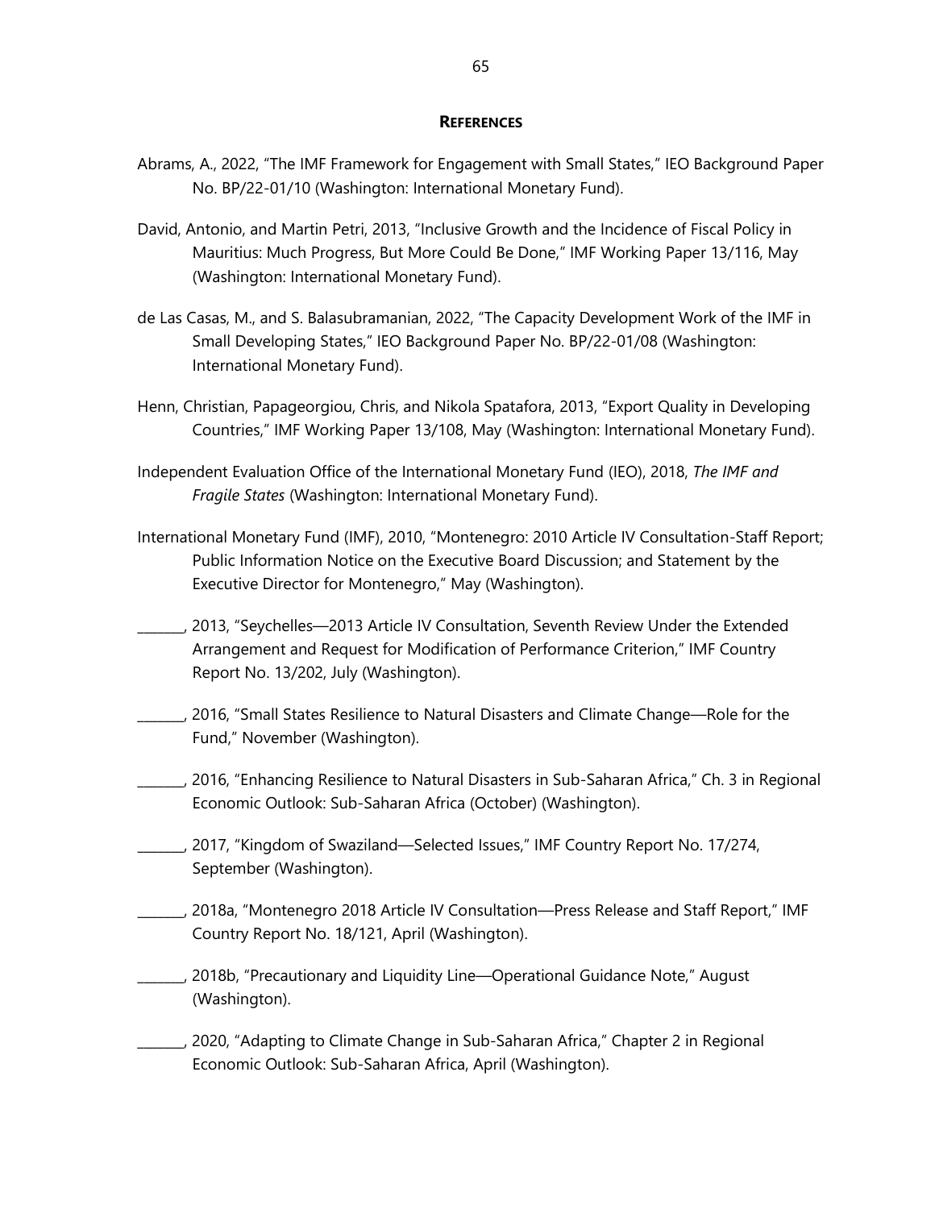## REFERENCES

Abrams, A., 2022, "The IMF Framework for Engagement with Small States," IEO Background Paper No. BP/22-01/10 (Washington: International Monetary Fund).

David, Antonio, and Martin Petri, 2013, "Inclusive Growth and the Incidence of Fiscal Policy in Mauritius: Much Progress, But More Could Be Done," IMF Working Paper 13/116, May (Washington: International Monetary Fund).

de Las Casas, M., and S. Balasubramanian, 2022, "The Capacity Development Work of the IMF in Small Developing States," IEO Background Paper No. BP/22-01/08 (Washington: International Monetary Fund).

Henn, Christian, Papageorgiou, Chris, and Nikola Spatafora, 2013, "Export Quality in Developing Countries," IMF Working Paper 13/108, May (Washington: International Monetary Fund).

Independent Evaluation Office of the International Monetary Fund (IEO), 2018, *The IMF and Fragile States* (Washington: International Monetary Fund).

International Monetary Fund (IMF), 2010, "Montenegro: 2010 Article IV Consultation-Staff Report; Public Information Notice on the Executive Board Discussion; and Statement by the Executive Director for Montenegro," May (Washington).

_______, 2013, "Seychelles—2013 Article IV Consultation, Seventh Review Under the Extended Arrangement and Request for Modification of Performance Criterion," IMF Country Report No. 13/202, July (Washington).

_______, 2016, "Small States Resilience to Natural Disasters and Climate Change—Role for the Fund," November (Washington).

_______, 2016, "Enhancing Resilience to Natural Disasters in Sub-Saharan Africa," Ch. 3 in Regional Economic Outlook: Sub-Saharan Africa (October) (Washington).

_______, 2017, "Kingdom of Swaziland—Selected Issues," IMF Country Report No. 17/274, September (Washington).

_______, 2018a, "Montenegro 2018 Article IV Consultation—Press Release and Staff Report," IMF Country Report No. 18/121, April (Washington).

_______, 2018b, "Precautionary and Liquidity Line—Operational Guidance Note," August (Washington).

_______, 2020, "Adapting to Climate Change in Sub-Saharan Africa," Chapter 2 in Regional Economic Outlook: Sub-Saharan Africa, April (Washington).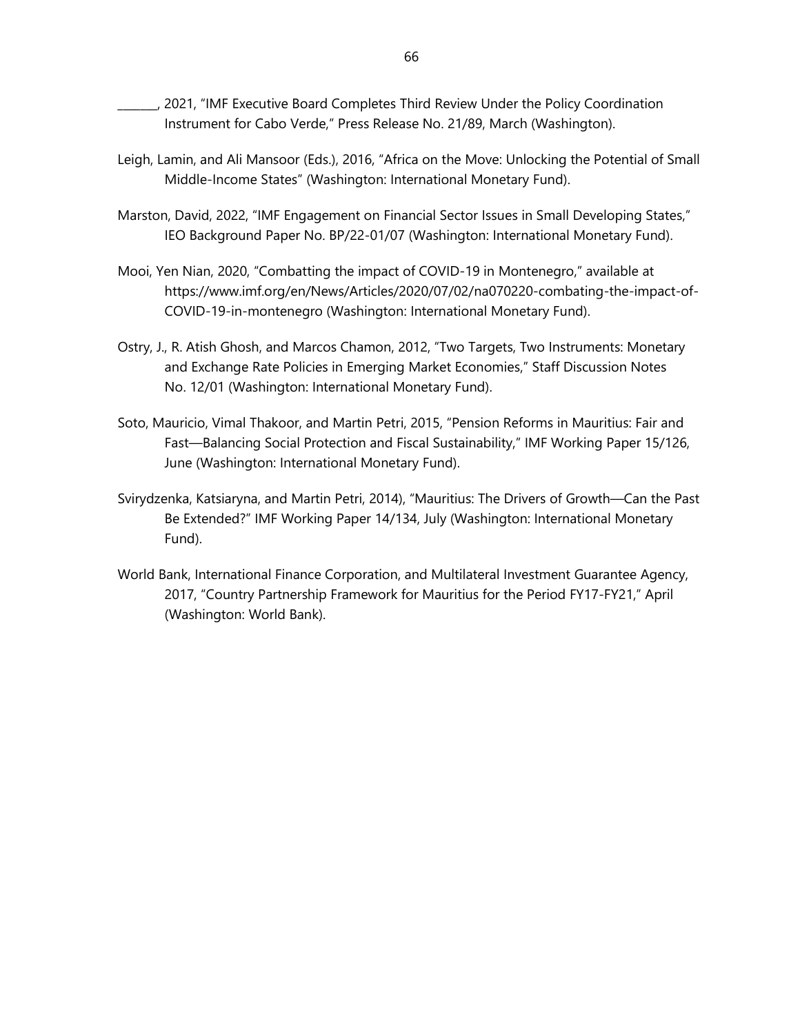_______, 2021, "IMF Executive Board Completes Third Review Under the Policy Coordination Instrument for Cabo Verde," Press Release No. 21/89, March (Washington).

Leigh, Lamin, and Ali Mansoor (Eds.), 2016, "Africa on the Move: Unlocking the Potential of Small Middle-Income States" (Washington: International Monetary Fund).

Marston, David, 2022, "IMF Engagement on Financial Sector Issues in Small Developing States," IEO Background Paper No. BP/22-01/07 (Washington: International Monetary Fund).

Mooi, Yen Nian, 2020, "Combatting the impact of COVID-19 in Montenegro," available at https://www.imf.org/en/News/Articles/2020/07/02/na070220-combating-the-impact-of-COVID-19-in-montenegro (Washington: International Monetary Fund).

Ostry, J., R. Atish Ghosh, and Marcos Chamon, 2012, "Two Targets, Two Instruments: Monetary and Exchange Rate Policies in Emerging Market Economies," Staff Discussion Notes No. 12/01 (Washington: International Monetary Fund).

Soto, Mauricio, Vimal Thakoor, and Martin Petri, 2015, "Pension Reforms in Mauritius: Fair and Fast—Balancing Social Protection and Fiscal Sustainability," IMF Working Paper 15/126, June (Washington: International Monetary Fund).

Svirydzenka, Katsiaryna, and Martin Petri, 2014), "Mauritius: The Drivers of Growth—Can the Past Be Extended?" IMF Working Paper 14/134, July (Washington: International Monetary Fund).

World Bank, International Finance Corporation, and Multilateral Investment Guarantee Agency, 2017, "Country Partnership Framework for Mauritius for the Period FY17-FY21," April (Washington: World Bank).